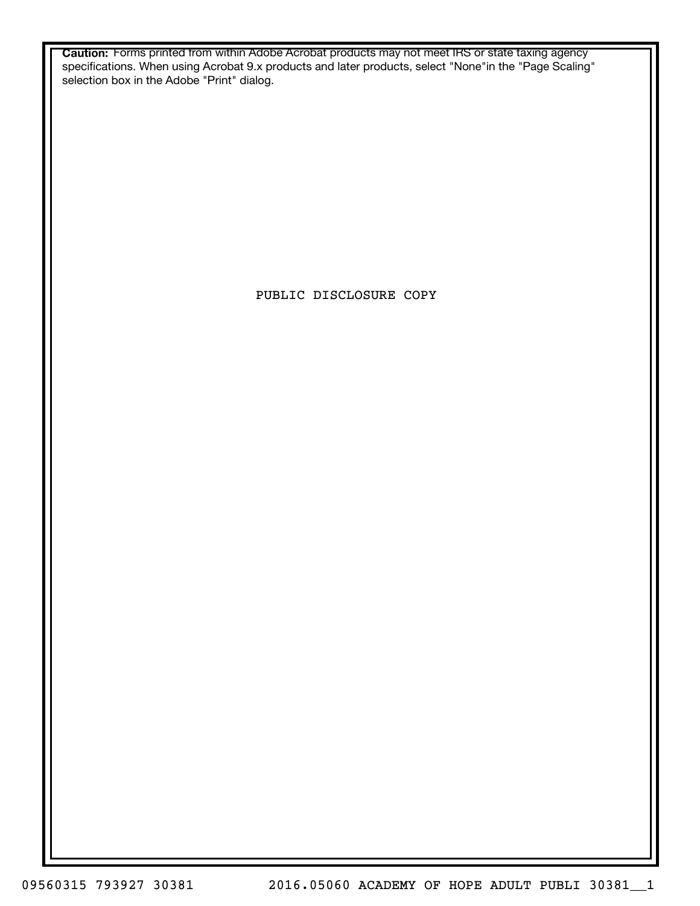**Caution:** Forms printed from within Adobe Acrobat products may not meet IRS or state taxing agency specifications. When using Acrobat 9.x products and later products, select "None"in the "Page Scaling" selection box in the Adobe "Print" dialog.

PUBLIC DISCLOSURE COPY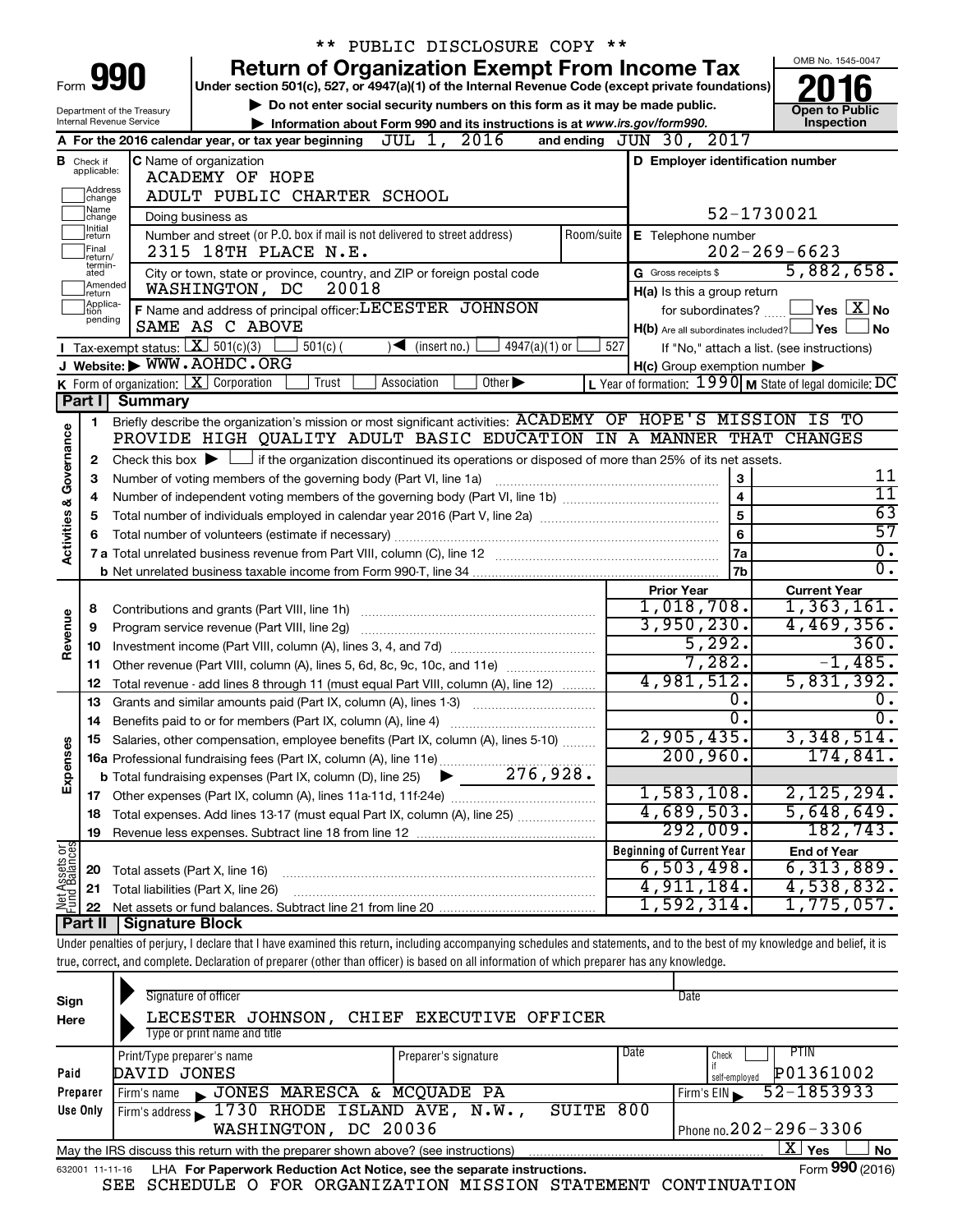** PUBLIC DISCLOSURE COPY **

Form **990**

# Return of Organization Exempt From Income Tax

Under section 501(c), 527, or 4947(a)(1) of the Internal Revenue Code (except private foundations)

▶ Do not enter social security numbers on this form as it may be made public.

▶ Information about Form 990 and its instructions is at www.irs.gov/form990.

OMB No. 1545-0047

**2016**

**Open to Public Inspection**

Department of the Treasury
Internal Revenue Service

**A** For the 2016 calendar year, or tax year beginning JUL 1, 2016 and ending JUN 30, 2017

**B** Check if applicable: Address change, Name change, Initial return, Final return/terminated, Amended return, Application pending

**C** Name of organization
ACADEMY OF HOPE
ADULT PUBLIC CHARTER SCHOOL

Doing business as

Number and street (or P.O. box if mail is not delivered to street address) Room/suite
2315 18TH PLACE N.E.

City or town, state or province, country, and ZIP or foreign postal code
WASHINGTON, DC 20018

**D** Employer identification number
52-1730021

**E** Telephone number
202-269-6623

**G** Gross receipts $ 5,882,658.

**F** Name and address of principal officer: LECESTER JOHNSON
SAME AS C ABOVE

**H(a)** Is this a group return for subordinates? ☐ Yes ☒ No

**H(b)** Are all subordinates included? ☐ Yes ☐ No
If "No," attach a list. (see instructions)

**H(c)** Group exemption number ▶

**I** Tax-exempt status: ☒ 501(c)(3) ☐ 501(c) ( ) ◀ (insert no.) ☐ 4947(a)(1) or ☐ 527

**J** Website: ▶ WWW.AOHDC.ORG

**K** Form of organization: ☒ Corporation ☐ Trust ☐ Association ☐ Other ▶

**L** Year of formation: 1990 **M** State of legal domicile: DC

## Part I Summary

**Activities & Governance**

1 Briefly describe the organization's mission or most significant activities: ACADEMY OF HOPE'S MISSION IS TO PROVIDE HIGH QUALITY ADULT BASIC EDUCATION IN A MANNER THAT CHANGES

2 Check this box ▶ ☐ if the organization discontinued its operations or disposed of more than 25% of its net assets.

| | | | |
|---|---|---|---|
| 3 | Number of voting members of the governing body (Part VI, line 1a) | 3 | 11 |
| 4 | Number of independent voting members of the governing body (Part VI, line 1b) | 4 | 11 |
| 5 | Total number of individuals employed in calendar year 2016 (Part V, line 2a) | 5 | 63 |
| 6 | Total number of volunteers (estimate if necessary) | 6 | 57 |
| 7a | Total unrelated business revenue from Part VIII, column (C), line 12 | 7a | 0. |
| b | Net unrelated business taxable income from Form 990-T, line 34 | 7b | 0. |

| | | | Prior Year | Current Year |
|---|---|---|---|---|
| **Revenue** | 8 | Contributions and grants (Part VIII, line 1h) | 1,018,708. | 1,363,161. |
| | 9 | Program service revenue (Part VIII, line 2g) | 3,950,230. | 4,469,356. |
| | 10 | Investment income (Part VIII, column (A), lines 3, 4, and 7d) | 5,292. | 360. |
| | 11 | Other revenue (Part VIII, column (A), lines 5, 6d, 8c, 9c, 10c, and 11e) | 7,282. | -1,485. |
| | 12 | Total revenue - add lines 8 through 11 (must equal Part VIII, column (A), line 12) | 4,981,512. | 5,831,392. |
| **Expenses** | 13 | Grants and similar amounts paid (Part IX, column (A), lines 1-3) | 0. | 0. |
| | 14 | Benefits paid to or for members (Part IX, column (A), line 4) | 0. | 0. |
| | 15 | Salaries, other compensation, employee benefits (Part IX, column (A), lines 5-10) | 2,905,435. | 3,348,514. |
| | 16a | Professional fundraising fees (Part IX, column (A), line 11e) | 200,960. | 174,841. |
| | b | Total fundraising expenses (Part IX, column (D), line 25) ▶ 276,928. | | |
| | 17 | Other expenses (Part IX, column (A), lines 11a-11d, 11f-24e) | 1,583,108. | 2,125,294. |
| | 18 | Total expenses. Add lines 13-17 (must equal Part IX, column (A), line 25) | 4,689,503. | 5,648,649. |
| | 19 | Revenue less expenses. Subtract line 18 from line 12 | 292,009. | 182,743. |
| | | | **Beginning of Current Year** | **End of Year** |
| **Net Assets or Fund Balances** | 20 | Total assets (Part X, line 16) | 6,503,498. | 6,313,889. |
| | 21 | Total liabilities (Part X, line 26) | 4,911,184. | 4,538,832. |
| | 22 | Net assets or fund balances. Subtract line 21 from line 20 | 1,592,314. | 1,775,057. |

## Part II Signature Block

Under penalties of perjury, I declare that I have examined this return, including accompanying schedules and statements, and to the best of my knowledge and belief, it is true, correct, and complete. Declaration of preparer (other than officer) is based on all information of which preparer has any knowledge.

**Sign Here**

Signature of officer — Date

LECESTER JOHNSON, CHIEF EXECUTIVE OFFICER
Type or print name and title

**Paid Preparer Use Only**

| Print/Type preparer's name | Preparer's signature | Date | Check if self-employed | PTIN |
|---|---|---|---|---|
| DAVID JONES | | | ☐ | P01361002 |

Firm's name ▶ JONES MARESCA & MCQUADE PA — Firm's EIN ▶ 52-1853933

Firm's address ▶ 1730 RHODE ISLAND AVE, N.W., SUITE 800, WASHINGTON, DC 20036 — Phone no. 202-296-3306

May the IRS discuss this return with the preparer shown above? (see instructions) ☒ Yes ☐ No

632001 11-11-16 LHA For Paperwork Reduction Act Notice, see the separate instructions. Form **990** (2016)

SEE SCHEDULE O FOR ORGANIZATION MISSION STATEMENT CONTINUATION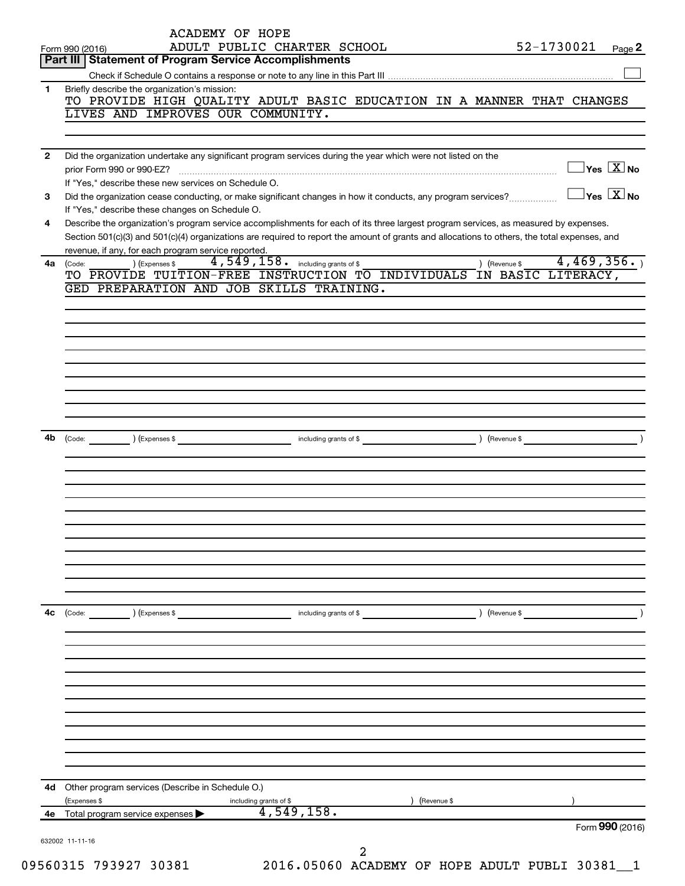ACADEMY OF HOPE
Form 990 (2016) ADULT PUBLIC CHARTER SCHOOL 52-1730021 Page 2

**Part III | Statement of Program Service Accomplishments**

Check if Schedule O contains a response or note to any line in this Part III ☐

**1** Briefly describe the organization's mission:

TO PROVIDE HIGH QUALITY ADULT BASIC EDUCATION IN A MANNER THAT CHANGES LIVES AND IMPROVES OUR COMMUNITY.

**2** Did the organization undertake any significant program services during the year which were not listed on the prior Form 990 or 990-EZ? ☐ Yes ☒ No

If "Yes," describe these new services on Schedule O.

**3** Did the organization cease conducting, or make significant changes in how it conducts, any program services? ☐ Yes ☒ No

If "Yes," describe these changes on Schedule O.

**4** Describe the organization's program service accomplishments for each of its three largest program services, as measured by expenses. Section 501(c)(3) and 501(c)(4) organizations are required to report the amount of grants and allocations to others, the total expenses, and revenue, if any, for each program service reported.

**4a** (Code: ) (Expenses $ 4,549,158. including grants of $ ) (Revenue $ 4,469,356. )

TO PROVIDE TUITION-FREE INSTRUCTION TO INDIVIDUALS IN BASIC LITERACY, GED PREPARATION AND JOB SKILLS TRAINING.

**4b** (Code: ) (Expenses $ including grants of $ ) (Revenue $ )

**4c** (Code: ) (Expenses $ including grants of $ ) (Revenue $ )

**4d** Other program services (Describe in Schedule O.)

(Expenses $ including grants of $ ) (Revenue $ )

**4e** Total program service expenses ▶ 4,549,158.

Form **990** (2016)

632002 11-11-16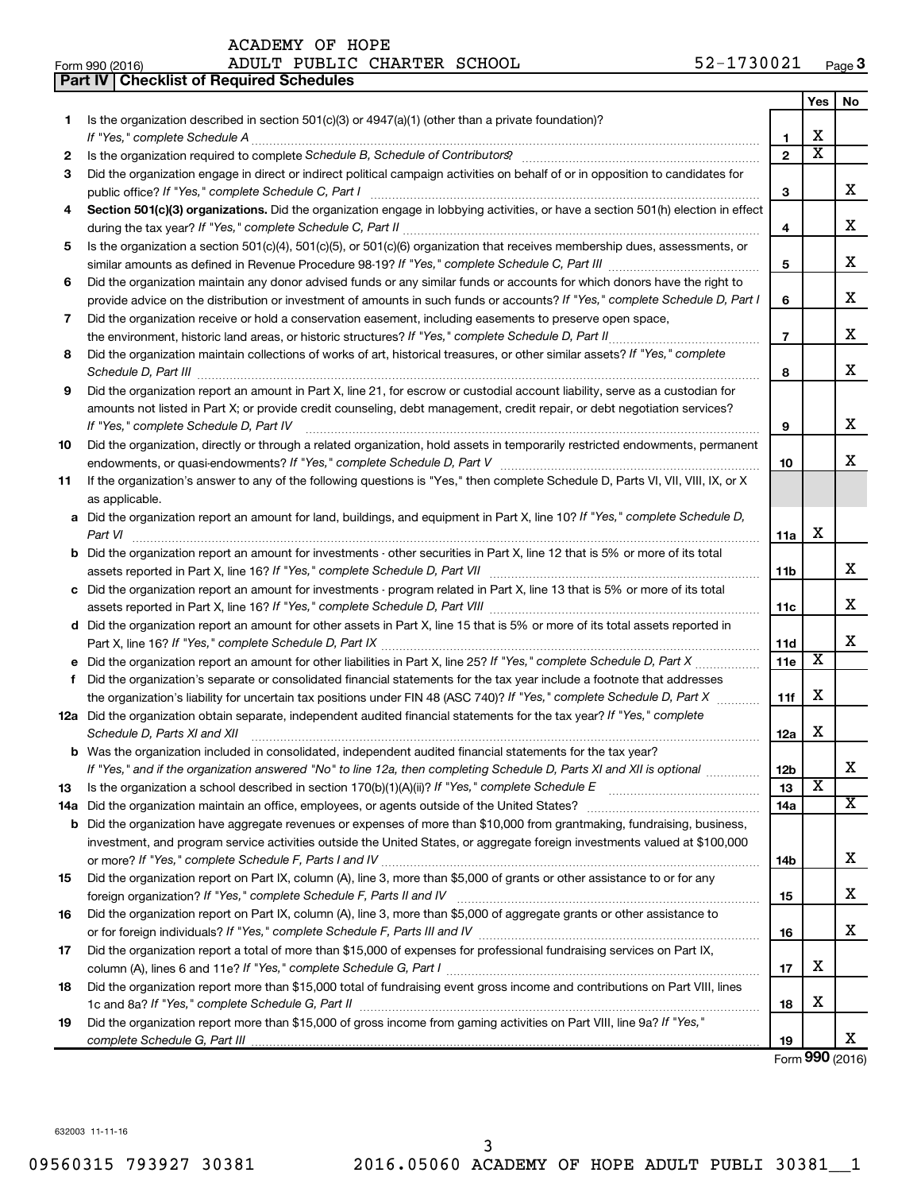ACADEMY OF HOPE

Form 990 (2016) ADULT PUBLIC CHARTER SCHOOL 52-1730021 Page **3**

**Part IV | Checklist of Required Schedules**

| | | | Yes | No |
|---|---|---|---|---|
| **1** | Is the organization described in section 501(c)(3) or 4947(a)(1) (other than a private foundation)? *If "Yes," complete Schedule A* | **1** | X | |
| **2** | Is the organization required to complete *Schedule B, Schedule of Contributors*? | **2** | X | |
| **3** | Did the organization engage in direct or indirect political campaign activities on behalf of or in opposition to candidates for public office? *If "Yes," complete Schedule C, Part I* | **3** | | X |
| **4** | **Section 501(c)(3) organizations.** Did the organization engage in lobbying activities, or have a section 501(h) election in effect during the tax year? *If "Yes," complete Schedule C, Part II* | **4** | | X |
| **5** | Is the organization a section 501(c)(4), 501(c)(5), or 501(c)(6) organization that receives membership dues, assessments, or similar amounts as defined in Revenue Procedure 98-19? *If "Yes," complete Schedule C, Part III* | **5** | | X |
| **6** | Did the organization maintain any donor advised funds or any similar funds or accounts for which donors have the right to provide advice on the distribution or investment of amounts in such funds or accounts? *If "Yes," complete Schedule D, Part I* | **6** | | X |
| **7** | Did the organization receive or hold a conservation easement, including easements to preserve open space, the environment, historic land areas, or historic structures? *If "Yes," complete Schedule D, Part II* | **7** | | X |
| **8** | Did the organization maintain collections of works of art, historical treasures, or other similar assets? *If "Yes," complete Schedule D, Part III* | **8** | | X |
| **9** | Did the organization report an amount in Part X, line 21, for escrow or custodial account liability, serve as a custodian for amounts not listed in Part X; or provide credit counseling, debt management, credit repair, or debt negotiation services? *If "Yes," complete Schedule D, Part IV* | **9** | | X |
| **10** | Did the organization, directly or through a related organization, hold assets in temporarily restricted endowments, permanent endowments, or quasi-endowments? *If "Yes," complete Schedule D, Part V* | **10** | | X |
| **11** | If the organization's answer to any of the following questions is "Yes," then complete Schedule D, Parts VI, VII, VIII, IX, or X as applicable. | | | |
| **a** | Did the organization report an amount for land, buildings, and equipment in Part X, line 10? *If "Yes," complete Schedule D, Part VI* | **11a** | X | |
| **b** | Did the organization report an amount for investments - other securities in Part X, line 12 that is 5% or more of its total assets reported in Part X, line 16? *If "Yes," complete Schedule D, Part VII* | **11b** | | X |
| **c** | Did the organization report an amount for investments - program related in Part X, line 13 that is 5% or more of its total assets reported in Part X, line 16? *If "Yes," complete Schedule D, Part VIII* | **11c** | | X |
| **d** | Did the organization report an amount for other assets in Part X, line 15 that is 5% or more of its total assets reported in Part X, line 16? *If "Yes," complete Schedule D, Part IX* | **11d** | | X |
| **e** | Did the organization report an amount for other liabilities in Part X, line 25? *If "Yes," complete Schedule D, Part X* | **11e** | X | |
| **f** | Did the organization's separate or consolidated financial statements for the tax year include a footnote that addresses the organization's liability for uncertain tax positions under FIN 48 (ASC 740)? *If "Yes," complete Schedule D, Part X* | **11f** | X | |
| **12a** | Did the organization obtain separate, independent audited financial statements for the tax year? *If "Yes," complete Schedule D, Parts XI and XII* | **12a** | X | |
| **b** | Was the organization included in consolidated, independent audited financial statements for the tax year? *If "Yes," and if the organization answered "No" to line 12a, then completing Schedule D, Parts XI and XII is optional* | **12b** | | X |
| **13** | Is the organization a school described in section 170(b)(1)(A)(ii)? *If "Yes," complete Schedule E* | **13** | X | |
| **14a** | Did the organization maintain an office, employees, or agents outside of the United States? | **14a** | | X |
| **b** | Did the organization have aggregate revenues or expenses of more than $10,000 from grantmaking, fundraising, business, investment, and program service activities outside the United States, or aggregate foreign investments valued at $100,000 or more? *If "Yes," complete Schedule F, Parts I and IV* | **14b** | | X |
| **15** | Did the organization report on Part IX, column (A), line 3, more than $5,000 of grants or other assistance to or for any foreign organization? *If "Yes," complete Schedule F, Parts II and IV* | **15** | | X |
| **16** | Did the organization report on Part IX, column (A), line 3, more than $5,000 of aggregate grants or other assistance to or for foreign individuals? *If "Yes," complete Schedule F, Parts III and IV* | **16** | | X |
| **17** | Did the organization report a total of more than $15,000 of expenses for professional fundraising services on Part IX, column (A), lines 6 and 11e? *If "Yes," complete Schedule G, Part I* | **17** | X | |
| **18** | Did the organization report more than $15,000 total of fundraising event gross income and contributions on Part VIII, lines 1c and 8a? *If "Yes," complete Schedule G, Part II* | **18** | X | |
| **19** | Did the organization report more than $15,000 of gross income from gaming activities on Part VIII, line 9a? *If "Yes," complete Schedule G, Part III* | **19** | | X |

Form **990** (2016)

632003 11-11-16

09560315 793927 30381 2016.05060 ACADEMY OF HOPE ADULT PUBLI 30381__1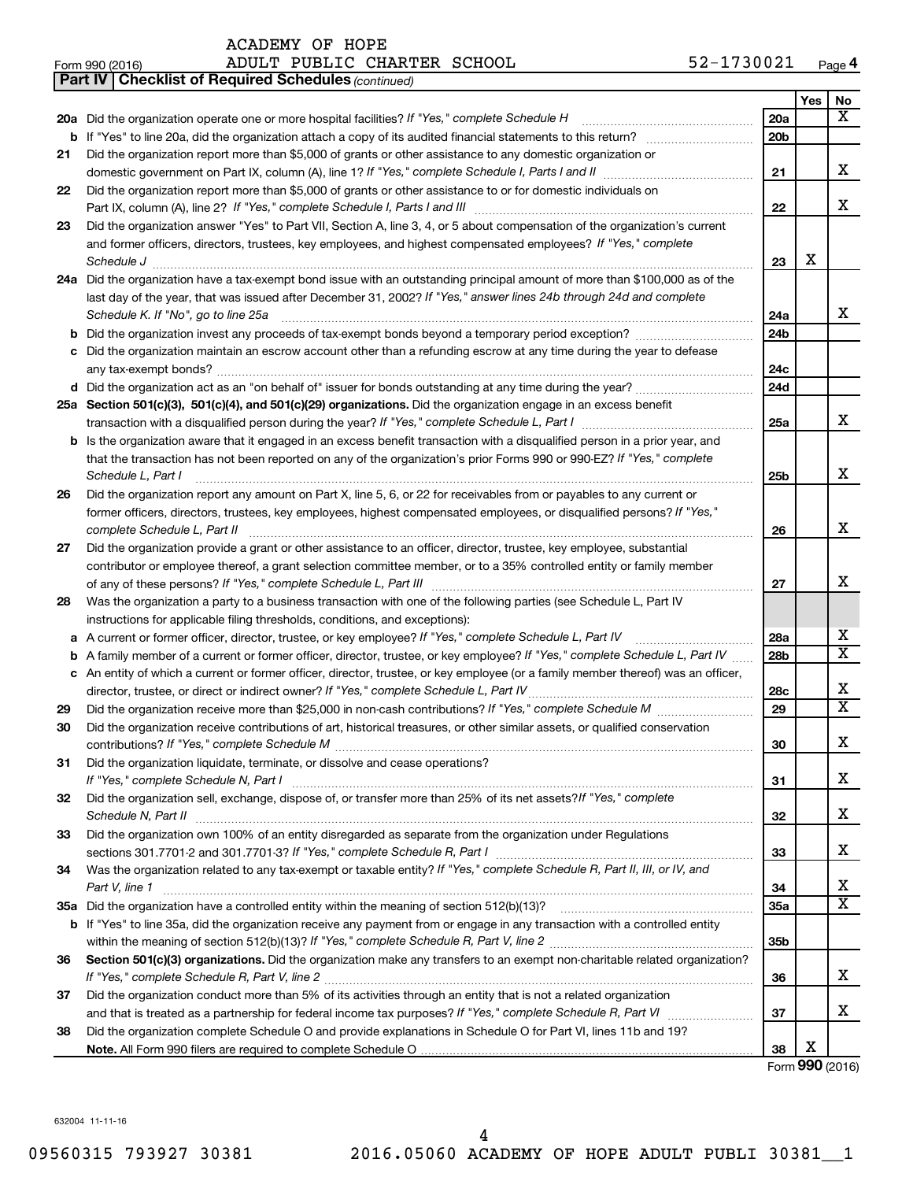ACADEMY OF HOPE
Form 990 (2016) ADULT PUBLIC CHARTER SCHOOL 52-1730021 Page 4

**Part IV | Checklist of Required Schedules** *(continued)*

| | | | Yes | No |
|---|---|---|---|---|
| 20a | Did the organization operate one or more hospital facilities? *If "Yes," complete Schedule H* | 20a | | X |
| b | If "Yes" to line 20a, did the organization attach a copy of its audited financial statements to this return? | 20b | | |
| 21 | Did the organization report more than $5,000 of grants or other assistance to any domestic organization or domestic government on Part IX, column (A), line 1? *If "Yes," complete Schedule I, Parts I and II* | 21 | | X |
| 22 | Did the organization report more than $5,000 of grants or other assistance to or for domestic individuals on Part IX, column (A), line 2? *If "Yes," complete Schedule I, Parts I and III* | 22 | | X |
| 23 | Did the organization answer "Yes" to Part VII, Section A, line 3, 4, or 5 about compensation of the organization's current and former officers, directors, trustees, key employees, and highest compensated employees? *If "Yes," complete Schedule J* | 23 | X | |
| 24a | Did the organization have a tax-exempt bond issue with an outstanding principal amount of more than $100,000 as of the last day of the year, that was issued after December 31, 2002? *If "Yes," answer lines 24b through 24d and complete Schedule K. If "No", go to line 25a* | 24a | | X |
| b | Did the organization invest any proceeds of tax-exempt bonds beyond a temporary period exception? | 24b | | |
| c | Did the organization maintain an escrow account other than a refunding escrow at any time during the year to defease any tax-exempt bonds? | 24c | | |
| d | Did the organization act as an "on behalf of" issuer for bonds outstanding at any time during the year? | 24d | | |
| 25a | **Section 501(c)(3), 501(c)(4), and 501(c)(29) organizations.** Did the organization engage in an excess benefit transaction with a disqualified person during the year? *If "Yes," complete Schedule L, Part I* | 25a | | X |
| b | Is the organization aware that it engaged in an excess benefit transaction with a disqualified person in a prior year, and that the transaction has not been reported on any of the organization's prior Forms 990 or 990-EZ? *If "Yes," complete Schedule L, Part I* | 25b | | X |
| 26 | Did the organization report any amount on Part X, line 5, 6, or 22 for receivables from or payables to any current or former officers, directors, trustees, key employees, highest compensated employees, or disqualified persons? *If "Yes," complete Schedule L, Part II* | 26 | | X |
| 27 | Did the organization provide a grant or other assistance to an officer, director, trustee, key employee, substantial contributor or employee thereof, a grant selection committee member, or to a 35% controlled entity or family member of any of these persons? *If "Yes," complete Schedule L, Part III* | 27 | | X |
| 28 | Was the organization a party to a business transaction with one of the following parties (see Schedule L, Part IV instructions for applicable filing thresholds, conditions, and exceptions): | | | |
| a | A current or former officer, director, trustee, or key employee? *If "Yes," complete Schedule L, Part IV* | 28a | | X |
| b | A family member of a current or former officer, director, trustee, or key employee? *If "Yes," complete Schedule L, Part IV* | 28b | | X |
| c | An entity of which a current or former officer, director, trustee, or key employee (or a family member thereof) was an officer, director, trustee, or direct or indirect owner? *If "Yes," complete Schedule L, Part IV* | 28c | | X |
| 29 | Did the organization receive more than $25,000 in non-cash contributions? *If "Yes," complete Schedule M* | 29 | | X |
| 30 | Did the organization receive contributions of art, historical treasures, or other similar assets, or qualified conservation contributions? *If "Yes," complete Schedule M* | 30 | | X |
| 31 | Did the organization liquidate, terminate, or dissolve and cease operations? *If "Yes," complete Schedule N, Part I* | 31 | | X |
| 32 | Did the organization sell, exchange, dispose of, or transfer more than 25% of its net assets? *If "Yes," complete Schedule N, Part II* | 32 | | X |
| 33 | Did the organization own 100% of an entity disregarded as separate from the organization under Regulations sections 301.7701-2 and 301.7701-3? *If "Yes," complete Schedule R, Part I* | 33 | | X |
| 34 | Was the organization related to any tax-exempt or taxable entity? *If "Yes," complete Schedule R, Part II, III, or IV, and Part V, line 1* | 34 | | X |
| 35a | Did the organization have a controlled entity within the meaning of section 512(b)(13)? | 35a | | X |
| b | If "Yes" to line 35a, did the organization receive any payment from or engage in any transaction with a controlled entity within the meaning of section 512(b)(13)? *If "Yes," complete Schedule R, Part V, line 2* | 35b | | |
| 36 | **Section 501(c)(3) organizations.** Did the organization make any transfers to an exempt non-charitable related organization? *If "Yes," complete Schedule R, Part V, line 2* | 36 | | X |
| 37 | Did the organization conduct more than 5% of its activities through an entity that is not a related organization and that is treated as a partnership for federal income tax purposes? *If "Yes," complete Schedule R, Part VI* | 37 | | X |
| 38 | Did the organization complete Schedule O and provide explanations in Schedule O for Part VI, lines 11b and 19? **Note.** All Form 990 filers are required to complete Schedule O | 38 | X | |

Form **990** (2016)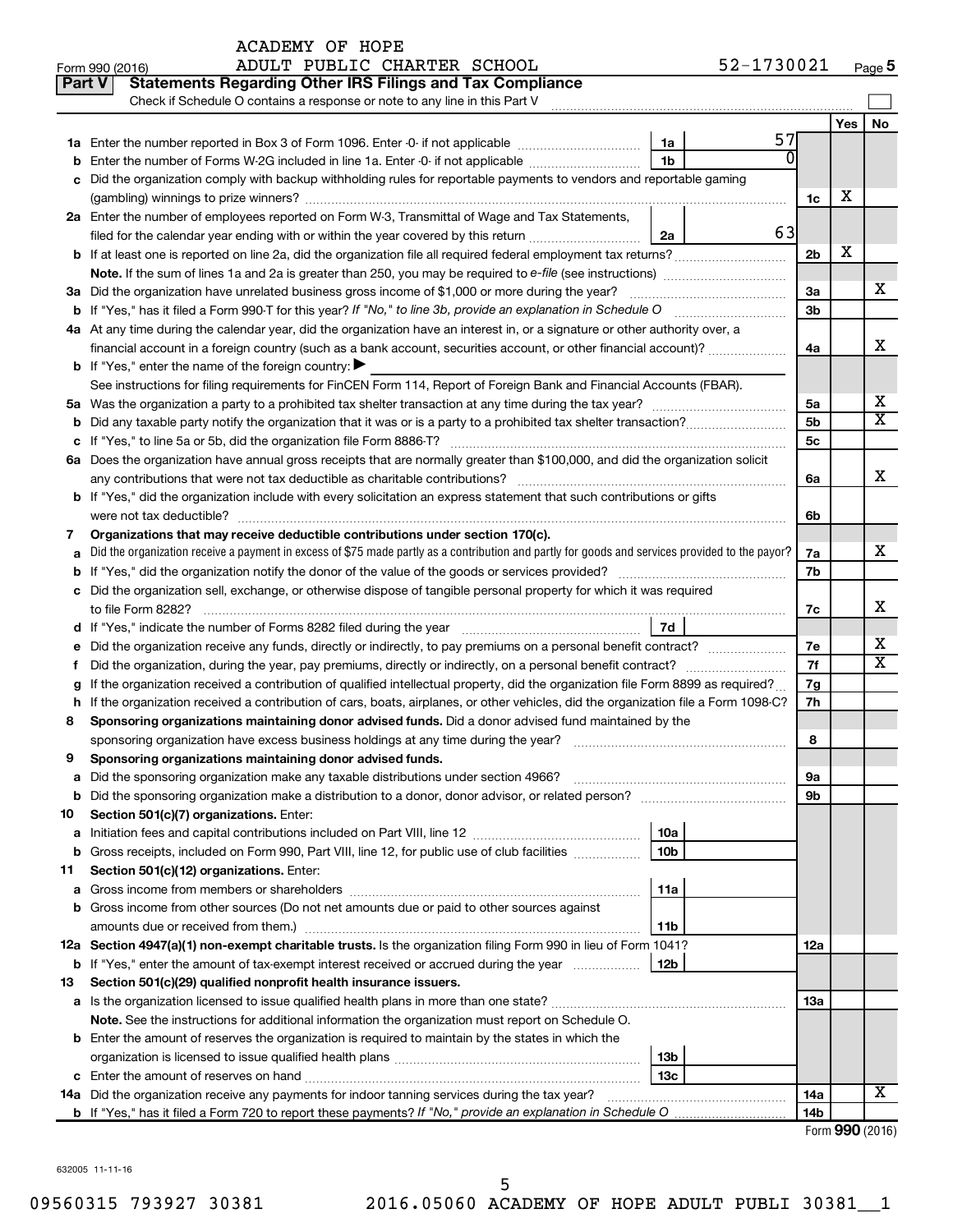Form 990 (2016) ACADEMY OF HOPE ADULT PUBLIC CHARTER SCHOOL 52-1730021 Page 5

## Part V Statements Regarding Other IRS Filings and Tax Compliance

Check if Schedule O contains a response or note to any line in this Part V

| | | | | | Yes | No |
|---|---|---|---|---|---|---|
| 1a | Enter the number reported in Box 3 of Form 1096. Enter -0- if not applicable | 1a | 57 | | | |
| b | Enter the number of Forms W-2G included in line 1a. Enter -0- if not applicable | 1b | 0 | | | |
| c | Did the organization comply with backup withholding rules for reportable payments to vendors and reportable gaming (gambling) winnings to prize winners? | | | 1c | X | |
| 2a | Enter the number of employees reported on Form W-3, Transmittal of Wage and Tax Statements, filed for the calendar year ending with or within the year covered by this return | 2a | 63 | | | |
| b | If at least one is reported on line 2a, did the organization file all required federal employment tax returns? | | | 2b | X | |
| | **Note.** If the sum of lines 1a and 2a is greater than 250, you may be required to *e-file* (see instructions) | | | | | |
| 3a | Did the organization have unrelated business gross income of $1,000 or more during the year? | | | 3a | | X |
| b | If "Yes," has it filed a Form 990-T for this year? *If "No," to line 3b, provide an explanation in Schedule O* | | | 3b | | |
| 4a | At any time during the calendar year, did the organization have an interest in, or a signature or other authority over, a financial account in a foreign country (such as a bank account, securities account, or other financial account)? | | | 4a | | X |
| b | If "Yes," enter the name of the foreign country: ▶ | | | | | |
| | See instructions for filing requirements for FinCEN Form 114, Report of Foreign Bank and Financial Accounts (FBAR). | | | | | |
| 5a | Was the organization a party to a prohibited tax shelter transaction at any time during the tax year? | | | 5a | | X |
| b | Did any taxable party notify the organization that it was or is a party to a prohibited tax shelter transaction? | | | 5b | | X |
| c | If "Yes," to line 5a or 5b, did the organization file Form 8886-T? | | | 5c | | |
| 6a | Does the organization have annual gross receipts that are normally greater than $100,000, and did the organization solicit any contributions that were not tax deductible as charitable contributions? | | | 6a | | X |
| b | If "Yes," did the organization include with every solicitation an express statement that such contributions or gifts were not tax deductible? | | | 6b | | |
| 7 | **Organizations that may receive deductible contributions under section 170(c).** | | | | | |
| a | Did the organization receive a payment in excess of $75 made partly as a contribution and partly for goods and services provided to the payor? | | | 7a | | X |
| b | If "Yes," did the organization notify the donor of the value of the goods or services provided? | | | 7b | | |
| c | Did the organization sell, exchange, or otherwise dispose of tangible personal property for which it was required to file Form 8282? | | | 7c | | X |
| d | If "Yes," indicate the number of Forms 8282 filed during the year | 7d | | | | |
| e | Did the organization receive any funds, directly or indirectly, to pay premiums on a personal benefit contract? | | | 7e | | X |
| f | Did the organization, during the year, pay premiums, directly or indirectly, on a personal benefit contract? | | | 7f | | X |
| g | If the organization received a contribution of qualified intellectual property, did the organization file Form 8899 as required? | | | 7g | | |
| h | If the organization received a contribution of cars, boats, airplanes, or other vehicles, did the organization file a Form 1098-C? | | | 7h | | |
| 8 | **Sponsoring organizations maintaining donor advised funds.** Did a donor advised fund maintained by the sponsoring organization have excess business holdings at any time during the year? | | | 8 | | |
| 9 | **Sponsoring organizations maintaining donor advised funds.** | | | | | |
| a | Did the sponsoring organization make any taxable distributions under section 4966? | | | 9a | | |
| b | Did the sponsoring organization make a distribution to a donor, donor advisor, or related person? | | | 9b | | |
| 10 | **Section 501(c)(7) organizations.** Enter: | | | | | |
| a | Initiation fees and capital contributions included on Part VIII, line 12 | 10a | | | | |
| b | Gross receipts, included on Form 990, Part VIII, line 12, for public use of club facilities | 10b | | | | |
| 11 | **Section 501(c)(12) organizations.** Enter: | | | | | |
| a | Gross income from members or shareholders | 11a | | | | |
| b | Gross income from other sources (Do not net amounts due or paid to other sources against amounts due or received from them.) | 11b | | | | |
| 12a | **Section 4947(a)(1) non-exempt charitable trusts.** Is the organization filing Form 990 in lieu of Form 1041? | | | 12a | | |
| b | If "Yes," enter the amount of tax-exempt interest received or accrued during the year | 12b | | | | |
| 13 | **Section 501(c)(29) qualified nonprofit health insurance issuers.** | | | | | |
| a | Is the organization licensed to issue qualified health plans in more than one state? | | | 13a | | |
| | **Note.** See the instructions for additional information the organization must report on Schedule O. | | | | | |
| b | Enter the amount of reserves the organization is required to maintain by the states in which the organization is licensed to issue qualified health plans | 13b | | | | |
| c | Enter the amount of reserves on hand | 13c | | | | |
| 14a | Did the organization receive any payments for indoor tanning services during the tax year? | | | 14a | | X |
| b | If "Yes," has it filed a Form 720 to report these payments? *If "No," provide an explanation in Schedule O* | | | 14b | | |

Form **990** (2016)

632005 11-11-16

09560315 793927 30381 2016.05060 ACADEMY OF HOPE ADULT PUBLI 30381__1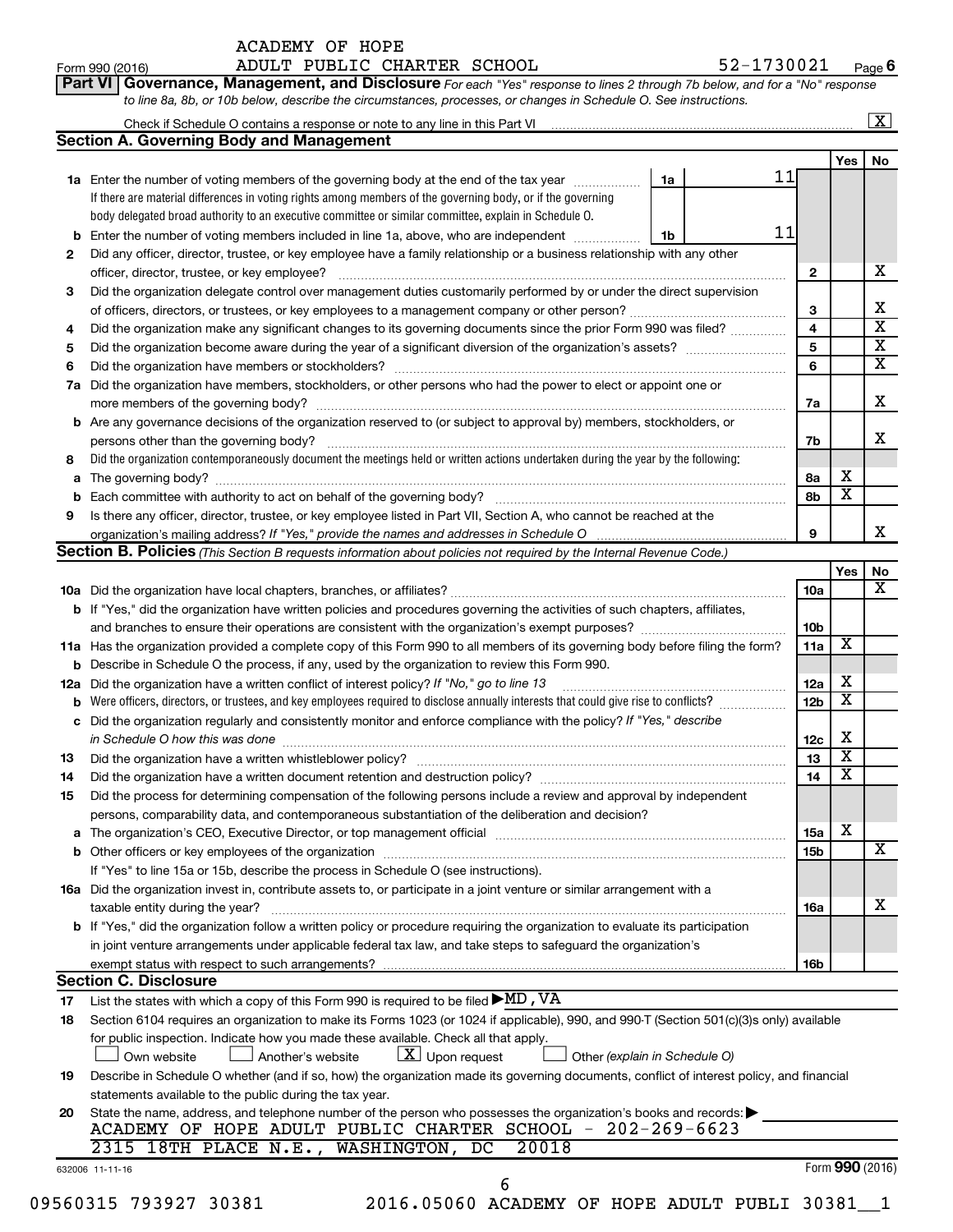ACADEMY OF HOPE
Form 990 (2016) ADULT PUBLIC CHARTER SCHOOL 52-1730021 Page 6

**Part VI Governance, Management, and Disclosure** *For each "Yes" response to lines 2 through 7b below, and for a "No" response to line 8a, 8b, or 10b below, describe the circumstances, processes, or changes in Schedule O. See instructions.*

Check if Schedule O contains a response or note to any line in this Part VI [X]

## Section A. Governing Body and Management

| | | | | Yes | No |
|---|---|---|---|---|---|
| 1a | Enter the number of voting members of the governing body at the end of the tax year (1a) 11. If there are material differences in voting rights among members of the governing body, or if the governing body delegated broad authority to an executive committee or similar committee, explain in Schedule O. | | | | |
| b | Enter the number of voting members included in line 1a, above, who are independent (1b) 11 | | | | |
| 2 | Did any officer, director, trustee, or key employee have a family relationship or a business relationship with any other officer, director, trustee, or key employee? | 2 | | | X |
| 3 | Did the organization delegate control over management duties customarily performed by or under the direct supervision of officers, directors, or trustees, or key employees to a management company or other person? | 3 | | | X |
| 4 | Did the organization make any significant changes to its governing documents since the prior Form 990 was filed? | 4 | | | X |
| 5 | Did the organization become aware during the year of a significant diversion of the organization's assets? | 5 | | | X |
| 6 | Did the organization have members or stockholders? | 6 | | | X |
| 7a | Did the organization have members, stockholders, or other persons who had the power to elect or appoint one or more members of the governing body? | 7a | | | X |
| b | Are any governance decisions of the organization reserved to (or subject to approval by) members, stockholders, or persons other than the governing body? | 7b | | | X |
| 8 | Did the organization contemporaneously document the meetings held or written actions undertaken during the year by the following: | | | | |
| a | The governing body? | 8a | | X | |
| b | Each committee with authority to act on behalf of the governing body? | 8b | | X | |
| 9 | Is there any officer, director, trustee, or key employee listed in Part VII, Section A, who cannot be reached at the organization's mailing address? *If "Yes," provide the names and addresses in Schedule O* | 9 | | | X |

## Section B. Policies *(This Section B requests information about policies not required by the Internal Revenue Code.)*

| | | | Yes | No |
|---|---|---|---|---|
| 10a | Did the organization have local chapters, branches, or affiliates? | 10a | | X |
| b | If "Yes," did the organization have written policies and procedures governing the activities of such chapters, affiliates, and branches to ensure their operations are consistent with the organization's exempt purposes? | 10b | | |
| 11a | Has the organization provided a complete copy of this Form 990 to all members of its governing body before filing the form? | 11a | X | |
| b | Describe in Schedule O the process, if any, used by the organization to review this Form 990. | | | |
| 12a | Did the organization have a written conflict of interest policy? *If "No," go to line 13* | 12a | X | |
| b | Were officers, directors, or trustees, and key employees required to disclose annually interests that could give rise to conflicts? | 12b | X | |
| c | Did the organization regularly and consistently monitor and enforce compliance with the policy? *If "Yes," describe in Schedule O how this was done* | 12c | X | |
| 13 | Did the organization have a written whistleblower policy? | 13 | X | |
| 14 | Did the organization have a written document retention and destruction policy? | 14 | X | |
| 15 | Did the process for determining compensation of the following persons include a review and approval by independent persons, comparability data, and contemporaneous substantiation of the deliberation and decision? | | | |
| a | The organization's CEO, Executive Director, or top management official | 15a | X | |
| b | Other officers or key employees of the organization | 15b | | X |
| | If "Yes" to line 15a or 15b, describe the process in Schedule O (see instructions). | | | |
| 16a | Did the organization invest in, contribute assets to, or participate in a joint venture or similar arrangement with a taxable entity during the year? | 16a | | X |
| b | If "Yes," did the organization follow a written policy or procedure requiring the organization to evaluate its participation in joint venture arrangements under applicable federal tax law, and take steps to safeguard the organization's exempt status with respect to such arrangements? | 16b | | |

## Section C. Disclosure

17 List the states with which a copy of this Form 990 is required to be filed ▶MD, VA

18 Section 6104 requires an organization to make its Forms 1023 (or 1024 if applicable), 990, and 990-T (Section 501(c)(3)s only) available for public inspection. Indicate how you made these available. Check all that apply.
[ ] Own website [ ] Another's website [X] Upon request [ ] Other *(explain in Schedule O)*

19 Describe in Schedule O whether (and if so, how) the organization made its governing documents, conflict of interest policy, and financial statements available to the public during the tax year.

20 State the name, address, and telephone number of the person who possesses the organization's books and records: ▶
ACADEMY OF HOPE ADULT PUBLIC CHARTER SCHOOL - 202-269-6623
2315 18TH PLACE N.E., WASHINGTON, DC 20018

632006 11-11-16 Form **990** (2016)

09560315 793927 30381 2016.05060 ACADEMY OF HOPE ADULT PUBLI 30381__1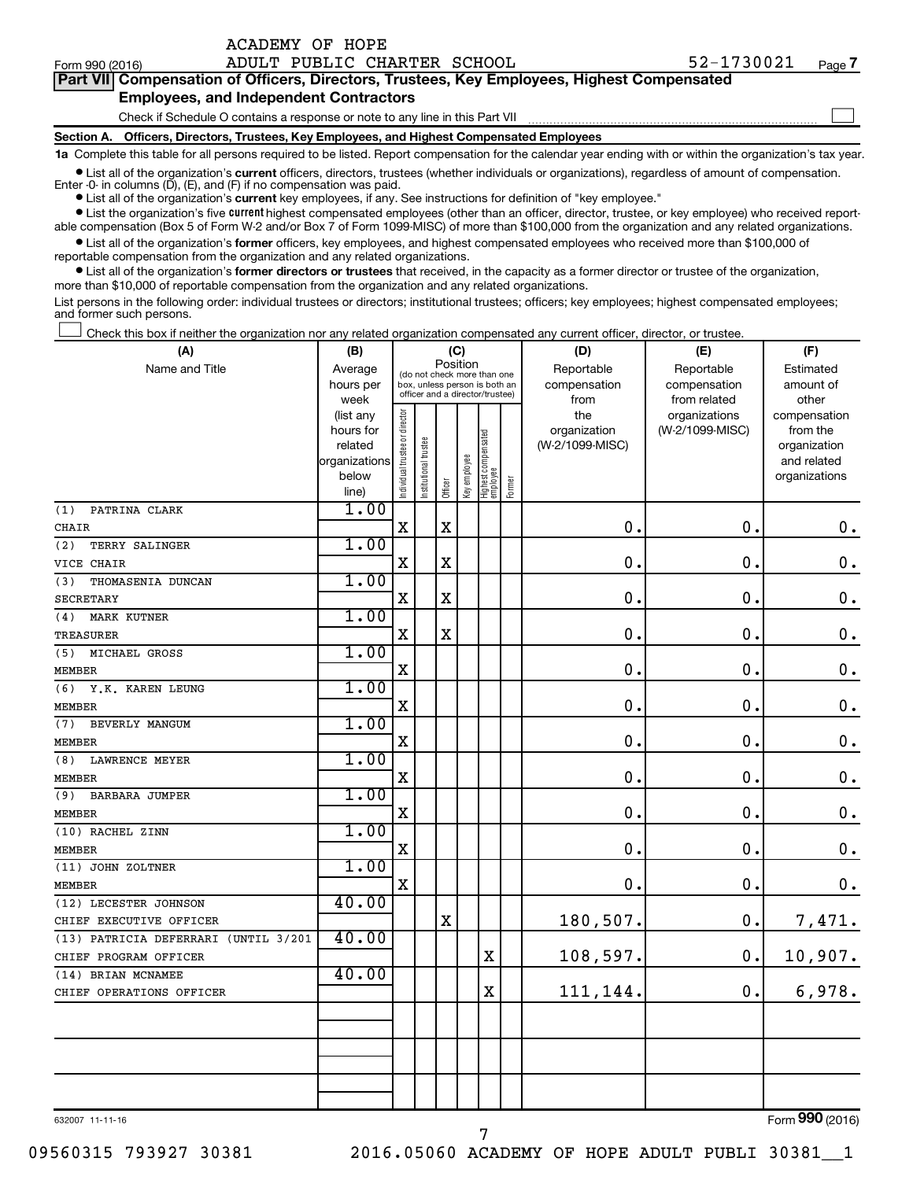ACADEMY OF HOPE

Form 990 (2016) ADULT PUBLIC CHARTER SCHOOL 52-1730021 Page 7

**Part VII Compensation of Officers, Directors, Trustees, Key Employees, Highest Compensated Employees, and Independent Contractors**

Check if Schedule O contains a response or note to any line in this Part VII

**Section A. Officers, Directors, Trustees, Key Employees, and Highest Compensated Employees**

**1a** Complete this table for all persons required to be listed. Report compensation for the calendar year ending with or within the organization's tax year.

- List all of the organization's **current** officers, directors, trustees (whether individuals or organizations), regardless of amount of compensation. Enter -0- in columns (D), (E), and (F) if no compensation was paid.
- List all of the organization's **current** key employees, if any. See instructions for definition of "key employee."
- List the organization's five **current** highest compensated employees (other than an officer, director, trustee, or key employee) who received reportable compensation (Box 5 of Form W-2 and/or Box 7 of Form 1099-MISC) of more than $100,000 from the organization and any related organizations.
- List all of the organization's **former** officers, key employees, and highest compensated employees who received more than $100,000 of reportable compensation from the organization and any related organizations.
- List all of the organization's **former directors or trustees** that received, in the capacity as a former director or trustee of the organization, more than $10,000 of reportable compensation from the organization and any related organizations.

List persons in the following order: individual trustees or directors; institutional trustees; officers; key employees; highest compensated employees; and former such persons.

Check this box if neither the organization nor any related organization compensated any current officer, director, or trustee.

| (A) Name and Title | (B) Average hours per week (list any hours for related organizations below line) | (C) Position: Individual trustee or director | Institutional trustee | Officer | Key employee | Highest compensated employee | Former | (D) Reportable compensation from the organization (W-2/1099-MISC) | (E) Reportable compensation from related organizations (W-2/1099-MISC) | (F) Estimated amount of other compensation from the organization and related organizations |
|---|---|---|---|---|---|---|---|---|---|---|
| (1) PATRINA CLARK<br>CHAIR | 1.00 | X | | X | | | | 0. | 0. | 0. |
| (2) TERRY SALINGER<br>VICE CHAIR | 1.00 | X | | X | | | | 0. | 0. | 0. |
| (3) THOMASENIA DUNCAN<br>SECRETARY | 1.00 | X | | X | | | | 0. | 0. | 0. |
| (4) MARK KUTNER<br>TREASURER | 1.00 | X | | X | | | | 0. | 0. | 0. |
| (5) MICHAEL GROSS<br>MEMBER | 1.00 | X | | | | | | 0. | 0. | 0. |
| (6) Y.K. KAREN LEUNG<br>MEMBER | 1.00 | X | | | | | | 0. | 0. | 0. |
| (7) BEVERLY MANGUM<br>MEMBER | 1.00 | X | | | | | | 0. | 0. | 0. |
| (8) LAWRENCE MEYER<br>MEMBER | 1.00 | X | | | | | | 0. | 0. | 0. |
| (9) BARBARA JUMPER<br>MEMBER | 1.00 | X | | | | | | 0. | 0. | 0. |
| (10) RACHEL ZINN<br>MEMBER | 1.00 | X | | | | | | 0. | 0. | 0. |
| (11) JOHN ZOLTNER<br>MEMBER | 1.00 | X | | | | | | 0. | 0. | 0. |
| (12) LECESTER JOHNSON<br>CHIEF EXECUTIVE OFFICER | 40.00 | | | X | | | | 180,507. | 0. | 7,471. |
| (13) PATRICIA DEFERRARI (UNTIL 3/201<br>CHIEF PROGRAM OFFICER | 40.00 | | | | | X | | 108,597. | 0. | 10,907. |
| (14) BRIAN MCNAMEE<br>CHIEF OPERATIONS OFFICER | 40.00 | | | | | X | | 111,144. | 0. | 6,978. |
| | | | | | | | | | | |
| | | | | | | | | | | |
| | | | | | | | | | | |

632007 11-11-16 Form **990** (2016)

09560315 793927 30381 2016.05060 ACADEMY OF HOPE ADULT PUBLI 30381__1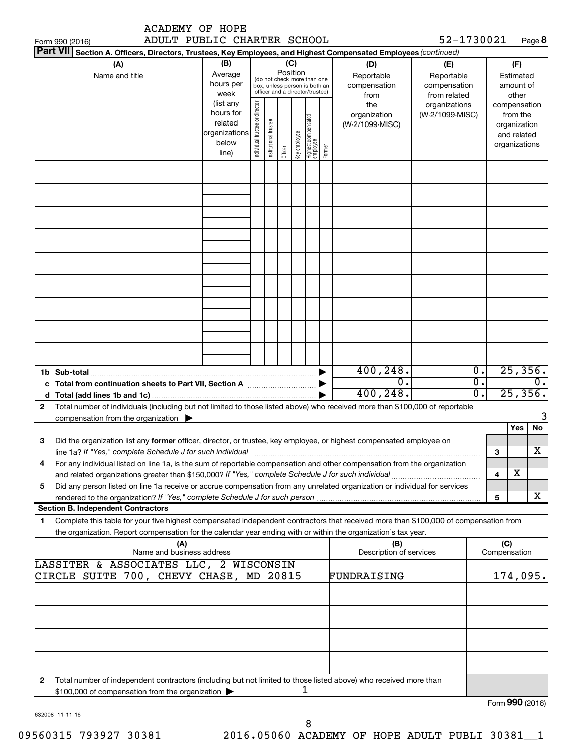Form 990 (2016) ACADEMY OF HOPE ADULT PUBLIC CHARTER SCHOOL 52-1730021 Page **8**

**Part VII** **Section A. Officers, Directors, Trustees, Key Employees, and Highest Compensated Employees** *(continued)*

| (A) Name and title | (B) Average hours per week (list any hours for related organizations below line) | (C) Position (do not check more than one box, unless person is both an officer and a director/trustee): Individual trustee or director | Institutional trustee | Officer | Key employee | Highest compensated employee | Former | (D) Reportable compensation from the organization (W-2/1099-MISC) | (E) Reportable compensation from related organizations (W-2/1099-MISC) | (F) Estimated amount of other compensation from the organization and related organizations |
|---|---|---|---|---|---|---|---|---|---|---|
| | | | | | | | | | | |
| | | | | | | | | | | |
| | | | | | | | | | | |
| | | | | | | | | | | |
| | | | | | | | | | | |
| | | | | | | | | | | |
| | | | | | | | | | | |
| | | | | | | | | | | |
| | | | | | | | | | | |
| **1b Sub-total** | | | | | | | | 400,248. | 0. | 25,356. |
| **c Total from continuation sheets to Part VII, Section A** | | | | | | | | 0. | 0. | 0. |
| **d Total (add lines 1b and 1c)** | | | | | | | | 400,248. | 0. | 25,356. |

**2** Total number of individuals (including but not limited to those listed above) who received more than $100,000 of reportable compensation from the organization ▶ 3

| | | | Yes | No |
|---|---|---|---|---|
| **3** | Did the organization list any **former** officer, director, or trustee, key employee, or highest compensated employee on line 1a? *If "Yes," complete Schedule J for such individual* | 3 | | X |
| **4** | For any individual listed on line 1a, is the sum of reportable compensation and other compensation from the organization and related organizations greater than $150,000? *If "Yes," complete Schedule J for such individual* | 4 | X | |
| **5** | Did any person listed on line 1a receive or accrue compensation from any unrelated organization or individual for services rendered to the organization? *If "Yes," complete Schedule J for such person* | 5 | | X |

**Section B. Independent Contractors**

**1** Complete this table for your five highest compensated independent contractors that received more than $100,000 of compensation from the organization. Report compensation for the calendar year ending with or within the organization's tax year.

| (A) Name and business address | (B) Description of services | (C) Compensation |
|---|---|---|
| LASSITER & ASSOCIATES LLC, 2 WISCONSIN CIRCLE SUITE 700, CHEVY CHASE, MD 20815 | FUNDRAISING | 174,095. |
| | | |
| | | |
| | | |
| | | |

**2** Total number of independent contractors (including but not limited to those listed above) who received more than $100,000 of compensation from the organization ▶ 1

Form **990** (2016)

632008 11-11-16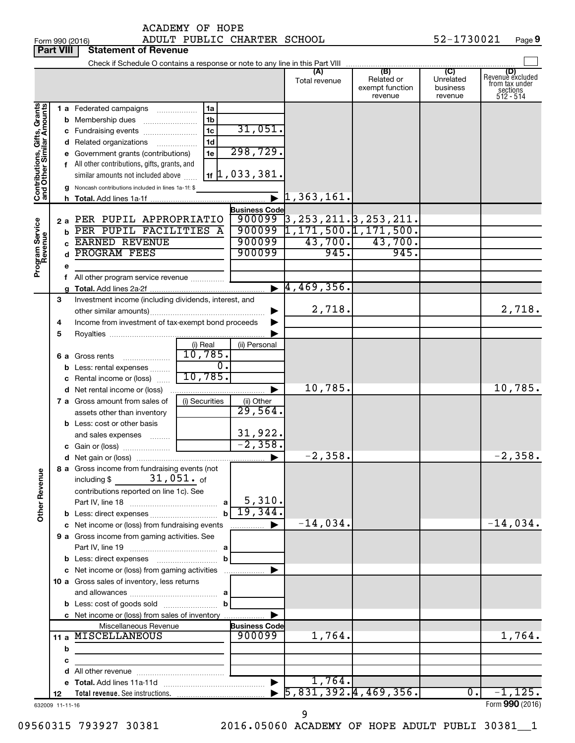ACADEMY OF HOPE
Form 990 (2016) ADULT PUBLIC CHARTER SCHOOL 52-1730021 Page 9

**Part VIII Statement of Revenue**

Check if Schedule O contains a response or note to any line in this Part VIII

| | | | | (A) Total revenue | (B) Related or exempt function revenue | (C) Unrelated business revenue | (D) Revenue excluded from tax under sections 512 - 514 |
|---|---|---|---|---|---|---|---|
| **Contributions, Gifts, Grants and Other Similar Amounts** | 1 a Federated campaigns | 1a | | | | | |
| | b Membership dues | 1b | | | | | |
| | c Fundraising events | 1c | 31,051. | | | | |
| | d Related organizations | 1d | | | | | |
| | e Government grants (contributions) | 1e | 298,729. | | | | |
| | f All other contributions, gifts, grants, and similar amounts not included above | 1f | 1,033,381. | | | | |
| | g Noncash contributions included in lines 1a-1f: $ | | | | | | |
| | h Total. Add lines 1a-1f | | ▶ | 1,363,161. | | | |
| **Program Service Revenue** | | | Business Code | | | | |
| | 2 a PER PUPIL APPROPRIATIO | | 900099 | 3,253,211. | 3,253,211. | | |
| | b PER PUPIL FACILITIES A | | 900099 | 1,171,500. | 1,171,500. | | |
| | c EARNED REVENUE | | 900099 | 43,700. | 43,700. | | |
| | d PROGRAM FEES | | 900099 | 945. | 945. | | |
| | e | | | | | | |
| | f All other program service revenue | | | | | | |
| | g Total. Add lines 2a-2f | | ▶ | 4,469,356. | | | |
| **Other Revenue** | 3 Investment income (including dividends, interest, and other similar amounts) | | ▶ | 2,718. | | | 2,718. |
| | 4 Income from investment of tax-exempt bond proceeds | | ▶ | | | | |
| | 5 Royalties | | ▶ | | | | |
| | | (i) Real | (ii) Personal | | | | |
| | 6 a Gross rents | 10,785. | | | | | |
| | b Less: rental expenses | 0. | | | | | |
| | c Rental income or (loss) | 10,785. | | | | | |
| | d Net rental income or (loss) | | ▶ | 10,785. | | | 10,785. |
| | 7 a Gross amount from sales of assets other than inventory | (i) Securities | (ii) Other 29,564. | | | | |
| | b Less: cost or other basis and sales expenses | | 31,922. | | | | |
| | c Gain or (loss) | | -2,358. | | | | |
| | d Net gain or (loss) | | ▶ | -2,358. | | | -2,358. |
| | 8 a Gross income from fundraising events (not including $ 31,051. of contributions reported on line 1c). See Part IV, line 18 | a | 5,310. | | | | |
| | b Less: direct expenses | b | 19,344. | | | | |
| | c Net income or (loss) from fundraising events | | ▶ | -14,034. | | | -14,034. |
| | 9 a Gross income from gaming activities. See Part IV, line 19 | a | | | | | |
| | b Less: direct expenses | b | | | | | |
| | c Net income or (loss) from gaming activities | | ▶ | | | | |
| | 10 a Gross sales of inventory, less returns and allowances | a | | | | | |
| | b Less: cost of goods sold | b | | | | | |
| | c Net income or (loss) from sales of inventory | | ▶ | | | | |
| | Miscellaneous Revenue | | Business Code | | | | |
| | 11 a MISCELLANEOUS | | 900099 | 1,764. | | | 1,764. |
| | b | | | | | | |
| | c | | | | | | |
| | d All other revenue | | | | | | |
| | e Total. Add lines 11a-11d | | ▶ | 1,764. | | | |
| | 12 Total revenue. See instructions. | | ▶ | 5,831,392. | 4,469,356. | 0. | -1,125. |

632009 11-11-16 Form **990** (2016)

09560315 793927 30381 2016.05060 ACADEMY OF HOPE ADULT PUBLI 30381__1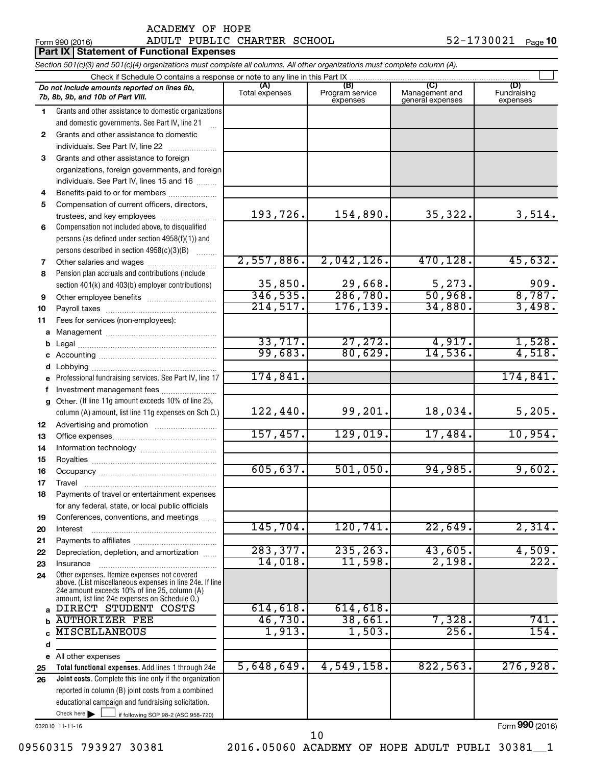ACADEMY OF HOPE

Form 990 (2016) ADULT PUBLIC CHARTER SCHOOL 52-1730021 Page **10**

## Part IX Statement of Functional Expenses

*Section 501(c)(3) and 501(c)(4) organizations must complete all columns. All other organizations must complete column (A).*

Check if Schedule O contains a response or note to any line in this Part IX

| | *Do not include amounts reported on lines 6b, 7b, 8b, 9b, and 10b of Part VIII.* | (A) Total expenses | (B) Program service expenses | (C) Management and general expenses | (D) Fundraising expenses |
|---|---|---|---|---|---|
| 1 | Grants and other assistance to domestic organizations and domestic governments. See Part IV, line 21 | | | | |
| 2 | Grants and other assistance to domestic individuals. See Part IV, line 22 | | | | |
| 3 | Grants and other assistance to foreign organizations, foreign governments, and foreign individuals. See Part IV, lines 15 and 16 | | | | |
| 4 | Benefits paid to or for members | | | | |
| 5 | Compensation of current officers, directors, trustees, and key employees | 193,726. | 154,890. | 35,322. | 3,514. |
| 6 | Compensation not included above, to disqualified persons (as defined under section 4958(f)(1)) and persons described in section 4958(c)(3)(B) | | | | |
| 7 | Other salaries and wages | 2,557,886. | 2,042,126. | 470,128. | 45,632. |
| 8 | Pension plan accruals and contributions (include section 401(k) and 403(b) employer contributions) | 35,850. | 29,668. | 5,273. | 909. |
| 9 | Other employee benefits | 346,535. | 286,780. | 50,968. | 8,787. |
| 10 | Payroll taxes | 214,517. | 176,139. | 34,880. | 3,498. |
| 11 | Fees for services (non-employees): | | | | |
| a | Management | | | | |
| b | Legal | 33,717. | 27,272. | 4,917. | 1,528. |
| c | Accounting | 99,683. | 80,629. | 14,536. | 4,518. |
| d | Lobbying | | | | |
| e | Professional fundraising services. See Part IV, line 17 | 174,841. | | | 174,841. |
| f | Investment management fees | | | | |
| g | Other. (If line 11g amount exceeds 10% of line 25, column (A) amount, list line 11g expenses on Sch O.) | 122,440. | 99,201. | 18,034. | 5,205. |
| 12 | Advertising and promotion | | | | |
| 13 | Office expenses | 157,457. | 129,019. | 17,484. | 10,954. |
| 14 | Information technology | | | | |
| 15 | Royalties | | | | |
| 16 | Occupancy | 605,637. | 501,050. | 94,985. | 9,602. |
| 17 | Travel | | | | |
| 18 | Payments of travel or entertainment expenses for any federal, state, or local public officials | | | | |
| 19 | Conferences, conventions, and meetings | | | | |
| 20 | Interest | 145,704. | 120,741. | 22,649. | 2,314. |
| 21 | Payments to affiliates | | | | |
| 22 | Depreciation, depletion, and amortization | 283,377. | 235,263. | 43,605. | 4,509. |
| 23 | Insurance | 14,018. | 11,598. | 2,198. | 222. |
| 24 | Other expenses. Itemize expenses not covered above. (List miscellaneous expenses in line 24e. If line 24e amount exceeds 10% of line 25, column (A) amount, list line 24e expenses on Schedule O.) | | | | |
| a | DIRECT STUDENT COSTS | 614,618. | 614,618. | | |
| b | AUTHORIZER FEE | 46,730. | 38,661. | 7,328. | 741. |
| c | MISCELLANEOUS | 1,913. | 1,503. | 256. | 154. |
| d | | | | | |
| e | All other expenses | | | | |
| 25 | **Total functional expenses.** Add lines 1 through 24e | 5,648,649. | 4,549,158. | 822,563. | 276,928. |
| 26 | **Joint costs.** Complete this line only if the organization reported in column (B) joint costs from a combined educational campaign and fundraising solicitation. Check here ☐ if following SOP 98-2 (ASC 958-720) | | | | |

632010 11-11-16

Form **990** (2016)

09560315 793927 30381 2016.05060 ACADEMY OF HOPE ADULT PUBLI 30381__1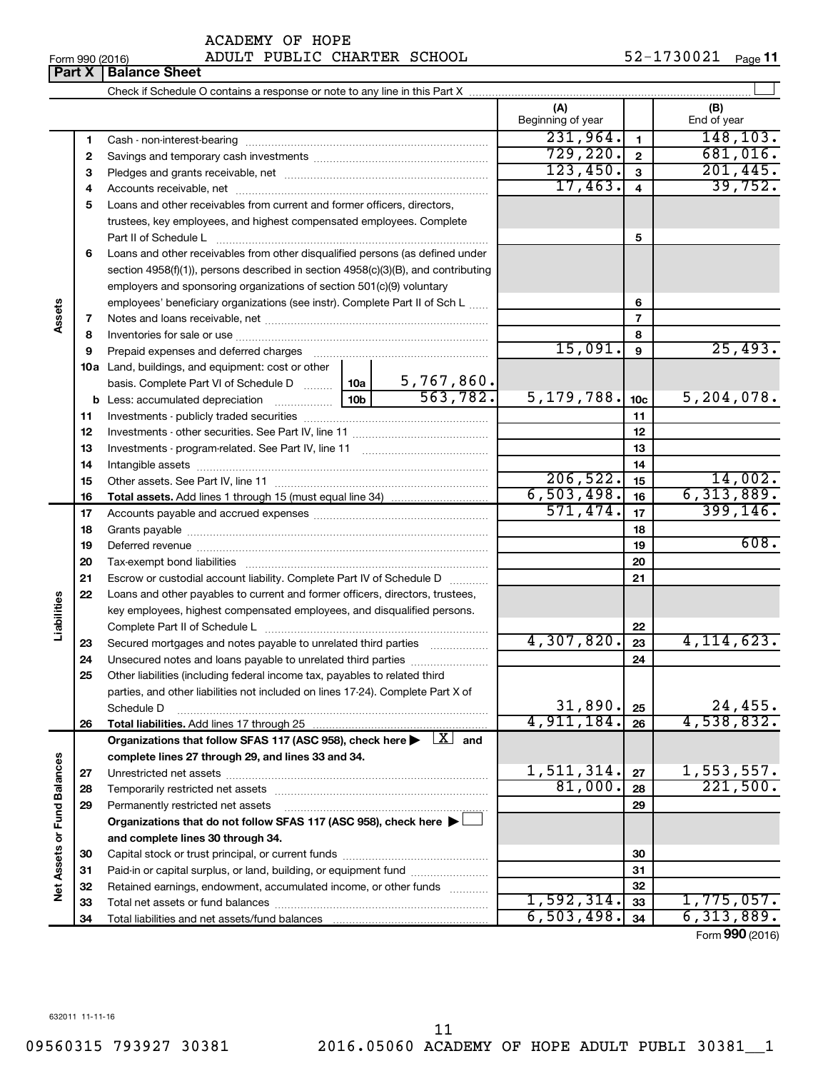ACADEMY OF HOPE
Form 990 (2016) ADULT PUBLIC CHARTER SCHOOL 52-1730021 Page 11

**Part X | Balance Sheet**

Check if Schedule O contains a response or note to any line in this Part X

| | | | | (A) Beginning of year | | (B) End of year |
|---|---|---|---|---|---|---|
| Assets | 1 | Cash - non-interest-bearing | | 231,964. | 1 | 148,103. |
| | 2 | Savings and temporary cash investments | | 729,220. | 2 | 681,016. |
| | 3 | Pledges and grants receivable, net | | 123,450. | 3 | 201,445. |
| | 4 | Accounts receivable, net | | 17,463. | 4 | 39,752. |
| | 5 | Loans and other receivables from current and former officers, directors, trustees, key employees, and highest compensated employees. Complete Part II of Schedule L | | | 5 | |
| | 6 | Loans and other receivables from other disqualified persons (as defined under section 4958(f)(1)), persons described in section 4958(c)(3)(B), and contributing employers and sponsoring organizations of section 501(c)(9) voluntary employees' beneficiary organizations (see instr). Complete Part II of Sch L | | | 6 | |
| | 7 | Notes and loans receivable, net | | | 7 | |
| | 8 | Inventories for sale or use | | | 8 | |
| | 9 | Prepaid expenses and deferred charges | | 15,091. | 9 | 25,493. |
| | 10a | Land, buildings, and equipment: cost or other basis. Complete Part VI of Schedule D | 10a 5,767,860. | | | |
| | b | Less: accumulated depreciation | 10b 563,782. | 5,179,788. | 10c | 5,204,078. |
| | 11 | Investments - publicly traded securities | | | 11 | |
| | 12 | Investments - other securities. See Part IV, line 11 | | | 12 | |
| | 13 | Investments - program-related. See Part IV, line 11 | | | 13 | |
| | 14 | Intangible assets | | | 14 | |
| | 15 | Other assets. See Part IV, line 11 | | 206,522. | 15 | 14,002. |
| | 16 | **Total assets.** Add lines 1 through 15 (must equal line 34) | | 6,503,498. | 16 | 6,313,889. |
| Liabilities | 17 | Accounts payable and accrued expenses | | 571,474. | 17 | 399,146. |
| | 18 | Grants payable | | | 18 | |
| | 19 | Deferred revenue | | | 19 | 608. |
| | 20 | Tax-exempt bond liabilities | | | 20 | |
| | 21 | Escrow or custodial account liability. Complete Part IV of Schedule D | | | 21 | |
| | 22 | Loans and other payables to current and former officers, directors, trustees, key employees, highest compensated employees, and disqualified persons. Complete Part II of Schedule L | | | 22 | |
| | 23 | Secured mortgages and notes payable to unrelated third parties | | 4,307,820. | 23 | 4,114,623. |
| | 24 | Unsecured notes and loans payable to unrelated third parties | | | 24 | |
| | 25 | Other liabilities (including federal income tax, payables to related third parties, and other liabilities not included on lines 17-24). Complete Part X of Schedule D | | 31,890. | 25 | 24,455. |
| | 26 | **Total liabilities.** Add lines 17 through 25 | | 4,911,184. | 26 | 4,538,832. |
| Net Assets or Fund Balances | | **Organizations that follow SFAS 117 (ASC 958), check here ▶ [X] and complete lines 27 through 29, and lines 33 and 34.** | | | | |
| | 27 | Unrestricted net assets | | 1,511,314. | 27 | 1,553,557. |
| | 28 | Temporarily restricted net assets | | 81,000. | 28 | 221,500. |
| | 29 | Permanently restricted net assets | | | 29 | |
| | | **Organizations that do not follow SFAS 117 (ASC 958), check here ▶ [ ] and complete lines 30 through 34.** | | | | |
| | 30 | Capital stock or trust principal, or current funds | | | 30 | |
| | 31 | Paid-in or capital surplus, or land, building, or equipment fund | | | 31 | |
| | 32 | Retained earnings, endowment, accumulated income, or other funds | | | 32 | |
| | 33 | Total net assets or fund balances | | 1,592,314. | 33 | 1,775,057. |
| | 34 | Total liabilities and net assets/fund balances | | 6,503,498. | 34 | 6,313,889. |

Form **990** (2016)

632011 11-11-16

09560315 793927 30381 2016.05060 ACADEMY OF HOPE ADULT PUBLI 30381__1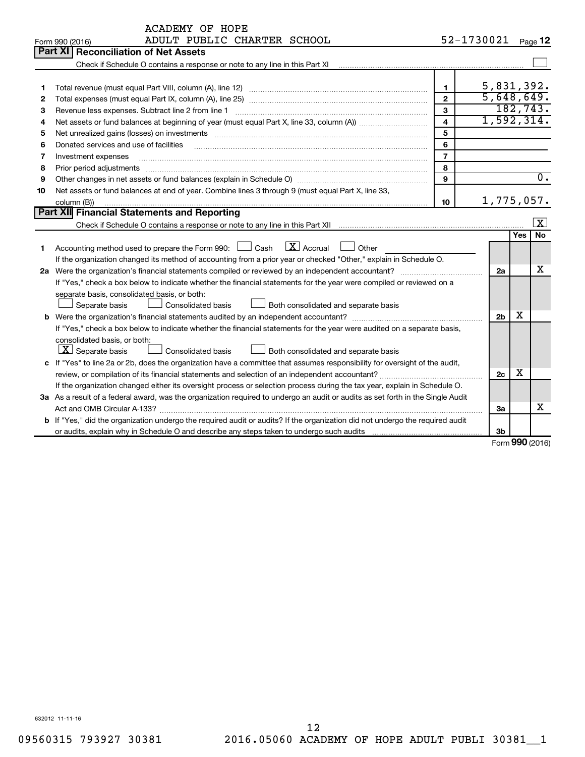ACADEMY OF HOPE
Form 990 (2016) ADULT PUBLIC CHARTER SCHOOL 52-1730021 Page **12**

## Part XI Reconciliation of Net Assets

Check if Schedule O contains a response or note to any line in this Part XI ☐

| | | | |
|---|---|---|---|
| 1 | Total revenue (must equal Part VIII, column (A), line 12) | 1 | 5,831,392. |
| 2 | Total expenses (must equal Part IX, column (A), line 25) | 2 | 5,648,649. |
| 3 | Revenue less expenses. Subtract line 2 from line 1 | 3 | 182,743. |
| 4 | Net assets or fund balances at beginning of year (must equal Part X, line 33, column (A)) | 4 | 1,592,314. |
| 5 | Net unrealized gains (losses) on investments | 5 | |
| 6 | Donated services and use of facilities | 6 | |
| 7 | Investment expenses | 7 | |
| 8 | Prior period adjustments | 8 | |
| 9 | Other changes in net assets or fund balances (explain in Schedule O) | 9 | 0. |
| 10 | Net assets or fund balances at end of year. Combine lines 3 through 9 (must equal Part X, line 33, column (B)) | 10 | 1,775,057. |

## Part XII Financial Statements and Reporting

Check if Schedule O contains a response or note to any line in this Part XII ☒

| | | | Yes | No |
|---|---|---|---|---|
| 1 | Accounting method used to prepare the Form 990: ☐ Cash ☒ Accrual ☐ Other<br>If the organization changed its method of accounting from a prior year or checked "Other," explain in Schedule O. | | | |
| 2a | Were the organization's financial statements compiled or reviewed by an independent accountant?<br>If "Yes," check a box below to indicate whether the financial statements for the year were compiled or reviewed on a separate basis, consolidated basis, or both:<br>☐ Separate basis ☐ Consolidated basis ☐ Both consolidated and separate basis | 2a | | X |
| b | Were the organization's financial statements audited by an independent accountant?<br>If "Yes," check a box below to indicate whether the financial statements for the year were audited on a separate basis, consolidated basis, or both:<br>☒ Separate basis ☐ Consolidated basis ☐ Both consolidated and separate basis | 2b | X | |
| c | If "Yes" to line 2a or 2b, does the organization have a committee that assumes responsibility for oversight of the audit, review, or compilation of its financial statements and selection of an independent accountant?<br>If the organization changed either its oversight process or selection process during the tax year, explain in Schedule O. | 2c | X | |
| 3a | As a result of a federal award, was the organization required to undergo an audit or audits as set forth in the Single Audit Act and OMB Circular A-133? | 3a | | X |
| b | If "Yes," did the organization undergo the required audit or audits? If the organization did not undergo the required audit or audits, explain why in Schedule O and describe any steps taken to undergo such audits | 3b | | |

Form **990** (2016)

632012 11-11-16

09560315 793927 30381 2016.05060 ACADEMY OF HOPE ADULT PUBLI 30381__1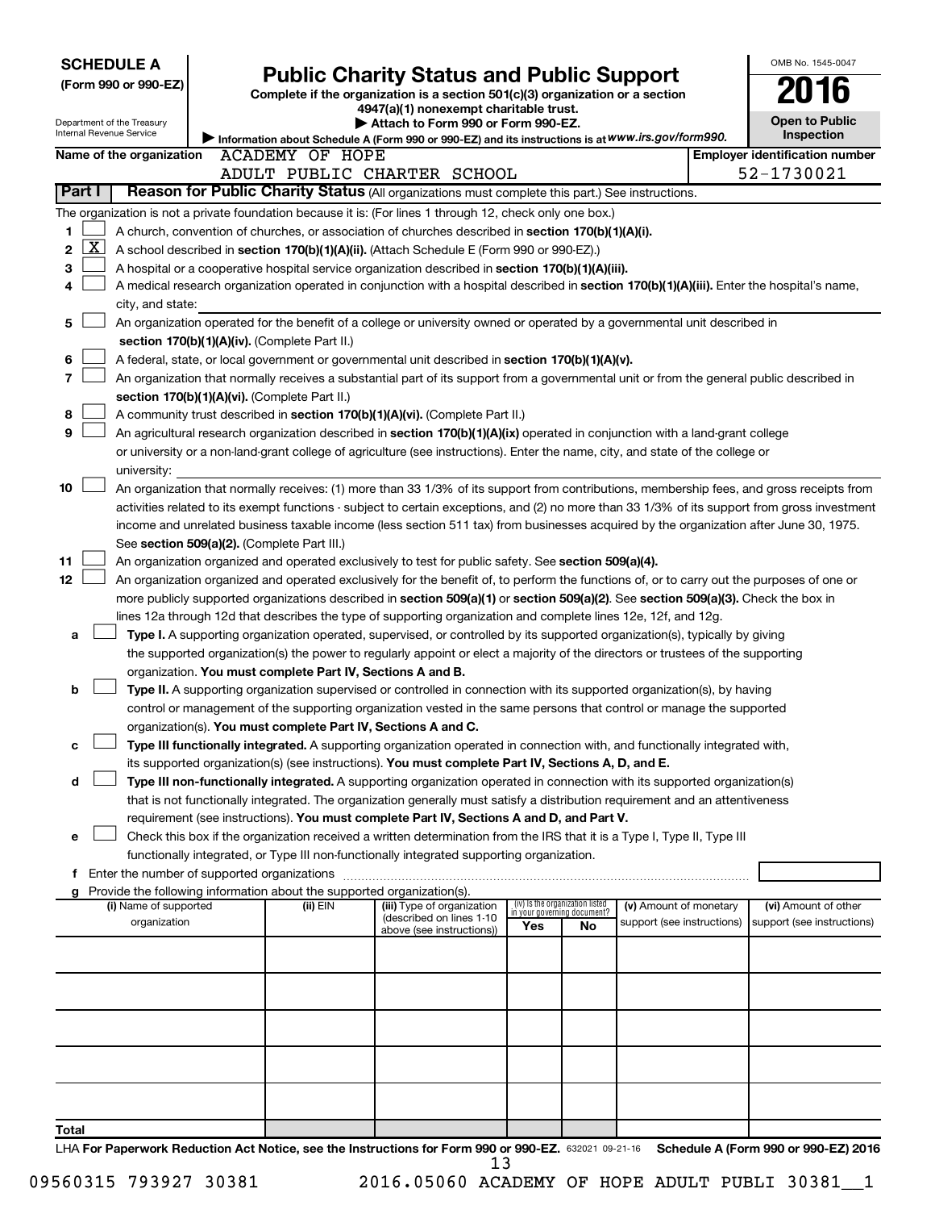**SCHEDULE A**
**(Form 990 or 990-EZ)**

Department of the Treasury
Internal Revenue Service

# Public Charity Status and Public Support

**Complete if the organization is a section 501(c)(3) organization or a section 4947(a)(1) nonexempt charitable trust.**
**▶ Attach to Form 990 or Form 990-EZ.**
**▶ Information about Schedule A (Form 990 or 990-EZ) and its instructions is at www.irs.gov/form990.**

OMB No. 1545-0047
**2016**
**Open to Public Inspection**

| Name of the organization | Employer identification number |
|---|---|
| ACADEMY OF HOPE ADULT PUBLIC CHARTER SCHOOL | 52-1730021 |

## Part I — Reason for Public Charity Status (All organizations must complete this part.) See instructions.

The organization is not a private foundation because it is: (For lines 1 through 12, check only one box.)

1. [ ] A church, convention of churches, or association of churches described in **section 170(b)(1)(A)(i).**
2. [X] A school described in **section 170(b)(1)(A)(ii).** (Attach Schedule E (Form 990 or 990-EZ).)
3. [ ] A hospital or a cooperative hospital service organization described in **section 170(b)(1)(A)(iii).**
4. [ ] A medical research organization operated in conjunction with a hospital described in **section 170(b)(1)(A)(iii).** Enter the hospital's name, city, and state:
5. [ ] An organization operated for the benefit of a college or university owned or operated by a governmental unit described in **section 170(b)(1)(A)(iv).** (Complete Part II.)
6. [ ] A federal, state, or local government or governmental unit described in **section 170(b)(1)(A)(v).**
7. [ ] An organization that normally receives a substantial part of its support from a governmental unit or from the general public described in **section 170(b)(1)(A)(vi).** (Complete Part II.)
8. [ ] A community trust described in **section 170(b)(1)(A)(vi).** (Complete Part II.)
9. [ ] An agricultural research organization described in **section 170(b)(1)(A)(ix)** operated in conjunction with a land-grant college or university or a non-land-grant college of agriculture (see instructions). Enter the name, city, and state of the college or university:
10. [ ] An organization that normally receives: (1) more than 33 1/3% of its support from contributions, membership fees, and gross receipts from activities related to its exempt functions - subject to certain exceptions, and (2) no more than 33 1/3% of its support from gross investment income and unrelated business taxable income (less section 511 tax) from businesses acquired by the organization after June 30, 1975. See **section 509(a)(2).** (Complete Part III.)
11. [ ] An organization organized and operated exclusively to test for public safety. See **section 509(a)(4).**
12. [ ] An organization organized and operated exclusively for the benefit of, to perform the functions of, or to carry out the purposes of one or more publicly supported organizations described in **section 509(a)(1)** or **section 509(a)(2).** See **section 509(a)(3).** Check the box in lines 12a through 12d that describes the type of supporting organization and complete lines 12e, 12f, and 12g.
   - a [ ] **Type I.** A supporting organization operated, supervised, or controlled by its supported organization(s), typically by giving the supported organization(s) the power to regularly appoint or elect a majority of the directors or trustees of the supporting organization. **You must complete Part IV, Sections A and B.**
   - b [ ] **Type II.** A supporting organization supervised or controlled in connection with its supported organization(s), by having control or management of the supporting organization vested in the same persons that control or manage the supported organization(s). **You must complete Part IV, Sections A and C.**
   - c [ ] **Type III functionally integrated.** A supporting organization operated in connection with, and functionally integrated with, its supported organization(s) (see instructions). **You must complete Part IV, Sections A, D, and E.**
   - d [ ] **Type III non-functionally integrated.** A supporting organization operated in connection with its supported organization(s) that is not functionally integrated. The organization generally must satisfy a distribution requirement and an attentiveness requirement (see instructions). **You must complete Part IV, Sections A and D, and Part V.**
   - e [ ] Check this box if the organization received a written determination from the IRS that it is a Type I, Type II, Type III functionally integrated, or Type III non-functionally integrated supporting organization.
   - f Enter the number of supported organizations
   - g Provide the following information about the supported organization(s).

| (i) Name of supported organization | (ii) EIN | (iii) Type of organization (described on lines 1-10 above (see instructions)) | (iv) Is the organization listed in your governing document? Yes | No | (v) Amount of monetary support (see instructions) | (vi) Amount of other support (see instructions) |
|---|---|---|---|---|---|---|
| | | | | | | |
| | | | | | | |
| | | | | | | |
| | | | | | | |
| | | | | | | |
| **Total** | | | | | | |

LHA **For Paperwork Reduction Act Notice, see the Instructions for Form 990 or 990-EZ.** 632021 09-21-16 **Schedule A (Form 990 or 990-EZ) 2016**

09560315 793927 30381 2016.05060 ACADEMY OF HOPE ADULT PUBLI 30381__1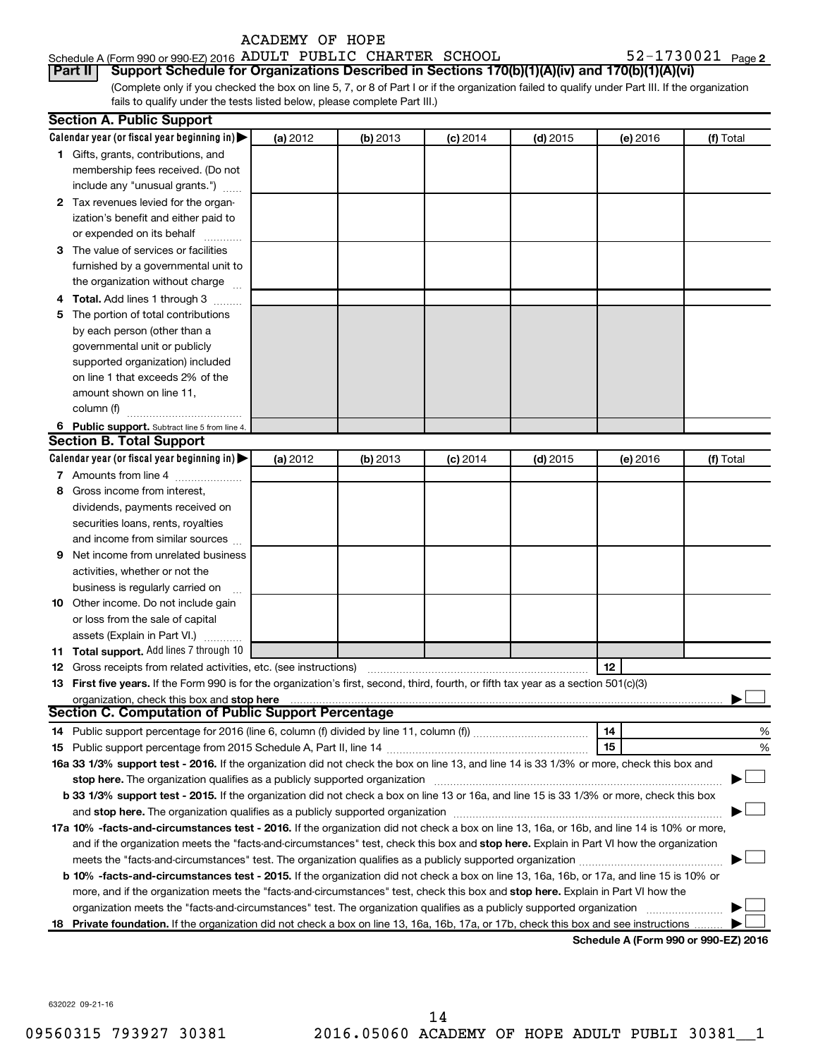ACADEMY OF HOPE

Schedule A (Form 990 or 990-EZ) 2016 ADULT PUBLIC CHARTER SCHOOL 52-1730021 Page 2

**Part II** **Support Schedule for Organizations Described in Sections 170(b)(1)(A)(iv) and 170(b)(1)(A)(vi)**

(Complete only if you checked the box on line 5, 7, or 8 of Part I or if the organization failed to qualify under Part III. If the organization fails to qualify under the tests listed below, please complete Part III.)

**Section A. Public Support**

| Calendar year (or fiscal year beginning in) ▶ | (a) 2012 | (b) 2013 | (c) 2014 | (d) 2015 | (e) 2016 | (f) Total |
|---|---|---|---|---|---|---|
| **1** Gifts, grants, contributions, and membership fees received. (Do not include any "unusual grants.") | | | | | | |
| **2** Tax revenues levied for the organization's benefit and either paid to or expended on its behalf | | | | | | |
| **3** The value of services or facilities furnished by a governmental unit to the organization without charge | | | | | | |
| **4** **Total.** Add lines 1 through 3 | | | | | | |
| **5** The portion of total contributions by each person (other than a governmental unit or publicly supported organization) included on line 1 that exceeds 2% of the amount shown on line 11, column (f) | | | | | | |
| **6** **Public support.** Subtract line 5 from line 4. | | | | | | |

**Section B. Total Support**

| Calendar year (or fiscal year beginning in) ▶ | (a) 2012 | (b) 2013 | (c) 2014 | (d) 2015 | (e) 2016 | (f) Total |
|---|---|---|---|---|---|---|
| **7** Amounts from line 4 | | | | | | |
| **8** Gross income from interest, dividends, payments received on securities loans, rents, royalties and income from similar sources | | | | | | |
| **9** Net income from unrelated business activities, whether or not the business is regularly carried on | | | | | | |
| **10** Other income. Do not include gain or loss from the sale of capital assets (Explain in Part VI.) | | | | | | |
| **11** **Total support.** Add lines 7 through 10 | | | | | | |

**12** Gross receipts from related activities, etc. (see instructions) | **12** |

**13** **First five years.** If the Form 990 is for the organization's first, second, third, fourth, or fifth tax year as a section 501(c)(3) organization, check this box and **stop here** ▶ ☐

**Section C. Computation of Public Support Percentage**

**14** Public support percentage for 2016 (line 6, column (f) divided by line 11, column (f)) | **14** | %

**15** Public support percentage from 2015 Schedule A, Part II, line 14 | **15** | %

**16a 33 1/3% support test - 2016.** If the organization did not check the box on line 13, and line 14 is 33 1/3% or more, check this box and **stop here.** The organization qualifies as a publicly supported organization ▶ ☐

**b 33 1/3% support test - 2015.** If the organization did not check a box on line 13 or 16a, and line 15 is 33 1/3% or more, check this box and **stop here.** The organization qualifies as a publicly supported organization ▶ ☐

**17a 10% -facts-and-circumstances test - 2016.** If the organization did not check a box on line 13, 16a, or 16b, and line 14 is 10% or more, and if the organization meets the "facts-and-circumstances" test, check this box and **stop here.** Explain in Part VI how the organization meets the "facts-and-circumstances" test. The organization qualifies as a publicly supported organization ▶ ☐

**b 10% -facts-and-circumstances test - 2015.** If the organization did not check a box on line 13, 16a, 16b, or 17a, and line 15 is 10% or more, and if the organization meets the "facts-and-circumstances" test, check this box and **stop here.** Explain in Part VI how the organization meets the "facts-and-circumstances" test. The organization qualifies as a publicly supported organization ▶ ☐

**18** **Private foundation.** If the organization did not check a box on line 13, 16a, 16b, 17a, or 17b, check this box and see instructions ▶ ☐

**Schedule A (Form 990 or 990-EZ) 2016**

632022 09-21-16

09560315 793927 30381 2016.05060 ACADEMY OF HOPE ADULT PUBLI 30381__1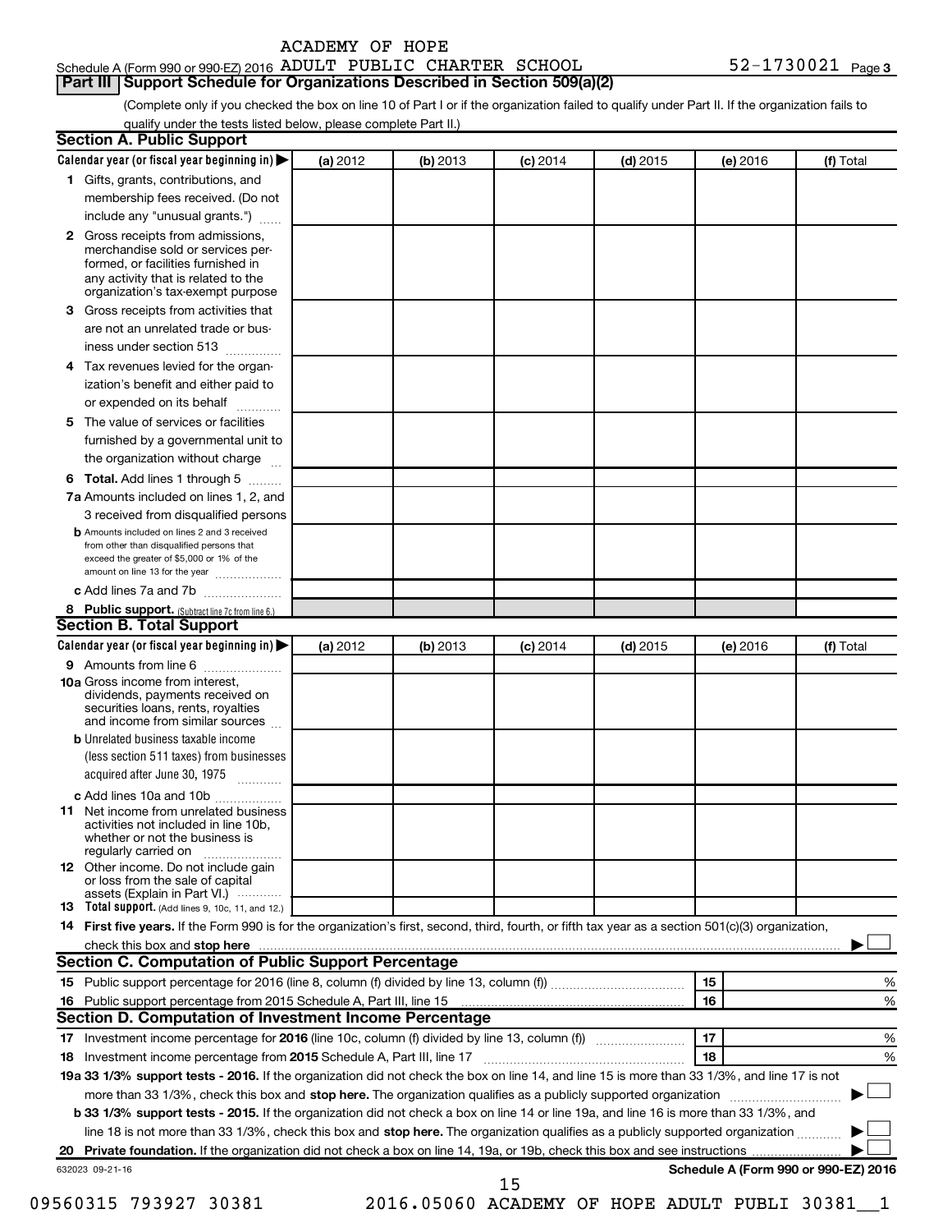ACADEMY OF HOPE

Schedule A (Form 990 or 990-EZ) 2016 ADULT PUBLIC CHARTER SCHOOL 52-1730021 Page 3

## Part III Support Schedule for Organizations Described in Section 509(a)(2)

(Complete only if you checked the box on line 10 of Part I or if the organization failed to qualify under Part II. If the organization fails to qualify under the tests listed below, please complete Part II.)

### Section A. Public Support

| Calendar year (or fiscal year beginning in) ▶ | (a) 2012 | (b) 2013 | (c) 2014 | (d) 2015 | (e) 2016 | (f) Total |
|---|---|---|---|---|---|---|
| 1 Gifts, grants, contributions, and membership fees received. (Do not include any "unusual grants.") | | | | | | |
| 2 Gross receipts from admissions, merchandise sold or services performed, or facilities furnished in any activity that is related to the organization's tax-exempt purpose | | | | | | |
| 3 Gross receipts from activities that are not an unrelated trade or business under section 513 | | | | | | |
| 4 Tax revenues levied for the organization's benefit and either paid to or expended on its behalf | | | | | | |
| 5 The value of services or facilities furnished by a governmental unit to the organization without charge | | | | | | |
| 6 Total. Add lines 1 through 5 | | | | | | |
| 7a Amounts included on lines 1, 2, and 3 received from disqualified persons | | | | | | |
| b Amounts included on lines 2 and 3 received from other than disqualified persons that exceed the greater of $5,000 or 1% of the amount on line 13 for the year | | | | | | |
| c Add lines 7a and 7b | | | | | | |
| 8 Public support. (Subtract line 7c from line 6.) | | | | | | |

### Section B. Total Support

| Calendar year (or fiscal year beginning in) ▶ | (a) 2012 | (b) 2013 | (c) 2014 | (d) 2015 | (e) 2016 | (f) Total |
|---|---|---|---|---|---|---|
| 9 Amounts from line 6 | | | | | | |
| 10a Gross income from interest, dividends, payments received on securities loans, rents, royalties and income from similar sources | | | | | | |
| b Unrelated business taxable income (less section 511 taxes) from businesses acquired after June 30, 1975 | | | | | | |
| c Add lines 10a and 10b | | | | | | |
| 11 Net income from unrelated business activities not included in line 10b, whether or not the business is regularly carried on | | | | | | |
| 12 Other income. Do not include gain or loss from the sale of capital assets (Explain in Part VI.) | | | | | | |
| 13 Total support. (Add lines 9, 10c, 11, and 12.) | | | | | | |

14 First five years. If the Form 990 is for the organization's first, second, third, fourth, or fifth tax year as a section 501(c)(3) organization, check this box and stop here ▶ ☐

### Section C. Computation of Public Support Percentage

| | | | |
|---|---|---|---|
| 15 | Public support percentage for 2016 (line 8, column (f) divided by line 13, column (f)) | 15 | % |
| 16 | Public support percentage from 2015 Schedule A, Part III, line 15 | 16 | % |

### Section D. Computation of Investment Income Percentage

| | | | |
|---|---|---|---|
| 17 | Investment income percentage for 2016 (line 10c, column (f) divided by line 13, column (f)) | 17 | % |
| 18 | Investment income percentage from 2015 Schedule A, Part III, line 17 | 18 | % |

19a 33 1/3% support tests - 2016. If the organization did not check the box on line 14, and line 15 is more than 33 1/3%, and line 17 is not more than 33 1/3%, check this box and stop here. The organization qualifies as a publicly supported organization ▶ ☐

b 33 1/3% support tests - 2015. If the organization did not check a box on line 14 or line 19a, and line 16 is more than 33 1/3%, and line 18 is not more than 33 1/3%, check this box and stop here. The organization qualifies as a publicly supported organization ▶ ☐

20 Private foundation. If the organization did not check a box on line 14, 19a, or 19b, check this box and see instructions ▶ ☐

632023 09-21-16 Schedule A (Form 990 or 990-EZ) 2016

09560315 793927 30381 2016.05060 ACADEMY OF HOPE ADULT PUBLI 30381__1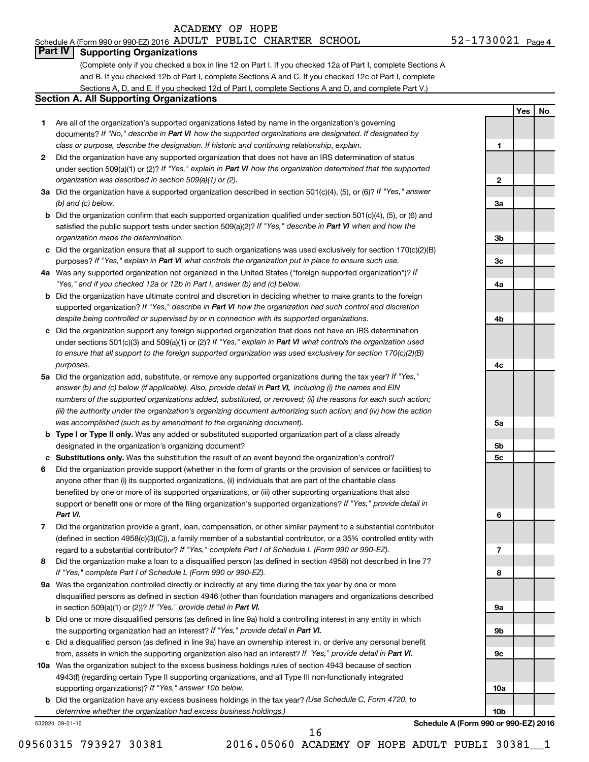ACADEMY OF HOPE

Schedule A (Form 990 or 990-EZ) 2016 ADULT PUBLIC CHARTER SCHOOL 52-1730021 Page 4

## Part IV Supporting Organizations

(Complete only if you checked a box in line 12 on Part I. If you checked 12a of Part I, complete Sections A and B. If you checked 12b of Part I, complete Sections A and C. If you checked 12c of Part I, complete Sections A, D, and E. If you checked 12d of Part I, complete Sections A and D, and complete Part V.)

### Section A. All Supporting Organizations

| | | | Yes | No |
|---|---|---|---|---|
| **1** | Are all of the organization's supported organizations listed by name in the organization's governing documents? *If "No," describe in **Part VI** how the supported organizations are designated. If designated by class or purpose, describe the designation. If historic and continuing relationship, explain.* | 1 | | |
| **2** | Did the organization have any supported organization that does not have an IRS determination of status under section 509(a)(1) or (2)? *If "Yes," explain in **Part VI** how the organization determined that the supported organization was described in section 509(a)(1) or (2).* | 2 | | |
| **3a** | Did the organization have a supported organization described in section 501(c)(4), (5), or (6)? *If "Yes," answer (b) and (c) below.* | 3a | | |
| **b** | Did the organization confirm that each supported organization qualified under section 501(c)(4), (5), or (6) and satisfied the public support tests under section 509(a)(2)? *If "Yes," describe in **Part VI** when and how the organization made the determination.* | 3b | | |
| **c** | Did the organization ensure that all support to such organizations was used exclusively for section 170(c)(2)(B) purposes? *If "Yes," explain in **Part VI** what controls the organization put in place to ensure such use.* | 3c | | |
| **4a** | Was any supported organization not organized in the United States ("foreign supported organization")? *If "Yes," and if you checked 12a or 12b in Part I, answer (b) and (c) below.* | 4a | | |
| **b** | Did the organization have ultimate control and discretion in deciding whether to make grants to the foreign supported organization? *If "Yes," describe in **Part VI** how the organization had such control and discretion despite being controlled or supervised by or in connection with its supported organizations.* | 4b | | |
| **c** | Did the organization support any foreign supported organization that does not have an IRS determination under sections 501(c)(3) and 509(a)(1) or (2)? *If "Yes," explain in **Part VI** what controls the organization used to ensure that all support to the foreign supported organization was used exclusively for section 170(c)(2)(B) purposes.* | 4c | | |
| **5a** | Did the organization add, substitute, or remove any supported organizations during the tax year? *If "Yes," answer (b) and (c) below (if applicable). Also, provide detail in **Part VI,** including (i) the names and EIN numbers of the supported organizations added, substituted, or removed; (ii) the reasons for each such action; (iii) the authority under the organization's organizing document authorizing such action; and (iv) how the action was accomplished (such as by amendment to the organizing document).* | 5a | | |
| **b** | **Type I or Type II only.** Was any added or substituted supported organization part of a class already designated in the organization's organizing document? | 5b | | |
| **c** | **Substitutions only.** Was the substitution the result of an event beyond the organization's control? | 5c | | |
| **6** | Did the organization provide support (whether in the form of grants or the provision of services or facilities) to anyone other than (i) its supported organizations, (ii) individuals that are part of the charitable class benefited by one or more of its supported organizations, or (iii) other supporting organizations that also support or benefit one or more of the filing organization's supported organizations? *If "Yes," provide detail in **Part VI.*** | 6 | | |
| **7** | Did the organization provide a grant, loan, compensation, or other similar payment to a substantial contributor (defined in section 4958(c)(3)(C)), a family member of a substantial contributor, or a 35% controlled entity with regard to a substantial contributor? *If "Yes," complete Part I of Schedule L (Form 990 or 990-EZ).* | 7 | | |
| **8** | Did the organization make a loan to a disqualified person (as defined in section 4958) not described in line 7? *If "Yes," complete Part I of Schedule L (Form 990 or 990-EZ).* | 8 | | |
| **9a** | Was the organization controlled directly or indirectly at any time during the tax year by one or more disqualified persons as defined in section 4946 (other than foundation managers and organizations described in section 509(a)(1) or (2))? *If "Yes," provide detail in **Part VI.*** | 9a | | |
| **b** | Did one or more disqualified persons (as defined in line 9a) hold a controlling interest in any entity in which the supporting organization had an interest? *If "Yes," provide detail in **Part VI.*** | 9b | | |
| **c** | Did a disqualified person (as defined in line 9a) have an ownership interest in, or derive any personal benefit from, assets in which the supporting organization also had an interest? *If "Yes," provide detail in **Part VI.*** | 9c | | |
| **10a** | Was the organization subject to the excess business holdings rules of section 4943 because of section 4943(f) (regarding certain Type II supporting organizations, and all Type III non-functionally integrated supporting organizations)? *If "Yes," answer 10b below.* | 10a | | |
| **b** | Did the organization have any excess business holdings in the tax year? *(Use Schedule C, Form 4720, to determine whether the organization had excess business holdings.)* | 10b | | |

632024 09-21-16 **Schedule A (Form 990 or 990-EZ) 2016**

09560315 793927 30381 2016.05060 ACADEMY OF HOPE ADULT PUBLI 30381__1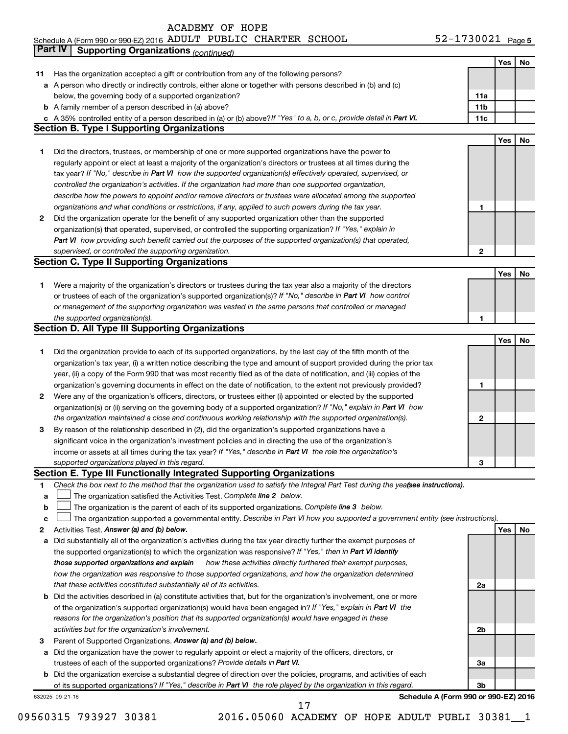ACADEMY OF HOPE

Schedule A (Form 990 or 990-EZ) 2016 ADULT PUBLIC CHARTER SCHOOL 52-1730021 Page 5

**Part IV | Supporting Organizations** *(continued)*

| | | | Yes | No |
|---|---|---|---|---|
| **11** | Has the organization accepted a gift or contribution from any of the following persons? | | | |
| **a** | A person who directly or indirectly controls, either alone or together with persons described in (b) and (c) below, the governing body of a supported organization? | **11a** | | |
| **b** | A family member of a person described in (a) above? | **11b** | | |
| **c** | A 35% controlled entity of a person described in (a) or (b) above? *If "Yes" to a, b, or c, provide detail in* ***Part VI.*** | **11c** | | |

**Section B. Type I Supporting Organizations**

| | | | Yes | No |
|---|---|---|---|---|
| **1** | Did the directors, trustees, or membership of one or more supported organizations have the power to regularly appoint or elect at least a majority of the organization's directors or trustees at all times during the tax year? *If "No," describe in* ***Part VI*** *how the supported organization(s) effectively operated, supervised, or controlled the organization's activities. If the organization had more than one supported organization, describe how the powers to appoint and/or remove directors or trustees were allocated among the supported organizations and what conditions or restrictions, if any, applied to such powers during the tax year.* | **1** | | |
| **2** | Did the organization operate for the benefit of any supported organization other than the supported organization(s) that operated, supervised, or controlled the supporting organization? *If "Yes," explain in* ***Part VI*** *how providing such benefit carried out the purposes of the supported organization(s) that operated, supervised, or controlled the supporting organization.* | **2** | | |

**Section C. Type II Supporting Organizations**

| | | | Yes | No |
|---|---|---|---|---|
| **1** | Were a majority of the organization's directors or trustees during the tax year also a majority of the directors or trustees of each of the organization's supported organization(s)? *If "No," describe in* ***Part VI*** *how control or management of the supporting organization was vested in the same persons that controlled or managed the supported organization(s).* | **1** | | |

**Section D. All Type III Supporting Organizations**

| | | | Yes | No |
|---|---|---|---|---|
| **1** | Did the organization provide to each of its supported organizations, by the last day of the fifth month of the organization's tax year, (i) a written notice describing the type and amount of support provided during the prior tax year, (ii) a copy of the Form 990 that was most recently filed as of the date of notification, and (iii) copies of the organization's governing documents in effect on the date of notification, to the extent not previously provided? | **1** | | |
| **2** | Were any of the organization's officers, directors, or trustees either (i) appointed or elected by the supported organization(s) or (ii) serving on the governing body of a supported organization? *If "No," explain in* ***Part VI*** *how the organization maintained a close and continuous working relationship with the supported organization(s).* | **2** | | |
| **3** | By reason of the relationship described in (2), did the organization's supported organizations have a significant voice in the organization's investment policies and in directing the use of the organization's income or assets at all times during the tax year? *If "Yes," describe in* ***Part VI*** *the role the organization's supported organizations played in this regard.* | **3** | | |

**Section E. Type III Functionally Integrated Supporting Organizations**

**1** *Check the box next to the method that the organization used to satisfy the Integral Part Test during the year* ***(see instructions).***

**a** ☐ The organization satisfied the Activities Test. *Complete* ***line 2*** *below.*

**b** ☐ The organization is the parent of each of its supported organizations. *Complete* ***line 3*** *below.*

**c** ☐ The organization supported a governmental entity. *Describe in Part VI how you supported a government entity (see instructions).*

| | | | Yes | No |
|---|---|---|---|---|
| **2** | Activities Test. ***Answer (a) and (b) below.*** | | | |
| **a** | Did substantially all of the organization's activities during the tax year directly further the exempt purposes of the supported organization(s) to which the organization was responsive? *If "Yes," then in* ***Part VI identify those supported organizations and explain*** *how these activities directly furthered their exempt purposes, how the organization was responsive to those supported organizations, and how the organization determined that these activities constituted substantially all of its activities.* | **2a** | | |
| **b** | Did the activities described in (a) constitute activities that, but for the organization's involvement, one or more of the organization's supported organization(s) would have been engaged in? *If "Yes," explain in* ***Part VI*** *the reasons for the organization's position that its supported organization(s) would have engaged in these activities but for the organization's involvement.* | **2b** | | |
| **3** | Parent of Supported Organizations. ***Answer (a) and (b) below.*** | | | |
| **a** | Did the organization have the power to regularly appoint or elect a majority of the officers, directors, or trustees of each of the supported organizations? *Provide details in* ***Part VI.*** | **3a** | | |
| **b** | Did the organization exercise a substantial degree of direction over the policies, programs, and activities of each of its supported organizations? *If "Yes," describe in* ***Part VI*** *the role played by the organization in this regard.* | **3b** | | |

632025 09-21-16 **Schedule A (Form 990 or 990-EZ) 2016**

09560315 793927 30381 2016.05060 ACADEMY OF HOPE ADULT PUBLI 30381__1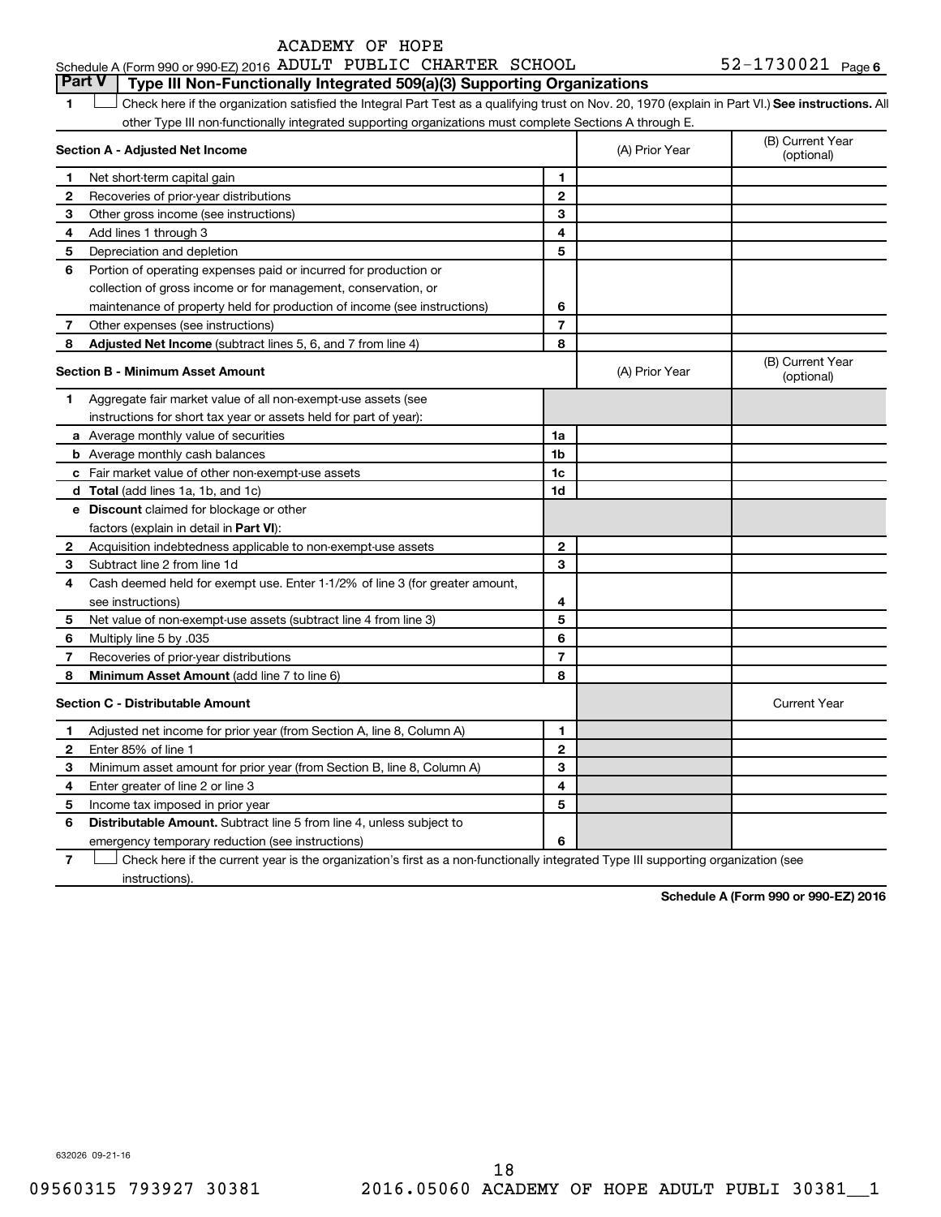ACADEMY OF HOPE

Schedule A (Form 990 or 990-EZ) 2016 ADULT PUBLIC CHARTER SCHOOL 52-1730021 Page 6

## Part V Type III Non-Functionally Integrated 509(a)(3) Supporting Organizations

1 ☐ Check here if the organization satisfied the Integral Part Test as a qualifying trust on Nov. 20, 1970 (explain in Part VI.) **See instructions.** All other Type III non-functionally integrated supporting organizations must complete Sections A through E.

| **Section A - Adjusted Net Income** | | | (A) Prior Year | (B) Current Year (optional) |
|---|---|---|---|---|
| 1 | Net short-term capital gain | 1 | | |
| 2 | Recoveries of prior-year distributions | 2 | | |
| 3 | Other gross income (see instructions) | 3 | | |
| 4 | Add lines 1 through 3 | 4 | | |
| 5 | Depreciation and depletion | 5 | | |
| 6 | Portion of operating expenses paid or incurred for production or collection of gross income or for management, conservation, or maintenance of property held for production of income (see instructions) | 6 | | |
| 7 | Other expenses (see instructions) | 7 | | |
| 8 | **Adjusted Net Income** (subtract lines 5, 6, and 7 from line 4) | 8 | | |

| **Section B - Minimum Asset Amount** | | | (A) Prior Year | (B) Current Year (optional) |
|---|---|---|---|---|
| 1 | Aggregate fair market value of all non-exempt-use assets (see instructions for short tax year or assets held for part of year): | | | |
| a | Average monthly value of securities | 1a | | |
| b | Average monthly cash balances | 1b | | |
| c | Fair market value of other non-exempt-use assets | 1c | | |
| d | **Total** (add lines 1a, 1b, and 1c) | 1d | | |
| e | **Discount** claimed for blockage or other factors (explain in detail in **Part VI**): | | | |
| 2 | Acquisition indebtedness applicable to non-exempt-use assets | 2 | | |
| 3 | Subtract line 2 from line 1d | 3 | | |
| 4 | Cash deemed held for exempt use. Enter 1-1/2% of line 3 (for greater amount, see instructions) | 4 | | |
| 5 | Net value of non-exempt-use assets (subtract line 4 from line 3) | 5 | | |
| 6 | Multiply line 5 by .035 | 6 | | |
| 7 | Recoveries of prior-year distributions | 7 | | |
| 8 | **Minimum Asset Amount** (add line 7 to line 6) | 8 | | |

| **Section C - Distributable Amount** | | | | Current Year |
|---|---|---|---|---|
| 1 | Adjusted net income for prior year (from Section A, line 8, Column A) | 1 | | |
| 2 | Enter 85% of line 1 | 2 | | |
| 3 | Minimum asset amount for prior year (from Section B, line 8, Column A) | 3 | | |
| 4 | Enter greater of line 2 or line 3 | 4 | | |
| 5 | Income tax imposed in prior year | 5 | | |
| 6 | **Distributable Amount.** Subtract line 5 from line 4, unless subject to emergency temporary reduction (see instructions) | 6 | | |

7 ☐ Check here if the current year is the organization's first as a non-functionally integrated Type III supporting organization (see instructions).

**Schedule A (Form 990 or 990-EZ) 2016**

632026 09-21-16

09560315 793927 30381 2016.05060 ACADEMY OF HOPE ADULT PUBLI 30381__1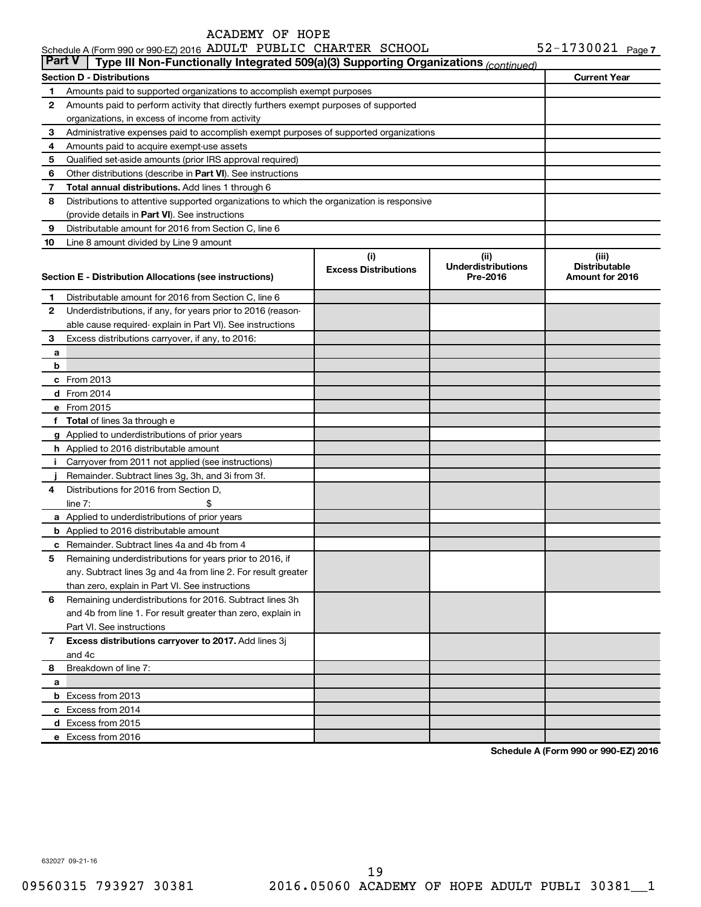ACADEMY OF HOPE

Schedule A (Form 990 or 990-EZ) 2016 ADULT PUBLIC CHARTER SCHOOL 52-1730021 Page 7

**Part V | Type III Non-Functionally Integrated 509(a)(3) Supporting Organizations** *(continued)*

| Section D - Distributions | | Current Year |
|---|---|---|
| 1 | Amounts paid to supported organizations to accomplish exempt purposes | |
| 2 | Amounts paid to perform activity that directly furthers exempt purposes of supported organizations, in excess of income from activity | |
| 3 | Administrative expenses paid to accomplish exempt purposes of supported organizations | |
| 4 | Amounts paid to acquire exempt-use assets | |
| 5 | Qualified set-aside amounts (prior IRS approval required) | |
| 6 | Other distributions (describe in **Part VI**). See instructions | |
| 7 | **Total annual distributions.** Add lines 1 through 6 | |
| 8 | Distributions to attentive supported organizations to which the organization is responsive (provide details in **Part VI**). See instructions | |
| 9 | Distributable amount for 2016 from Section C, line 6 | |
| 10 | Line 8 amount divided by Line 9 amount | |

| | Section E - Distribution Allocations (see instructions) | (i) Excess Distributions | (ii) Underdistributions Pre-2016 | (iii) Distributable Amount for 2016 |
|---|---|---|---|---|
| 1 | Distributable amount for 2016 from Section C, line 6 | | | |
| 2 | Underdistributions, if any, for years prior to 2016 (reasonable cause required- explain in Part VI). See instructions | | | |
| 3 | Excess distributions carryover, if any, to 2016: | | | |
| a | | | | |
| b | | | | |
| c | From 2013 | | | |
| d | From 2014 | | | |
| e | From 2015 | | | |
| f | **Total** of lines 3a through e | | | |
| g | Applied to underdistributions of prior years | | | |
| h | Applied to 2016 distributable amount | | | |
| i | Carryover from 2011 not applied (see instructions) | | | |
| j | Remainder. Subtract lines 3g, 3h, and 3i from 3f. | | | |
| 4 | Distributions for 2016 from Section D, line 7: $ | | | |
| a | Applied to underdistributions of prior years | | | |
| b | Applied to 2016 distributable amount | | | |
| c | Remainder. Subtract lines 4a and 4b from 4 | | | |
| 5 | Remaining underdistributions for years prior to 2016, if any. Subtract lines 3g and 4a from line 2. For result greater than zero, explain in Part VI. See instructions | | | |
| 6 | Remaining underdistributions for 2016. Subtract lines 3h and 4b from line 1. For result greater than zero, explain in Part VI. See instructions | | | |
| 7 | **Excess distributions carryover to 2017.** Add lines 3j and 4c | | | |
| 8 | Breakdown of line 7: | | | |
| a | | | | |
| b | Excess from 2013 | | | |
| c | Excess from 2014 | | | |
| d | Excess from 2015 | | | |
| e | Excess from 2016 | | | |

**Schedule A (Form 990 or 990-EZ) 2016**

632027 09-21-16

09560315 793927 30381 2016.05060 ACADEMY OF HOPE ADULT PUBLI 30381__1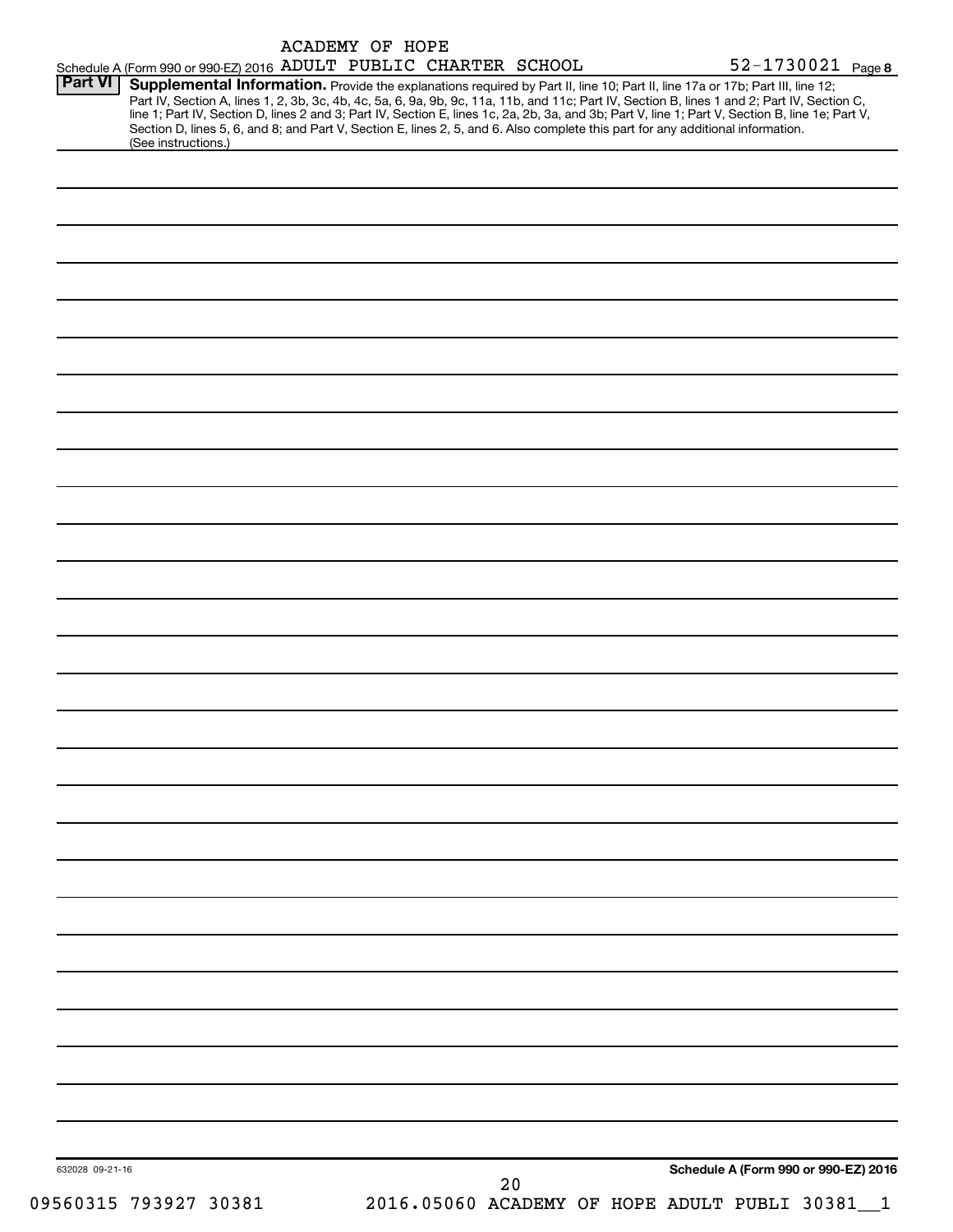Schedule A (Form 990 or 990-EZ) 2016 ACADEMY OF HOPE ADULT PUBLIC CHARTER SCHOOL 52-1730021 Page 8

**Part VI** **Supplemental Information.** Provide the explanations required by Part II, line 10; Part II, line 17a or 17b; Part III, line 12; Part IV, Section A, lines 1, 2, 3b, 3c, 4b, 4c, 5a, 6, 9a, 9b, 9c, 11a, 11b, and 11c; Part IV, Section B, lines 1 and 2; Part IV, Section C, line 1; Part IV, Section D, lines 2 and 3; Part IV, Section E, lines 1c, 2a, 2b, 3a, and 3b; Part V, line 1; Part V, Section B, line 1e; Part V, Section D, lines 5, 6, and 8; and Part V, Section E, lines 2, 5, and 6. Also complete this part for any additional information. (See instructions.)

632028 09-21-16

Schedule A (Form 990 or 990-EZ) 2016

09560315 793927 30381 2016.05060 ACADEMY OF HOPE ADULT PUBLI 30381__1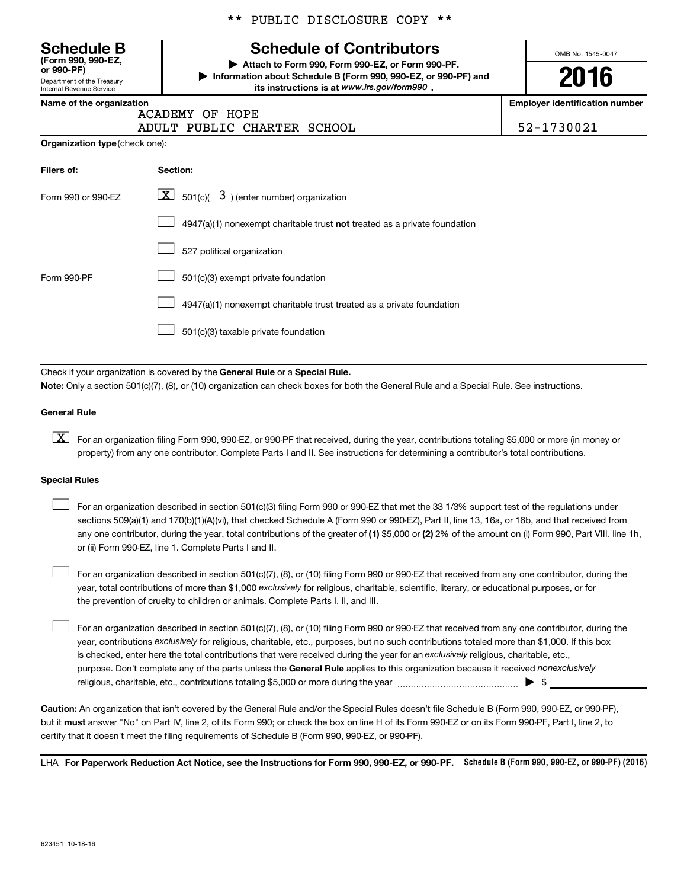\*\* PUBLIC DISCLOSURE COPY \*\*

| **Schedule B** (Form 990, 990-EZ, or 990-PF) Department of the Treasury Internal Revenue Service | **Schedule of Contributors** ▶ Attach to Form 990, Form 990-EZ, or Form 990-PF. ▶ Information about Schedule B (Form 990, 990-EZ, or 990-PF) and its instructions is at www.irs.gov/form990 . | OMB No. 1545-0047 **2016** |
|---|---|---|

| Name of the organization | Employer identification number |
|---|---|
| ACADEMY OF HOPE ADULT PUBLIC CHARTER SCHOOL | 52-1730021 |

**Organization type** (check one):

| Filers of: | Section: |
|---|---|
| Form 990 or 990-EZ | [X] 501(c)( 3 ) (enter number) organization |
| | [ ] 4947(a)(1) nonexempt charitable trust **not** treated as a private foundation |
| | [ ] 527 political organization |
| Form 990-PF | [ ] 501(c)(3) exempt private foundation |
| | [ ] 4947(a)(1) nonexempt charitable trust treated as a private foundation |
| | [ ] 501(c)(3) taxable private foundation |

Check if your organization is covered by the **General Rule** or a **Special Rule.**

**Note:** Only a section 501(c)(7), (8), or (10) organization can check boxes for both the General Rule and a Special Rule. See instructions.

**General Rule**

[X] For an organization filing Form 990, 990-EZ, or 990-PF that received, during the year, contributions totaling $5,000 or more (in money or property) from any one contributor. Complete Parts I and II. See instructions for determining a contributor's total contributions.

**Special Rules**

[ ] For an organization described in section 501(c)(3) filing Form 990 or 990-EZ that met the 33 1/3% support test of the regulations under sections 509(a)(1) and 170(b)(1)(A)(vi), that checked Schedule A (Form 990 or 990-EZ), Part II, line 13, 16a, or 16b, and that received from any one contributor, during the year, total contributions of the greater of **(1)** $5,000 or **(2)** 2% of the amount on (i) Form 990, Part VIII, line 1h, or (ii) Form 990-EZ, line 1. Complete Parts I and II.

[ ] For an organization described in section 501(c)(7), (8), or (10) filing Form 990 or 990-EZ that received from any one contributor, during the year, total contributions of more than $1,000 *exclusively* for religious, charitable, scientific, literary, or educational purposes, or for the prevention of cruelty to children or animals. Complete Parts I, II, and III.

[ ] For an organization described in section 501(c)(7), (8), or (10) filing Form 990 or 990-EZ that received from any one contributor, during the year, contributions *exclusively* for religious, charitable, etc., purposes, but no such contributions totaled more than $1,000. If this box is checked, enter here the total contributions that were received during the year for an *exclusively* religious, charitable, etc., purpose. Don't complete any of the parts unless the **General Rule** applies to this organization because it received *nonexclusively* religious, charitable, etc., contributions totaling $5,000 or more during the year ▶ $ \_\_\_\_\_\_\_\_\_\_

**Caution:** An organization that isn't covered by the General Rule and/or the Special Rules doesn't file Schedule B (Form 990, 990-EZ, or 990-PF), but it **must** answer "No" on Part IV, line 2, of its Form 990; or check the box on line H of its Form 990-EZ or on its Form 990-PF, Part I, line 2, to certify that it doesn't meet the filing requirements of Schedule B (Form 990, 990-EZ, or 990-PF).

LHA **For Paperwork Reduction Act Notice, see the Instructions for Form 990, 990-EZ, or 990-PF.** **Schedule B (Form 990, 990-EZ, or 990-PF) (2016)**

623451 10-18-16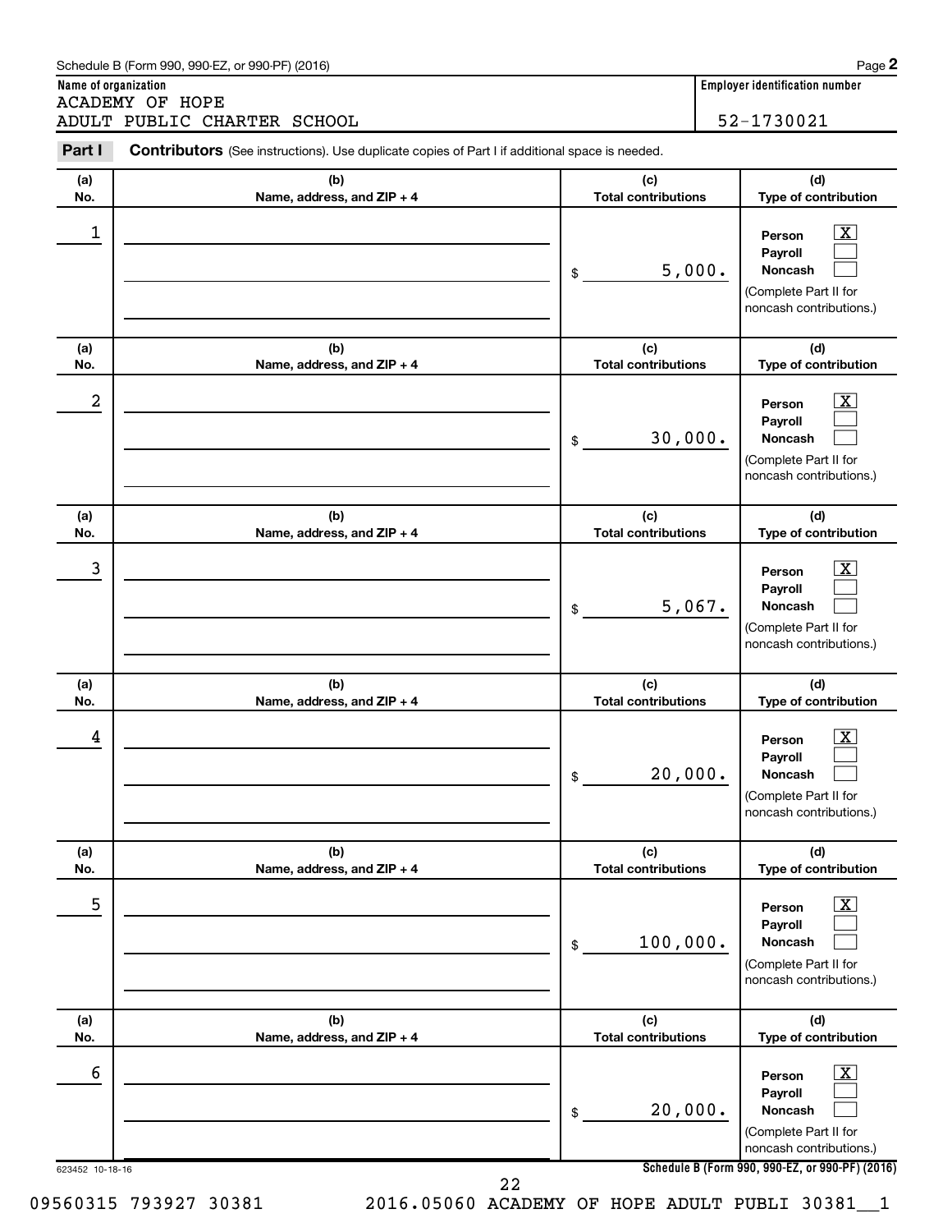Schedule B (Form 990, 990-EZ, or 990-PF) (2016)

**Name of organization**
ACADEMY OF HOPE
ADULT PUBLIC CHARTER SCHOOL

**Employer identification number**
52-1730021

**Part I** **Contributors** (See instructions). Use duplicate copies of Part I if additional space is needed.

| (a) No. | (b) Name, address, and ZIP + 4 | (c) Total contributions | (d) Type of contribution |
|---|---|---|---|
| 1 | | $ 5,000. | Person [X] Payroll [ ] Noncash [ ] (Complete Part II for noncash contributions.) |
| 2 | | $ 30,000. | Person [X] Payroll [ ] Noncash [ ] (Complete Part II for noncash contributions.) |
| 3 | | $ 5,067. | Person [X] Payroll [ ] Noncash [ ] (Complete Part II for noncash contributions.) |
| 4 | | $ 20,000. | Person [X] Payroll [ ] Noncash [ ] (Complete Part II for noncash contributions.) |
| 5 | | $ 100,000. | Person [X] Payroll [ ] Noncash [ ] (Complete Part II for noncash contributions.) |
| 6 | | $ 20,000. | Person [X] Payroll [ ] Noncash [ ] (Complete Part II for noncash contributions.) |

623452 10-18-16

09560315 793927 30381 2016.05060 ACADEMY OF HOPE ADULT PUBLI 30381__1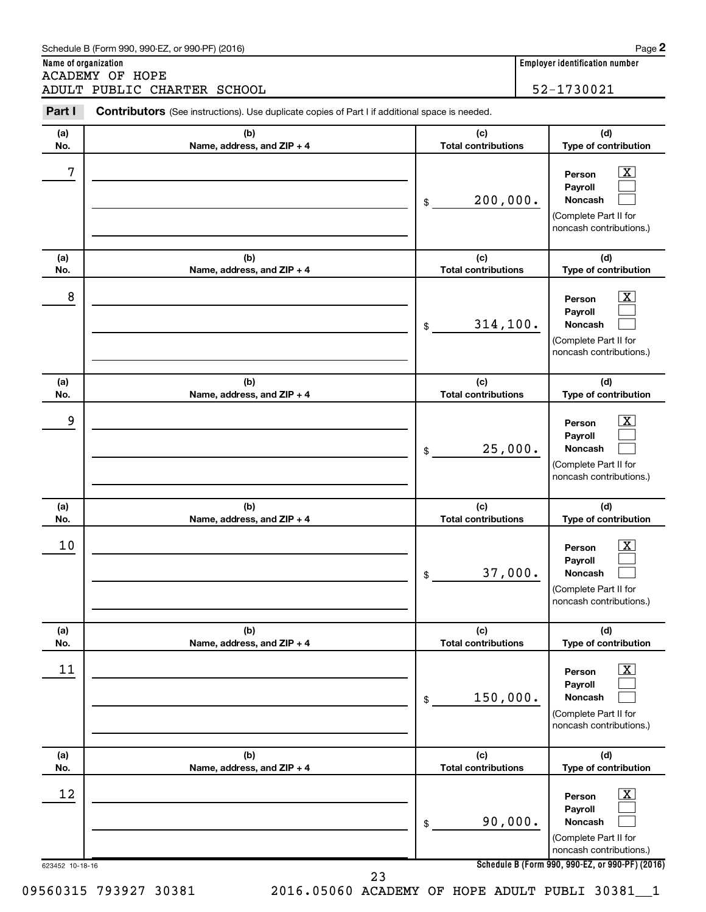Schedule B (Form 990, 990-EZ, or 990-PF) (2016)

**Name of organization**
ACADEMY OF HOPE
ADULT PUBLIC CHARTER SCHOOL

**Employer identification number**
52-1730021

**Part I** **Contributors** (See instructions). Use duplicate copies of Part I if additional space is needed.

| (a) No. | (b) Name, address, and ZIP + 4 | (c) Total contributions | (d) Type of contribution |
|---|---|---|---|
| 7 | | $ 200,000. | Person [X] Payroll [ ] Noncash [ ] (Complete Part II for noncash contributions.) |
| 8 | | $ 314,100. | Person [X] Payroll [ ] Noncash [ ] (Complete Part II for noncash contributions.) |
| 9 | | $ 25,000. | Person [X] Payroll [ ] Noncash [ ] (Complete Part II for noncash contributions.) |
| 10 | | $ 37,000. | Person [X] Payroll [ ] Noncash [ ] (Complete Part II for noncash contributions.) |
| 11 | | $ 150,000. | Person [X] Payroll [ ] Noncash [ ] (Complete Part II for noncash contributions.) |
| 12 | | $ 90,000. | Person [X] Payroll [ ] Noncash [ ] (Complete Part II for noncash contributions.) |

623452 10-18-16

**Schedule B (Form 990, 990-EZ, or 990-PF) (2016)**

09560315 793927 30381 2016.05060 ACADEMY OF HOPE ADULT PUBLI 30381__1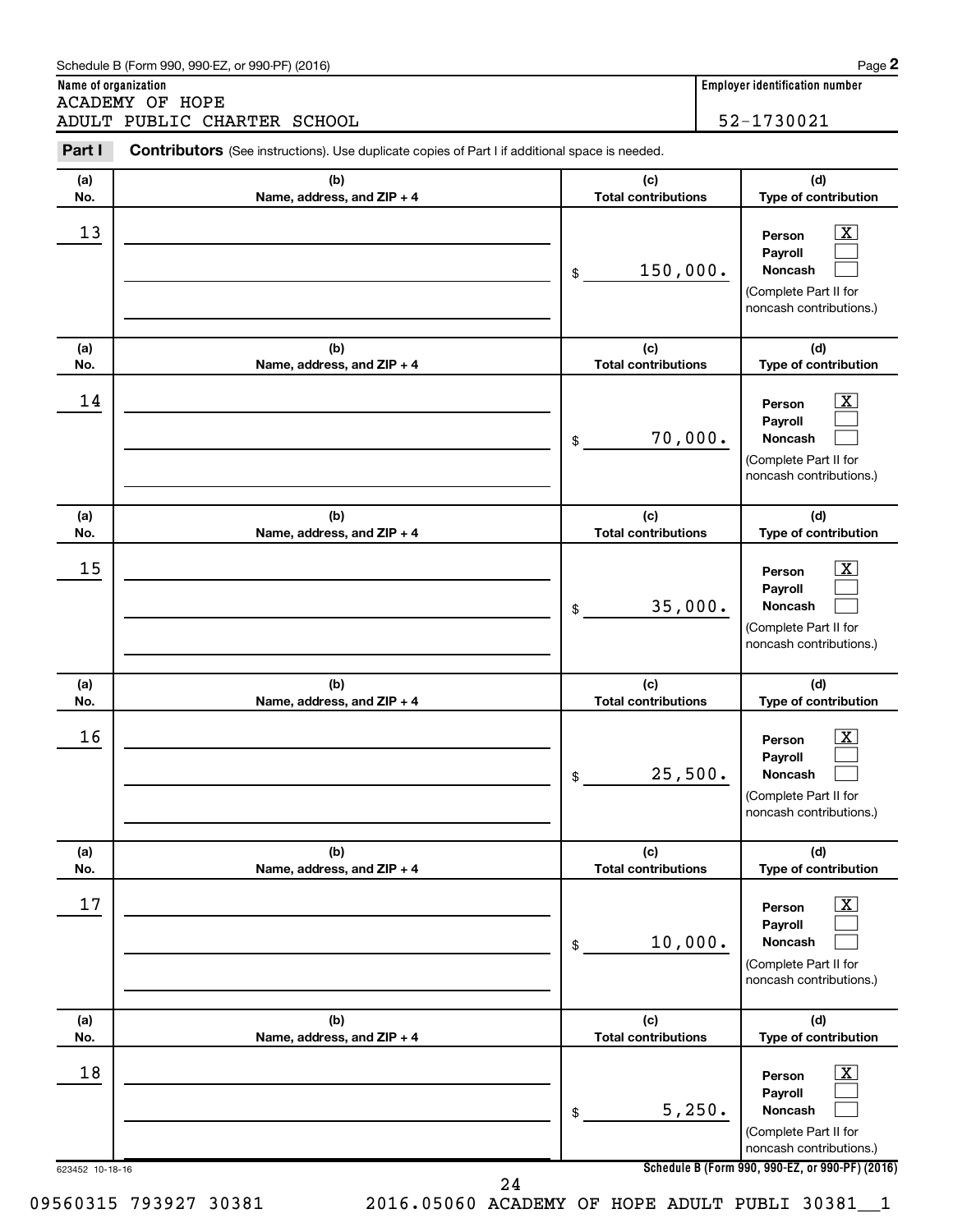Schedule B (Form 990, 990-EZ, or 990-PF) (2016)

**Name of organization**
ACADEMY OF HOPE
ADULT PUBLIC CHARTER SCHOOL

**Employer identification number**
52-1730021

**Part I** **Contributors** (See instructions). Use duplicate copies of Part I if additional space is needed.

| (a) No. | (b) Name, address, and ZIP + 4 | (c) Total contributions | (d) Type of contribution |
|---|---|---|---|
| 13 | | $ 150,000. | Person [X] Payroll [ ] Noncash [ ] (Complete Part II for noncash contributions.) |
| 14 | | $ 70,000. | Person [X] Payroll [ ] Noncash [ ] (Complete Part II for noncash contributions.) |
| 15 | | $ 35,000. | Person [X] Payroll [ ] Noncash [ ] (Complete Part II for noncash contributions.) |
| 16 | | $ 25,500. | Person [X] Payroll [ ] Noncash [ ] (Complete Part II for noncash contributions.) |
| 17 | | $ 10,000. | Person [X] Payroll [ ] Noncash [ ] (Complete Part II for noncash contributions.) |
| 18 | | $ 5,250. | Person [X] Payroll [ ] Noncash [ ] (Complete Part II for noncash contributions.) |

623452 10-18-16

09560315 793927 30381 2016.05060 ACADEMY OF HOPE ADULT PUBLI 30381__1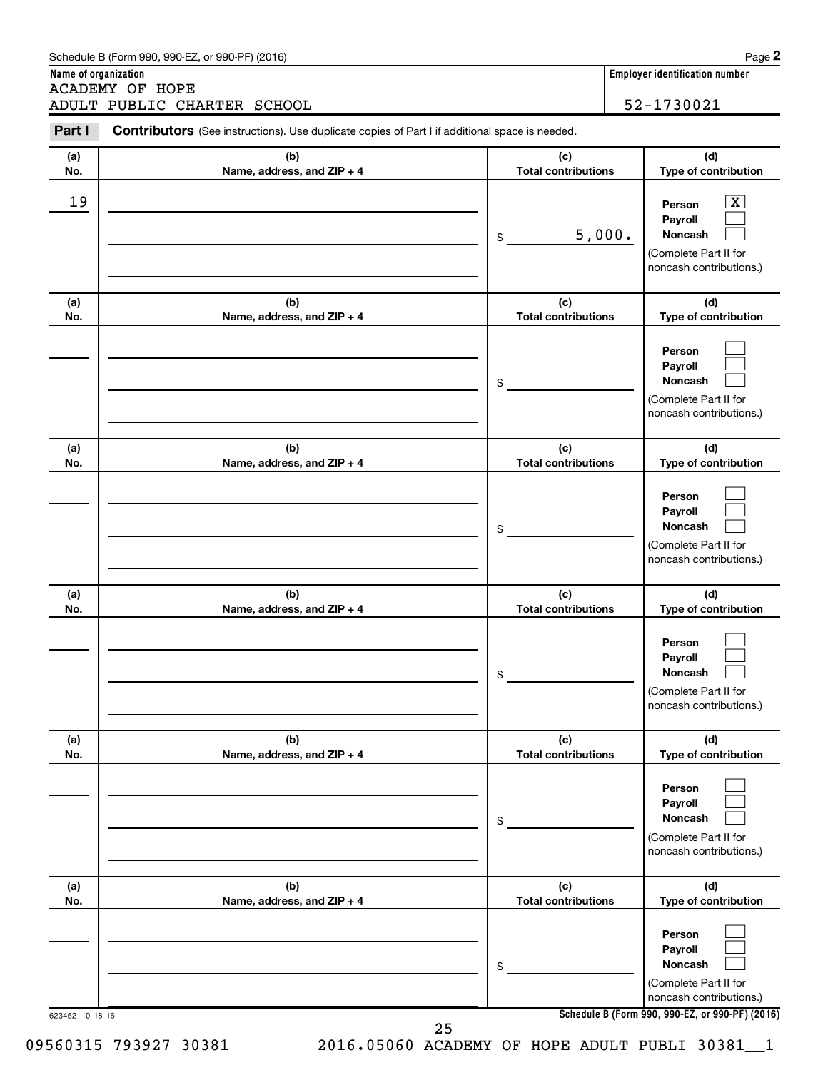Schedule B (Form 990, 990-EZ, or 990-PF) (2016)

**Name of organization**

ACADEMY OF HOPE
ADULT PUBLIC CHARTER SCHOOL

**Employer identification number**

52-1730021

**Part I** **Contributors** (See instructions). Use duplicate copies of Part I if additional space is needed.

| (a) No. | (b) Name, address, and ZIP + 4 | (c) Total contributions | (d) Type of contribution |
|---|---|---|---|
| 19 | | $ 5,000. | Person [X] Payroll [ ] Noncash [ ] (Complete Part II for noncash contributions.) |
| | | $ | Person [ ] Payroll [ ] Noncash [ ] (Complete Part II for noncash contributions.) |
| | | $ | Person [ ] Payroll [ ] Noncash [ ] (Complete Part II for noncash contributions.) |
| | | $ | Person [ ] Payroll [ ] Noncash [ ] (Complete Part II for noncash contributions.) |
| | | $ | Person [ ] Payroll [ ] Noncash [ ] (Complete Part II for noncash contributions.) |
| | | $ | Person [ ] Payroll [ ] Noncash [ ] (Complete Part II for noncash contributions.) |

623452 10-18-16

Schedule B (Form 990, 990-EZ, or 990-PF) (2016)

09560315 793927 30381 2016.05060 ACADEMY OF HOPE ADULT PUBLI 30381__1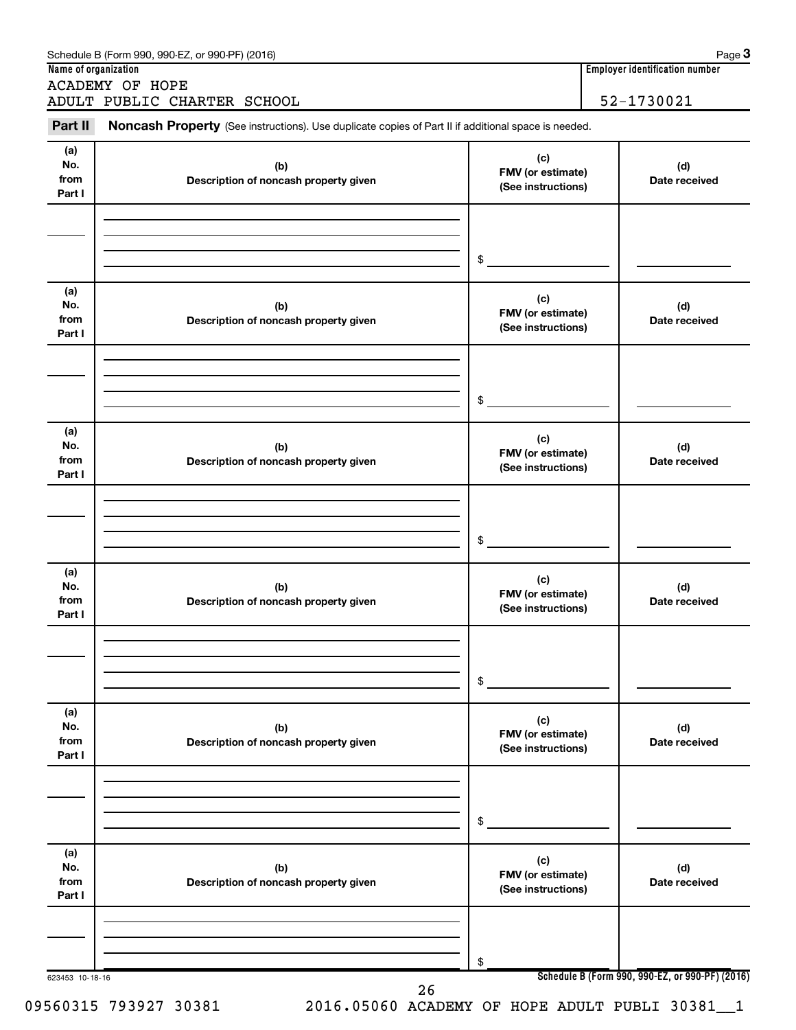Schedule B (Form 990, 990-EZ, or 990-PF) (2016) Page **3**

| Name of organization | Employer identification number |
|---|---|
| ACADEMY OF HOPE<br>ADULT PUBLIC CHARTER SCHOOL | 52-1730021 |

**Part II** **Noncash Property** (See instructions). Use duplicate copies of Part II if additional space is needed.

| (a) No. from Part I | (b) Description of noncash property given | (c) FMV (or estimate) (See instructions) | (d) Date received |
|---|---|---|---|
| | | $ | |

| (a) No. from Part I | (b) Description of noncash property given | (c) FMV (or estimate) (See instructions) | (d) Date received |
|---|---|---|---|
| | | $ | |

| (a) No. from Part I | (b) Description of noncash property given | (c) FMV (or estimate) (See instructions) | (d) Date received |
|---|---|---|---|
| | | $ | |

| (a) No. from Part I | (b) Description of noncash property given | (c) FMV (or estimate) (See instructions) | (d) Date received |
|---|---|---|---|
| | | $ | |

| (a) No. from Part I | (b) Description of noncash property given | (c) FMV (or estimate) (See instructions) | (d) Date received |
|---|---|---|---|
| | | $ | |

| (a) No. from Part I | (b) Description of noncash property given | (c) FMV (or estimate) (See instructions) | (d) Date received |
|---|---|---|---|
| | | $ | |

623453 10-18-16 **Schedule B (Form 990, 990-EZ, or 990-PF) (2016)**

09560315 793927 30381 2016.05060 ACADEMY OF HOPE ADULT PUBLI 30381__1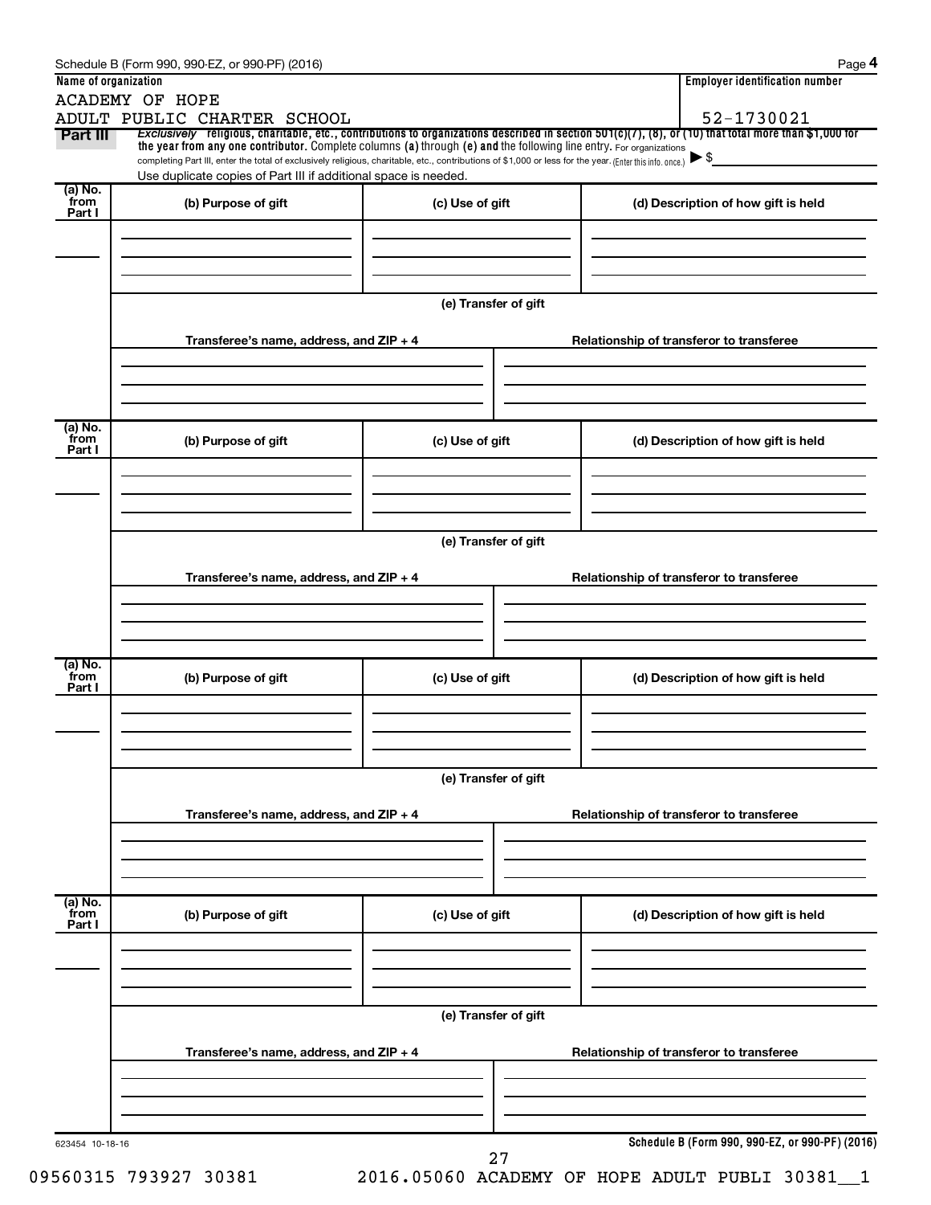Schedule B (Form 990, 990-EZ, or 990-PF) (2016) Page **4**

**Name of organization**

ACADEMY OF HOPE
ADULT PUBLIC CHARTER SCHOOL

**Employer identification number**

52-1730021

**Part III** *Exclusively* religious, charitable, etc., contributions to organizations described in section 501(c)(7), (8), or (10) that total more than $1,000 for the year from any one contributor. Complete columns (a) through (e) and the following line entry. For organizations completing Part III, enter the total of exclusively religious, charitable, etc., contributions of $1,000 or less for the year. (Enter this info. once.) ▶ $

Use duplicate copies of Part III if additional space is needed.

| (a) No. from Part I | (b) Purpose of gift | (c) Use of gift | (d) Description of how gift is held |
|---|---|---|---|
| | | | |

(e) Transfer of gift

| Transferee's name, address, and ZIP + 4 | Relationship of transferor to transferee |
|---|---|
| | |

| (a) No. from Part I | (b) Purpose of gift | (c) Use of gift | (d) Description of how gift is held |
|---|---|---|---|
| | | | |

(e) Transfer of gift

| Transferee's name, address, and ZIP + 4 | Relationship of transferor to transferee |
|---|---|
| | |

| (a) No. from Part I | (b) Purpose of gift | (c) Use of gift | (d) Description of how gift is held |
|---|---|---|---|
| | | | |

(e) Transfer of gift

| Transferee's name, address, and ZIP + 4 | Relationship of transferor to transferee |
|---|---|
| | |

| (a) No. from Part I | (b) Purpose of gift | (c) Use of gift | (d) Description of how gift is held |
|---|---|---|---|
| | | | |

(e) Transfer of gift

| Transferee's name, address, and ZIP + 4 | Relationship of transferor to transferee |
|---|---|
| | |

623454 10-18-16

**Schedule B (Form 990, 990-EZ, or 990-PF) (2016)**

09560315 793927 30381 2016.05060 ACADEMY OF HOPE ADULT PUBLI 30381__1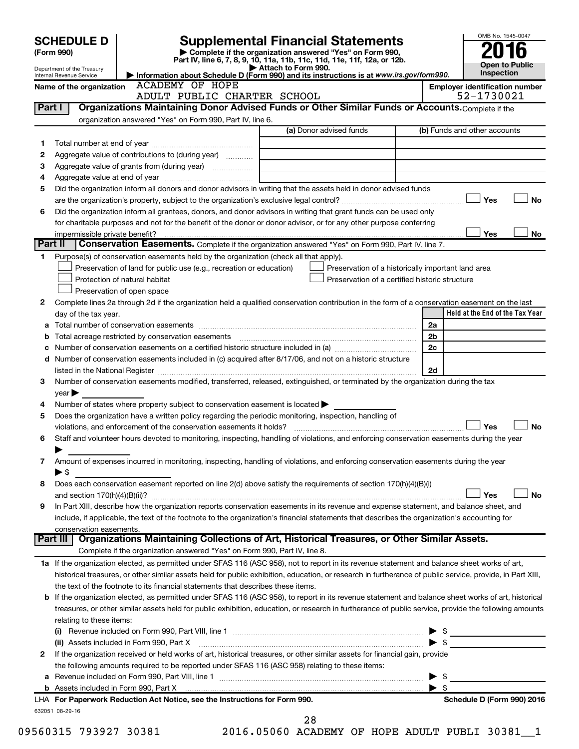**SCHEDULE D**
**(Form 990)**

Department of the Treasury
Internal Revenue Service

# Supplemental Financial Statements

▶ Complete if the organization answered "Yes" on Form 990, Part IV, line 6, 7, 8, 9, 10, 11a, 11b, 11c, 11d, 11e, 11f, 12a, or 12b.
▶ Attach to Form 990.
▶ Information about Schedule D (Form 990) and its instructions is at *www.irs.gov/form990.*

OMB No. 1545-0047
**2016**
**Open to Public Inspection**

**Name of the organization** ACADEMY OF HOPE ADULT PUBLIC CHARTER SCHOOL

**Employer identification number** 52-1730021

## Part I Organizations Maintaining Donor Advised Funds or Other Similar Funds or Accounts.

Complete if the organization answered "Yes" on Form 990, Part IV, line 6.

| | | (a) Donor advised funds | (b) Funds and other accounts |
|---|---|---|---|
| 1 | Total number at end of year | | |
| 2 | Aggregate value of contributions to (during year) | | |
| 3 | Aggregate value of grants from (during year) | | |
| 4 | Aggregate value at end of year | | |

5 Did the organization inform all donors and donor advisors in writing that the assets held in donor advised funds are the organization's property, subject to the organization's exclusive legal control? ☐ Yes ☐ No

6 Did the organization inform all grantees, donors, and donor advisors in writing that grant funds can be used only for charitable purposes and not for the benefit of the donor or donor advisor, or for any other purpose conferring impermissible private benefit? ☐ Yes ☐ No

## Part II Conservation Easements.

Complete if the organization answered "Yes" on Form 990, Part IV, line 7.

1 Purpose(s) of conservation easements held by the organization (check all that apply).

- ☐ Preservation of land for public use (e.g., recreation or education)
- ☐ Preservation of a historically important land area
- ☐ Protection of natural habitat
- ☐ Preservation of a certified historic structure
- ☐ Preservation of open space

2 Complete lines 2a through 2d if the organization held a qualified conservation contribution in the form of a conservation easement on the last day of the tax year.

| | | | Held at the End of the Tax Year |
|---|---|---|---|
| a | Total number of conservation easements | 2a | |
| b | Total acreage restricted by conservation easements | 2b | |
| c | Number of conservation easements on a certified historic structure included in (a) | 2c | |
| d | Number of conservation easements included in (c) acquired after 8/17/06, and not on a historic structure listed in the National Register | 2d | |

3 Number of conservation easements modified, transferred, released, extinguished, or terminated by the organization during the tax year ▶

4 Number of states where property subject to conservation easement is located ▶

5 Does the organization have a written policy regarding the periodic monitoring, inspection, handling of violations, and enforcement of the conservation easements it holds? ☐ Yes ☐ No

6 Staff and volunteer hours devoted to monitoring, inspecting, handling of violations, and enforcing conservation easements during the year ▶

7 Amount of expenses incurred in monitoring, inspecting, handling of violations, and enforcing conservation easements during the year ▶ $

8 Does each conservation easement reported on line 2(d) above satisfy the requirements of section 170(h)(4)(B)(i) and section 170(h)(4)(B)(ii)? ☐ Yes ☐ No

9 In Part XIII, describe how the organization reports conservation easements in its revenue and expense statement, and balance sheet, and include, if applicable, the text of the footnote to the organization's financial statements that describes the organization's accounting for conservation easements.

## Part III Organizations Maintaining Collections of Art, Historical Treasures, or Other Similar Assets.

Complete if the organization answered "Yes" on Form 990, Part IV, line 8.

1a If the organization elected, as permitted under SFAS 116 (ASC 958), not to report in its revenue statement and balance sheet works of art, historical treasures, or other similar assets held for public exhibition, education, or research in furtherance of public service, provide, in Part XIII, the text of the footnote to its financial statements that describes these items.

b If the organization elected, as permitted under SFAS 116 (ASC 958), to report in its revenue statement and balance sheet works of art, historical treasures, or other similar assets held for public exhibition, education, or research in furtherance of public service, provide the following amounts relating to these items:

(i) Revenue included on Form 990, Part VIII, line 1 ▶ $

(ii) Assets included in Form 990, Part X ▶ $

2 If the organization received or held works of art, historical treasures, or other similar assets for financial gain, provide the following amounts required to be reported under SFAS 116 (ASC 958) relating to these items:

a Revenue included on Form 990, Part VIII, line 1 ▶ $

b Assets included in Form 990, Part X ▶ $

**LHA For Paperwork Reduction Act Notice, see the Instructions for Form 990.** **Schedule D (Form 990) 2016**

632051 08-29-16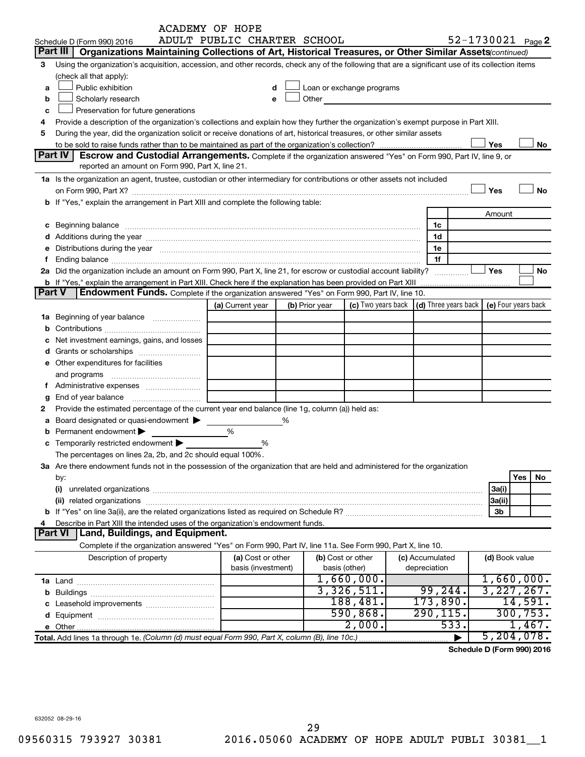ACADEMY OF HOPE
ADULT PUBLIC CHARTER SCHOOL

Schedule D (Form 990) 2016 52-1730021 Page 2

**Part III | Organizations Maintaining Collections of Art, Historical Treasures, or Other Similar Assets** *(continued)*

3 Using the organization's acquisition, accession, and other records, check any of the following that are a significant use of its collection items (check all that apply):

a ☐ Public exhibition
b ☐ Scholarly research
c ☐ Preservation for future generations
d ☐ Loan or exchange programs
e ☐ Other

4 Provide a description of the organization's collections and explain how they further the organization's exempt purpose in Part XIII.

5 During the year, did the organization solicit or receive donations of art, historical treasures, or other similar assets to be sold to raise funds rather than to be maintained as part of the organization's collection? ☐ Yes ☐ No

**Part IV | Escrow and Custodial Arrangements.** Complete if the organization answered "Yes" on Form 990, Part IV, line 9, or reported an amount on Form 990, Part X, line 21.

1a Is the organization an agent, trustee, custodian or other intermediary for contributions or other assets not included on Form 990, Part X? ☐ Yes ☐ No

b If "Yes," explain the arrangement in Part XIII and complete the following table:

| | | Amount |
|---|---|---|
| c Beginning balance | 1c | |
| d Additions during the year | 1d | |
| e Distributions during the year | 1e | |
| f Ending balance | 1f | |

2a Did the organization include an amount on Form 990, Part X, line 21, for escrow or custodial account liability? ☐ Yes ☐ No

b If "Yes," explain the arrangement in Part XIII. Check here if the explanation has been provided on Part XIII ☐

**Part V | Endowment Funds.** Complete if the organization answered "Yes" on Form 990, Part IV, line 10.

| | (a) Current year | (b) Prior year | (c) Two years back | (d) Three years back | (e) Four years back |
|---|---|---|---|---|---|
| 1a Beginning of year balance | | | | | |
| b Contributions | | | | | |
| c Net investment earnings, gains, and losses | | | | | |
| d Grants or scholarships | | | | | |
| e Other expenditures for facilities and programs | | | | | |
| f Administrative expenses | | | | | |
| g End of year balance | | | | | |

2 Provide the estimated percentage of the current year end balance (line 1g, column (a)) held as:

a Board designated or quasi-endowment ▶ %
b Permanent endowment ▶ %
c Temporarily restricted endowment ▶ %

The percentages on lines 2a, 2b, and 2c should equal 100%.

3a Are there endowment funds not in the possession of the organization that are held and administered for the organization by:

| | | Yes | No |
|---|---|---|---|
| (i) unrelated organizations | 3a(i) | | |
| (ii) related organizations | 3a(ii) | | |
| b If "Yes" on line 3a(ii), are the related organizations listed as required on Schedule R? | 3b | | |

4 Describe in Part XIII the intended uses of the organization's endowment funds.

**Part VI | Land, Buildings, and Equipment.**

Complete if the organization answered "Yes" on Form 990, Part IV, line 11a. See Form 990, Part X, line 10.

| Description of property | (a) Cost or other basis (investment) | (b) Cost or other basis (other) | (c) Accumulated depreciation | (d) Book value |
|---|---|---|---|---|
| 1a Land | | 1,660,000. | | 1,660,000. |
| b Buildings | | 3,326,511. | 99,244. | 3,227,267. |
| c Leasehold improvements | | 188,481. | 173,890. | 14,591. |
| d Equipment | | 590,868. | 290,115. | 300,753. |
| e Other | | 2,000. | 533. | 1,467. |
| **Total.** Add lines 1a through 1e. *(Column (d) must equal Form 990, Part X, column (B), line 10c.)* | | | ▶ | 5,204,078. |

**Schedule D (Form 990) 2016**

632052 08-29-16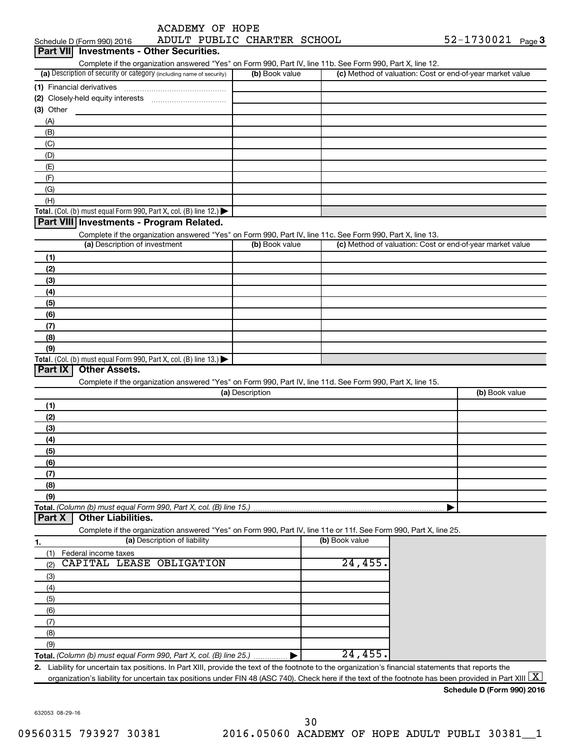Schedule D (Form 990) 2016 ACADEMY OF HOPE ADULT PUBLIC CHARTER SCHOOL 52-1730021 Page 3

## Part VII Investments - Other Securities.

Complete if the organization answered "Yes" on Form 990, Part IV, line 11b. See Form 990, Part X, line 12.

| (a) Description of security or category (including name of security) | (b) Book value | (c) Method of valuation: Cost or end-of-year market value |
|---|---|---|
| (1) Financial derivatives | | |
| (2) Closely-held equity interests | | |
| (3) Other | | |
| (A) | | |
| (B) | | |
| (C) | | |
| (D) | | |
| (E) | | |
| (F) | | |
| (G) | | |
| (H) | | |
| **Total.** (Col. (b) must equal Form 990, Part X, col. (B) line 12.) ▶ | | |

## Part VIII Investments - Program Related.

Complete if the organization answered "Yes" on Form 990, Part IV, line 11c. See Form 990, Part X, line 13.

| (a) Description of investment | (b) Book value | (c) Method of valuation: Cost or end-of-year market value |
|---|---|---|
| (1) | | |
| (2) | | |
| (3) | | |
| (4) | | |
| (5) | | |
| (6) | | |
| (7) | | |
| (8) | | |
| (9) | | |
| **Total.** (Col. (b) must equal Form 990, Part X, col. (B) line 13.) ▶ | | |

## Part IX Other Assets.

Complete if the organization answered "Yes" on Form 990, Part IV, line 11d. See Form 990, Part X, line 15.

| (a) Description | (b) Book value |
|---|---|
| (1) | |
| (2) | |
| (3) | |
| (4) | |
| (5) | |
| (6) | |
| (7) | |
| (8) | |
| (9) | |
| **Total.** *(Column (b) must equal Form 990, Part X, col. (B) line 15.)* ▶ | |

## Part X Other Liabilities.

Complete if the organization answered "Yes" on Form 990, Part IV, line 11e or 11f. See Form 990, Part X, line 25.

| 1. (a) Description of liability | (b) Book value |
|---|---|
| (1) Federal income taxes | |
| (2) CAPITAL LEASE OBLIGATION | 24,455. |
| (3) | |
| (4) | |
| (5) | |
| (6) | |
| (7) | |
| (8) | |
| (9) | |
| **Total.** *(Column (b) must equal Form 990, Part X, col. (B) line 25.)* ▶ | 24,455. |

**2.** Liability for uncertain tax positions. In Part XIII, provide the text of the footnote to the organization's financial statements that reports the organization's liability for uncertain tax positions under FIN 48 (ASC 740). Check here if the text of the footnote has been provided in Part XIII [X]

**Schedule D (Form 990) 2016**

632053 08-29-16

09560315 793927 30381 2016.05060 ACADEMY OF HOPE ADULT PUBLI 30381__1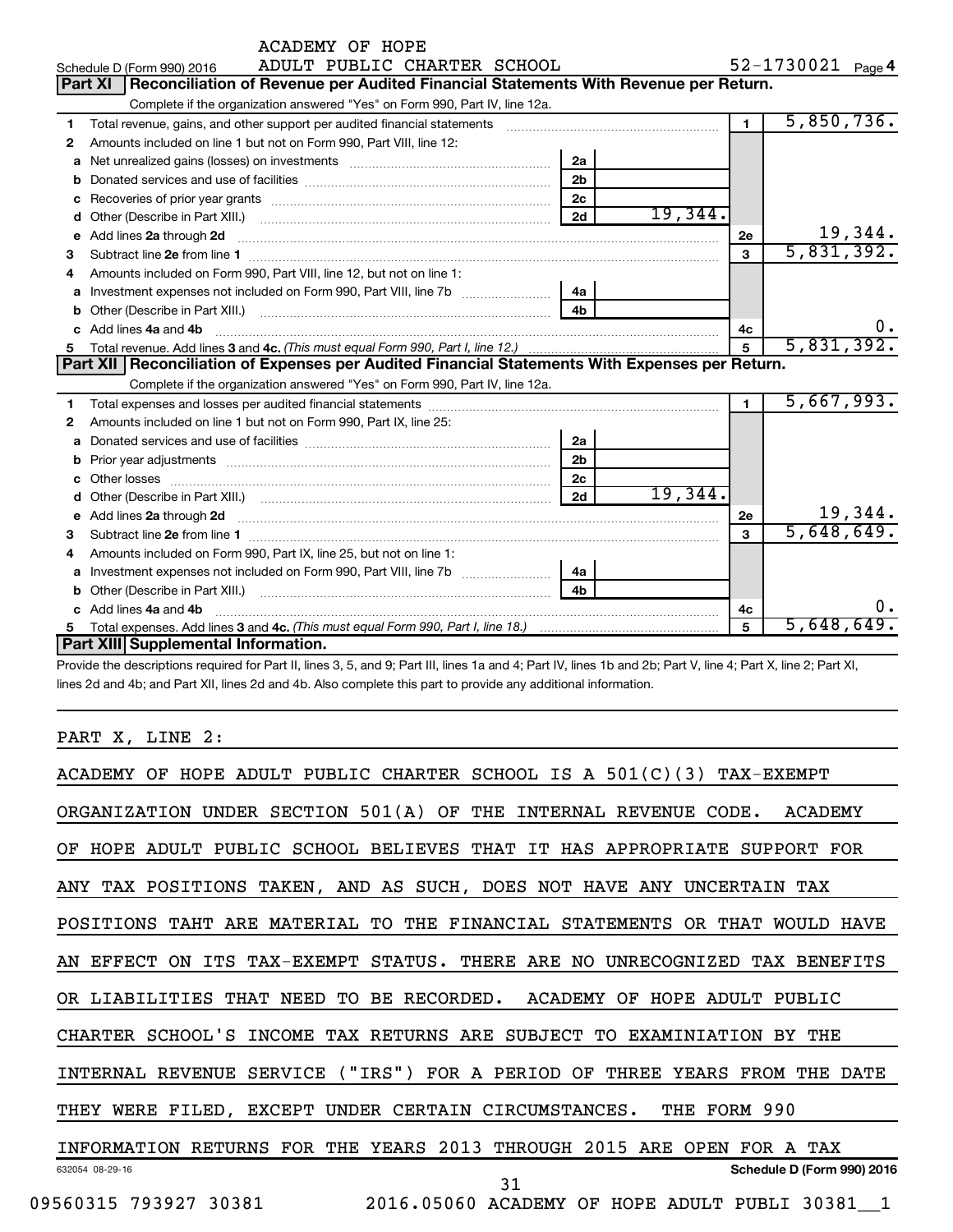ACADEMY OF HOPE
Schedule D (Form 990) 2016 ADULT PUBLIC CHARTER SCHOOL 52-1730021 Page 4

## Part XI Reconciliation of Revenue per Audited Financial Statements With Revenue per Return.

Complete if the organization answered "Yes" on Form 990, Part IV, line 12a.

| | | | | | |
|---|---|---|---|---|---|
| 1 | Total revenue, gains, and other support per audited financial statements | | | 1 | 5,850,736. |
| 2 | Amounts included on line 1 but not on Form 990, Part VIII, line 12: | | | | |
| a | Net unrealized gains (losses) on investments | 2a | | | |
| b | Donated services and use of facilities | 2b | | | |
| c | Recoveries of prior year grants | 2c | | | |
| d | Other (Describe in Part XIII.) | 2d | 19,344. | | |
| e | Add lines 2a through 2d | | | 2e | 19,344. |
| 3 | Subtract line 2e from line 1 | | | 3 | 5,831,392. |
| 4 | Amounts included on Form 990, Part VIII, line 12, but not on line 1: | | | | |
| a | Investment expenses not included on Form 990, Part VIII, line 7b | 4a | | | |
| b | Other (Describe in Part XIII.) | 4b | | | |
| c | Add lines 4a and 4b | | | 4c | 0. |
| 5 | Total revenue. Add lines 3 and 4c. *(This must equal Form 990, Part I, line 12.)* | | | 5 | 5,831,392. |

## Part XII Reconciliation of Expenses per Audited Financial Statements With Expenses per Return.

Complete if the organization answered "Yes" on Form 990, Part IV, line 12a.

| | | | | | |
|---|---|---|---|---|---|
| 1 | Total expenses and losses per audited financial statements | | | 1 | 5,667,993. |
| 2 | Amounts included on line 1 but not on Form 990, Part IX, line 25: | | | | |
| a | Donated services and use of facilities | 2a | | | |
| b | Prior year adjustments | 2b | | | |
| c | Other losses | 2c | | | |
| d | Other (Describe in Part XIII.) | 2d | 19,344. | | |
| e | Add lines 2a through 2d | | | 2e | 19,344. |
| 3 | Subtract line 2e from line 1 | | | 3 | 5,648,649. |
| 4 | Amounts included on Form 990, Part IX, line 25, but not on line 1: | | | | |
| a | Investment expenses not included on Form 990, Part VIII, line 7b | 4a | | | |
| b | Other (Describe in Part XIII.) | 4b | | | |
| c | Add lines 4a and 4b | | | 4c | 0. |
| 5 | Total expenses. Add lines 3 and 4c. *(This must equal Form 990, Part I, line 18.)* | | | 5 | 5,648,649. |

## Part XIII Supplemental Information.

Provide the descriptions required for Part II, lines 3, 5, and 9; Part III, lines 1a and 4; Part IV, lines 1b and 2b; Part V, line 4; Part X, line 2; Part XI, lines 2d and 4b; and Part XII, lines 2d and 4b. Also complete this part to provide any additional information.

PART X, LINE 2:

ACADEMY OF HOPE ADULT PUBLIC CHARTER SCHOOL IS A 501(C)(3) TAX-EXEMPT ORGANIZATION UNDER SECTION 501(A) OF THE INTERNAL REVENUE CODE. ACADEMY OF HOPE ADULT PUBLIC SCHOOL BELIEVES THAT IT HAS APPROPRIATE SUPPORT FOR ANY TAX POSITIONS TAKEN, AND AS SUCH, DOES NOT HAVE ANY UNCERTAIN TAX POSITIONS TAHT ARE MATERIAL TO THE FINANCIAL STATEMENTS OR THAT WOULD HAVE AN EFFECT ON ITS TAX-EXEMPT STATUS. THERE ARE NO UNRECOGNIZED TAX BENEFITS OR LIABILITIES THAT NEED TO BE RECORDED. ACADEMY OF HOPE ADULT PUBLIC CHARTER SCHOOL'S INCOME TAX RETURNS ARE SUBJECT TO EXAMINIATION BY THE INTERNAL REVENUE SERVICE ("IRS") FOR A PERIOD OF THREE YEARS FROM THE DATE THEY WERE FILED, EXCEPT UNDER CERTAIN CIRCUMSTANCES. THE FORM 990 INFORMATION RETURNS FOR THE YEARS 2013 THROUGH 2015 ARE OPEN FOR A TAX

632054 08-29-16 Schedule D (Form 990) 2016

09560315 793927 30381 2016.05060 ACADEMY OF HOPE ADULT PUBLI 30381__1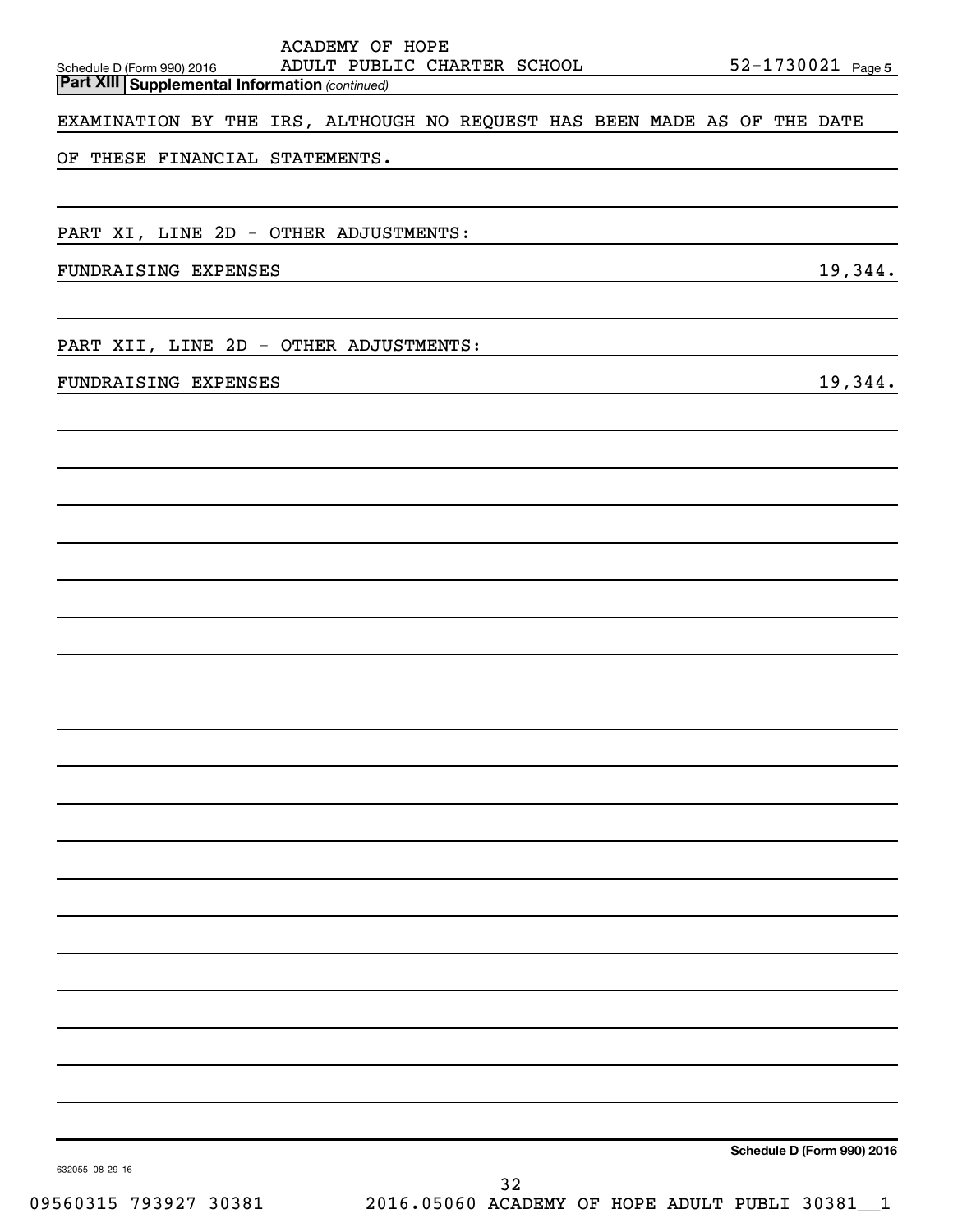ACADEMY OF HOPE
Schedule D (Form 990) 2016 ADULT PUBLIC CHARTER SCHOOL 52-1730021 Page 5

**Part XIII Supplemental Information** *(continued)*

EXAMINATION BY THE IRS, ALTHOUGH NO REQUEST HAS BEEN MADE AS OF THE DATE OF THESE FINANCIAL STATEMENTS.

PART XI, LINE 2D - OTHER ADJUSTMENTS:

| | |
|---|---|
| FUNDRAISING EXPENSES | 19,344. |

PART XII, LINE 2D - OTHER ADJUSTMENTS:

| | |
|---|---|
| FUNDRAISING EXPENSES | 19,344. |

**Schedule D (Form 990) 2016**

632055 08-29-16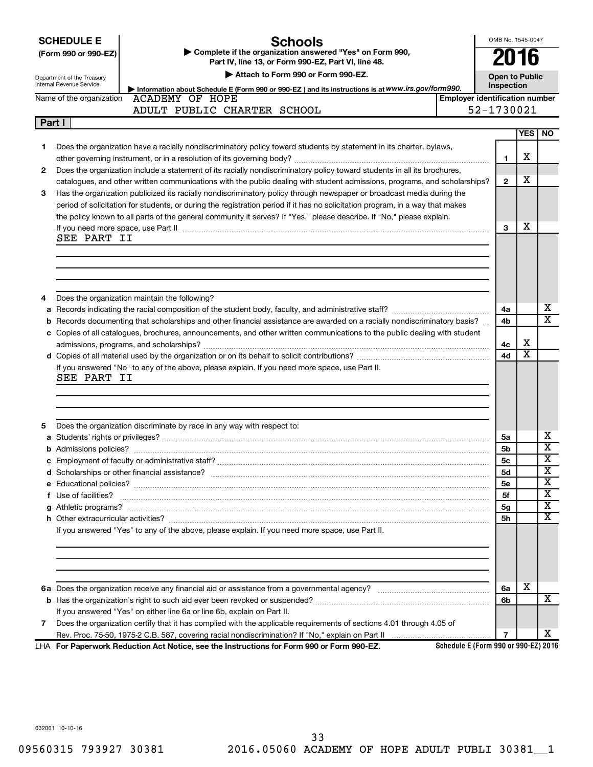**SCHEDULE E**
**(Form 990 or 990-EZ)**

Department of the Treasury
Internal Revenue Service

# Schools

▶ **Complete if the organization answered "Yes" on Form 990, Part IV, line 13, or Form 990-EZ, Part VI, line 48.**

▶ **Attach to Form 990 or Form 990-EZ.**

▶ **Information about Schedule E (Form 990 or 990-EZ) and its instructions is at** *www.irs.gov/form990.*

OMB No. 1545-0047

**2016**

**Open to Public Inspection**

Name of the organization: ACADEMY OF HOPE ADULT PUBLIC CHARTER SCHOOL

**Employer identification number:** 52-1730021

## Part I

| | | Line | YES | NO |
|---|---|---|---|---|
| **1** | Does the organization have a racially nondiscriminatory policy toward students by statement in its charter, bylaws, other governing instrument, or in a resolution of its governing body? | 1 | X | |
| **2** | Does the organization include a statement of its racially nondiscriminatory policy toward students in all its brochures, catalogues, and other written communications with the public dealing with student admissions, programs, and scholarships? | 2 | X | |
| **3** | Has the organization publicized its racially nondiscriminatory policy through newspaper or broadcast media during the period of solicitation for students, or during the registration period if it has no solicitation program, in a way that makes the policy known to all parts of the general community it serves? If "Yes," please describe. If "No," please explain. If you need more space, use Part II | 3 | X | |

SEE PART II

| | | Line | YES | NO |
|---|---|---|---|---|
| **4** | Does the organization maintain the following? | | | |
| **a** | Records indicating the racial composition of the student body, faculty, and administrative staff? | 4a | | X |
| **b** | Records documenting that scholarships and other financial assistance are awarded on a racially nondiscriminatory basis? | 4b | | X |
| **c** | Copies of all catalogues, brochures, announcements, and other written communications to the public dealing with student admissions, programs, and scholarships? | 4c | X | |
| **d** | Copies of all material used by the organization or on its behalf to solicit contributions? | 4d | X | |

If you answered "No" to any of the above, please explain. If you need more space, use Part II.

SEE PART II

| | | Line | YES | NO |
|---|---|---|---|---|
| **5** | Does the organization discriminate by race in any way with respect to: | | | |
| **a** | Students' rights or privileges? | 5a | | X |
| **b** | Admissions policies? | 5b | | X |
| **c** | Employment of faculty or administrative staff? | 5c | | X |
| **d** | Scholarships or other financial assistance? | 5d | | X |
| **e** | Educational policies? | 5e | | X |
| **f** | Use of facilities? | 5f | | X |
| **g** | Athletic programs? | 5g | | X |
| **h** | Other extracurricular activities? | 5h | | X |

If you answered "Yes" to any of the above, please explain. If you need more space, use Part II.

| | | Line | YES | NO |
|---|---|---|---|---|
| **6a** | Does the organization receive any financial aid or assistance from a governmental agency? | 6a | X | |
| **b** | Has the organization's right to such aid ever been revoked or suspended? | 6b | | X |
| | If you answered "Yes" on either line 6a or line 6b, explain on Part II. | | | |
| **7** | Does the organization certify that it has complied with the applicable requirements of sections 4.01 through 4.05 of Rev. Proc. 75-50, 1975-2 C.B. 587, covering racial nondiscrimination? If "No," explain on Part II | 7 | | X |

LHA **For Paperwork Reduction Act Notice, see the Instructions for Form 990 or Form 990-EZ.** **Schedule E (Form 990 or 990-EZ) 2016**

632061 10-10-16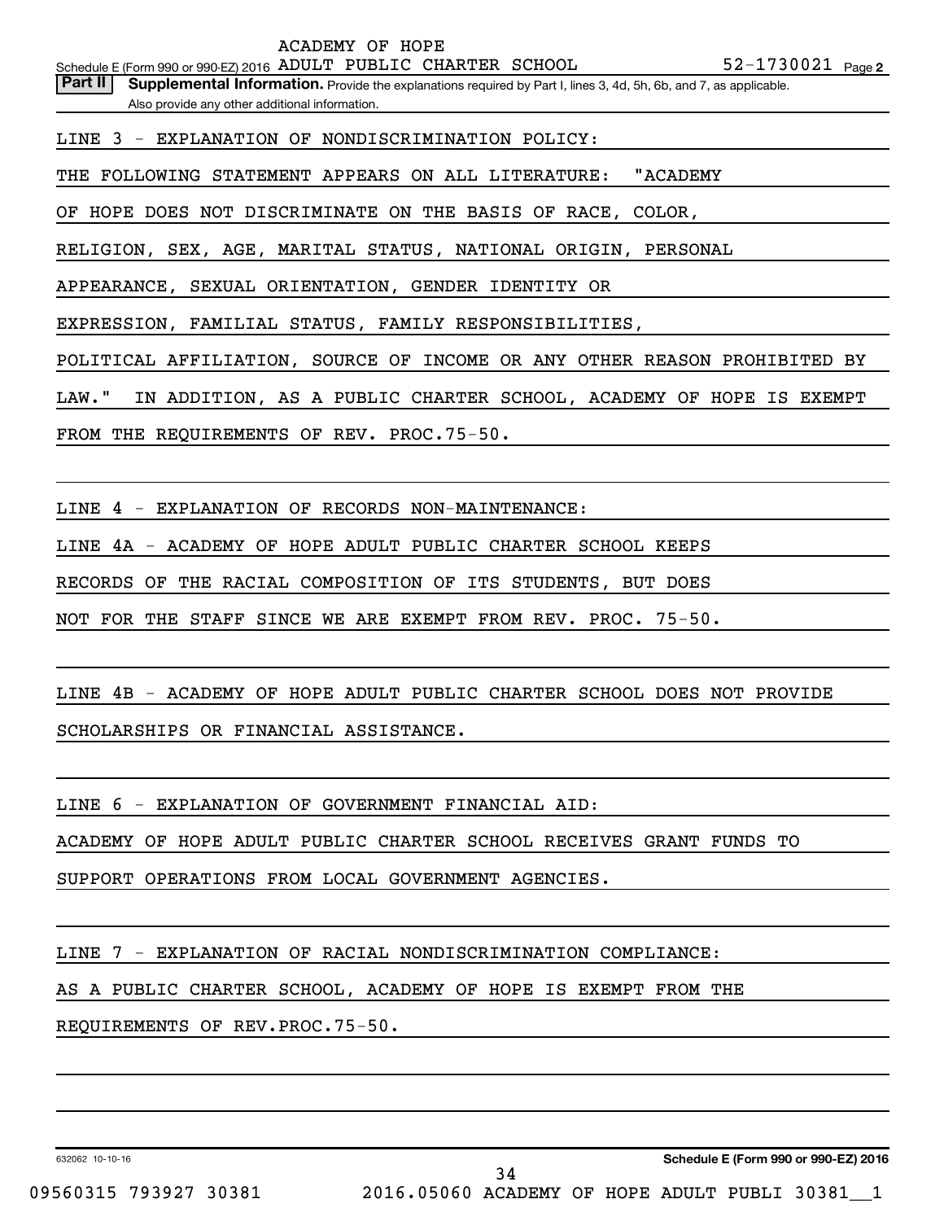ACADEMY OF HOPE

Schedule E (Form 990 or 990-EZ) 2016 ADULT PUBLIC CHARTER SCHOOL 52-1730021 Page **2**

**Part II** **Supplemental Information.** Provide the explanations required by Part I, lines 3, 4d, 5h, 6b, and 7, as applicable. Also provide any other additional information.

LINE 3 - EXPLANATION OF NONDISCRIMINATION POLICY:

THE FOLLOWING STATEMENT APPEARS ON ALL LITERATURE: "ACADEMY OF HOPE DOES NOT DISCRIMINATE ON THE BASIS OF RACE, COLOR, RELIGION, SEX, AGE, MARITAL STATUS, NATIONAL ORIGIN, PERSONAL APPEARANCE, SEXUAL ORIENTATION, GENDER IDENTITY OR EXPRESSION, FAMILIAL STATUS, FAMILY RESPONSIBILITIES, POLITICAL AFFILIATION, SOURCE OF INCOME OR ANY OTHER REASON PROHIBITED BY LAW." IN ADDITION, AS A PUBLIC CHARTER SCHOOL, ACADEMY OF HOPE IS EXEMPT FROM THE REQUIREMENTS OF REV. PROC.75-50.

LINE 4 - EXPLANATION OF RECORDS NON-MAINTENANCE:

LINE 4A - ACADEMY OF HOPE ADULT PUBLIC CHARTER SCHOOL KEEPS RECORDS OF THE RACIAL COMPOSITION OF ITS STUDENTS, BUT DOES NOT FOR THE STAFF SINCE WE ARE EXEMPT FROM REV. PROC. 75-50.

LINE 4B - ACADEMY OF HOPE ADULT PUBLIC CHARTER SCHOOL DOES NOT PROVIDE SCHOLARSHIPS OR FINANCIAL ASSISTANCE.

LINE 6 - EXPLANATION OF GOVERNMENT FINANCIAL AID:

ACADEMY OF HOPE ADULT PUBLIC CHARTER SCHOOL RECEIVES GRANT FUNDS TO SUPPORT OPERATIONS FROM LOCAL GOVERNMENT AGENCIES.

LINE 7 - EXPLANATION OF RACIAL NONDISCRIMINATION COMPLIANCE:

AS A PUBLIC CHARTER SCHOOL, ACADEMY OF HOPE IS EXEMPT FROM THE REQUIREMENTS OF REV.PROC.75-50.

632062 10-10-16 **Schedule E (Form 990 or 990-EZ) 2016**

09560315 793927 30381 2016.05060 ACADEMY OF HOPE ADULT PUBLI 30381__1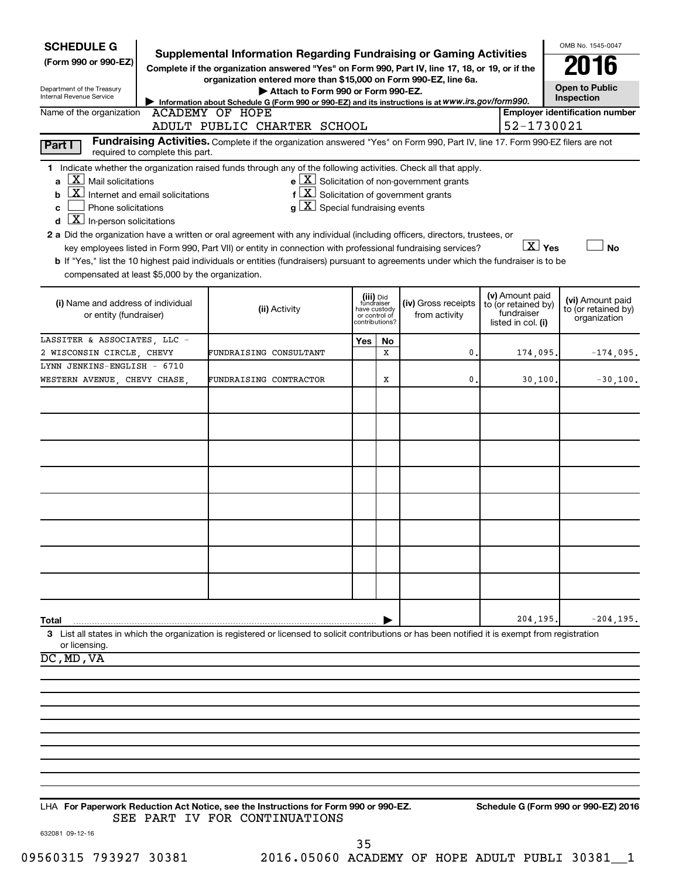**SCHEDULE G**
**(Form 990 or 990-EZ)**

Department of the Treasury
Internal Revenue Service

# Supplemental Information Regarding Fundraising or Gaming Activities

**Complete if the organization answered "Yes" on Form 990, Part IV, line 17, 18, or 19, or if the organization entered more than $15,000 on Form 990-EZ, line 6a.**

▶ **Attach to Form 990 or Form 990-EZ.**

▶ **Information about Schedule G (Form 990 or 990-EZ) and its instructions is at** *www.irs.gov/form990.*

OMB No. 1545-0047

**2016**

**Open to Public Inspection**

Name of the organization: ACADEMY OF HOPE ADULT PUBLIC CHARTER SCHOOL

**Employer identification number:** 52-1730021

**Part I** **Fundraising Activities.** Complete if the organization answered "Yes" on Form 990, Part IV, line 17. Form 990-EZ filers are not required to complete this part.

**1** Indicate whether the organization raised funds through any of the following activities. Check all that apply.

- **a** [X] Mail solicitations
- **b** [X] Internet and email solicitations
- **c** [ ] Phone solicitations
- **d** [X] In-person solicitations
- **e** [X] Solicitation of non-government grants
- **f** [X] Solicitation of government grants
- **g** [X] Special fundraising events

**2 a** Did the organization have a written or oral agreement with any individual (including officers, directors, trustees, or key employees listed in Form 990, Part VII) or entity in connection with professional fundraising services? [X] **Yes** [ ] **No**

**b** If "Yes," list the 10 highest paid individuals or entities (fundraisers) pursuant to agreements under which the fundraiser is to be compensated at least $5,000 by the organization.

| (i) Name and address of individual or entity (fundraiser) | (ii) Activity | (iii) Did fundraiser have custody or control of contributions? Yes | No | (iv) Gross receipts from activity | (v) Amount paid to (or retained by) fundraiser listed in col. (i) | (vi) Amount paid to (or retained by) organization |
|---|---|---|---|---|---|---|
| LASSITER & ASSOCIATES, LLC - 2 WISCONSIN CIRCLE, CHEVY | FUNDRAISING CONSULTANT | | X | 0. | 174,095. | -174,095. |
| LYNN JENKINS-ENGLISH - 6710 WESTERN AVENUE, CHEVY CHASE, | FUNDRAISING CONTRACTOR | | X | 0. | 30,100. | -30,100. |
| | | | | | | |
| | | | | | | |
| | | | | | | |
| | | | | | | |
| | | | | | | |
| | | | | | | |
| | | | | | | |
| | | | | | | |
| **Total** | | | | | 204,195. | -204,195. |

**3** List all states in which the organization is registered or licensed to solicit contributions or has been notified it is exempt from registration or licensing.

DC,MD,VA

LHA **For Paperwork Reduction Act Notice, see the Instructions for Form 990 or 990-EZ.** **Schedule G (Form 990 or 990-EZ) 2016**

SEE PART IV FOR CONTINUATIONS

632081 09-12-16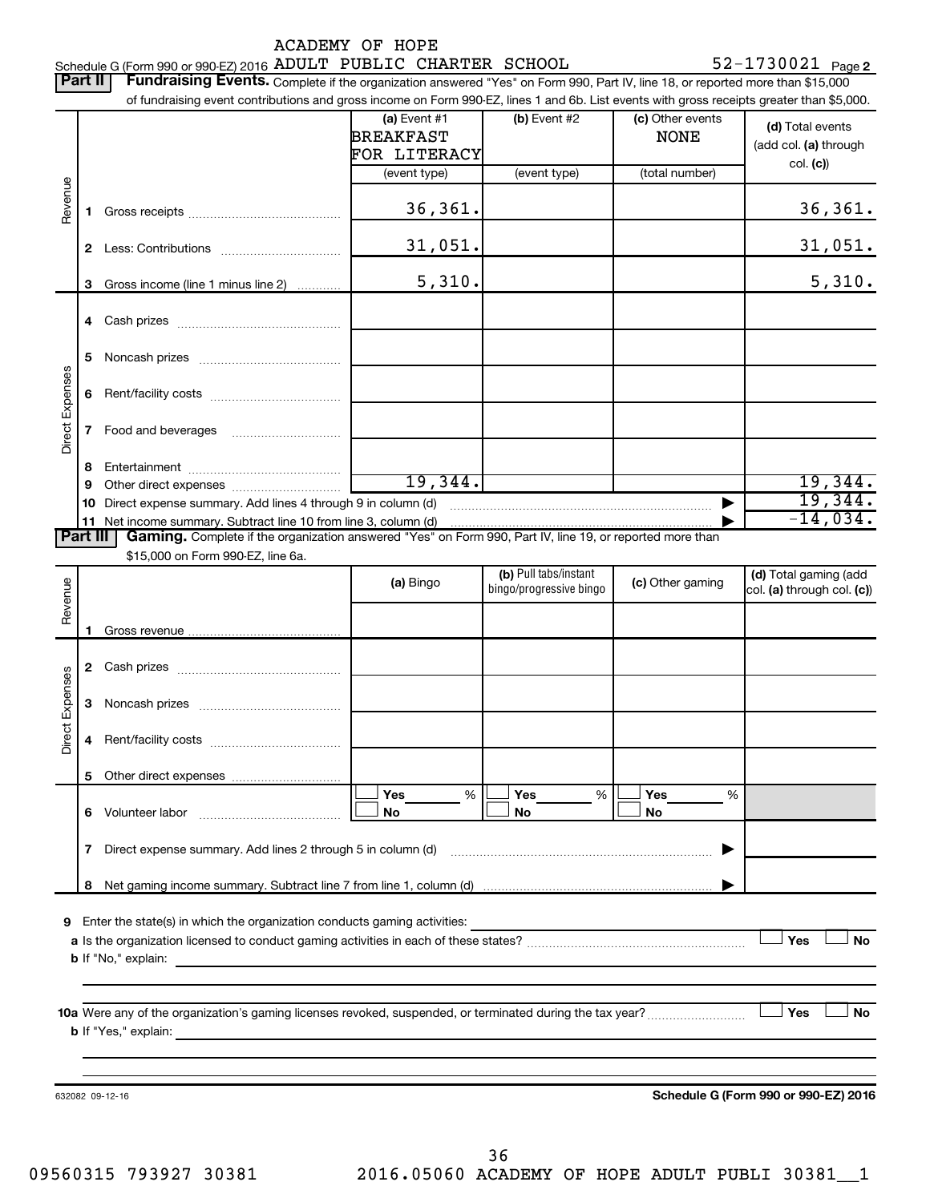Schedule G (Form 990 or 990-EZ) 2016 ACADEMY OF HOPE ADULT PUBLIC CHARTER SCHOOL 52-1730021 Page **2**

**Part II** **Fundraising Events.** Complete if the organization answered "Yes" on Form 990, Part IV, line 18, or reported more than $15,000 of fundraising event contributions and gross income on Form 990-EZ, lines 1 and 6b. List events with gross receipts greater than $5,000.

| | | (a) Event #1 BREAKFAST FOR LITERACY (event type) | (b) Event #2 (event type) | (c) Other events NONE (total number) | (d) Total events (add col. (a) through col. (c)) |
|---|---|---|---|---|---|
| Revenue | 1 Gross receipts | 36,361. | | | 36,361. |
| | 2 Less: Contributions | 31,051. | | | 31,051. |
| | 3 Gross income (line 1 minus line 2) | 5,310. | | | 5,310. |
| Direct Expenses | 4 Cash prizes | | | | |
| | 5 Noncash prizes | | | | |
| | 6 Rent/facility costs | | | | |
| | 7 Food and beverages | | | | |
| | 8 Entertainment | | | | |
| | 9 Other direct expenses | 19,344. | | | 19,344. |
| | 10 Direct expense summary. Add lines 4 through 9 in column (d) | | | ▶ | 19,344. |
| | 11 Net income summary. Subtract line 10 from line 3, column (d) | | | ▶ | -14,034. |

**Part III** **Gaming.** Complete if the organization answered "Yes" on Form 990, Part IV, line 19, or reported more than $15,000 on Form 990-EZ, line 6a.

| | | (a) Bingo | (b) Pull tabs/instant bingo/progressive bingo | (c) Other gaming | (d) Total gaming (add col. (a) through col. (c)) |
|---|---|---|---|---|---|
| Revenue | 1 Gross revenue | | | | |
| Direct Expenses | 2 Cash prizes | | | | |
| | 3 Noncash prizes | | | | |
| | 4 Rent/facility costs | | | | |
| | 5 Other direct expenses | | | | |
| | 6 Volunteer labor | ☐ Yes ___ % ☐ No | ☐ Yes ___ % ☐ No | ☐ Yes ___ % ☐ No | |
| | 7 Direct expense summary. Add lines 2 through 5 in column (d) | | | ▶ | |
| | 8 Net gaming income summary. Subtract line 7 from line 1, column (d) | | | ▶ | |

**9** Enter the state(s) in which the organization conducts gaming activities:

**a** Is the organization licensed to conduct gaming activities in each of these states? ☐ Yes ☐ No

**b** If "No," explain:

**10a** Were any of the organization's gaming licenses revoked, suspended, or terminated during the tax year? ☐ Yes ☐ No

**b** If "Yes," explain:

632082 09-12-16 **Schedule G (Form 990 or 990-EZ) 2016**

09560315 793927 30381 2016.05060 ACADEMY OF HOPE ADULT PUBLI 30381__1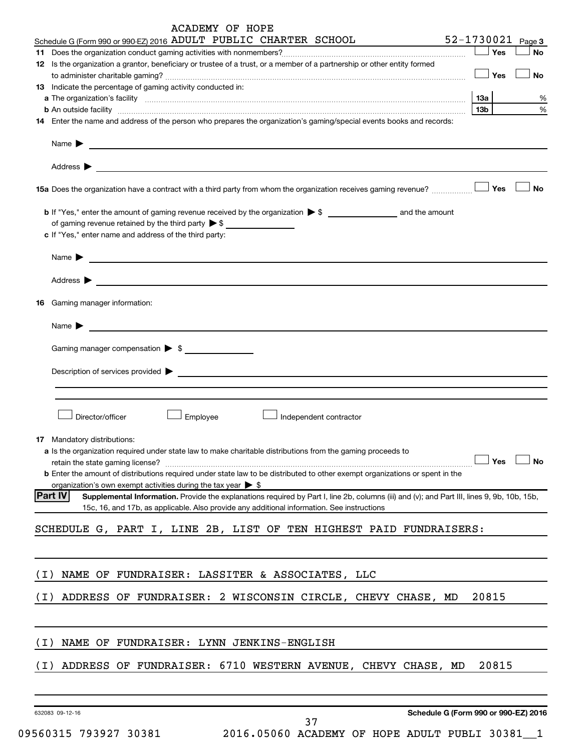ACADEMY OF HOPE

Schedule G (Form 990 or 990-EZ) 2016 ADULT PUBLIC CHARTER SCHOOL 52-1730021 Page 3

**11** Does the organization conduct gaming activities with nonmembers? ☐ Yes ☐ No

**12** Is the organization a grantor, beneficiary or trustee of a trust, or a member of a partnership or other entity formed to administer charitable gaming? ☐ Yes ☐ No

**13** Indicate the percentage of gaming activity conducted in:

**a** The organization's facility **13a** %

**b** An outside facility **13b** %

**14** Enter the name and address of the person who prepares the organization's gaming/special events books and records:

Name ▶

Address ▶

**15a** Does the organization have a contract with a third party from whom the organization receives gaming revenue? ☐ Yes ☐ No

**b** If "Yes," enter the amount of gaming revenue received by the organization ▶ $ ______ and the amount of gaming revenue retained by the third party ▶ $ ______

**c** If "Yes," enter name and address of the third party:

Name ▶

Address ▶

**16** Gaming manager information:

Name ▶

Gaming manager compensation ▶ $

Description of services provided ▶

☐ Director/officer ☐ Employee ☐ Independent contractor

**17** Mandatory distributions:

**a** Is the organization required under state law to make charitable distributions from the gaming proceeds to retain the state gaming license? ☐ Yes ☐ No

**b** Enter the amount of distributions required under state law to be distributed to other exempt organizations or spent in the organization's own exempt activities during the tax year ▶ $

**Part IV** **Supplemental Information.** Provide the explanations required by Part I, line 2b, columns (iii) and (v); and Part III, lines 9, 9b, 10b, 15b, 15c, 16, and 17b, as applicable. Also provide any additional information. See instructions

SCHEDULE G, PART I, LINE 2B, LIST OF TEN HIGHEST PAID FUNDRAISERS:

(I) NAME OF FUNDRAISER: LASSITER & ASSOCIATES, LLC

(I) ADDRESS OF FUNDRAISER: 2 WISCONSIN CIRCLE, CHEVY CHASE, MD 20815

(I) NAME OF FUNDRAISER: LYNN JENKINS-ENGLISH

(I) ADDRESS OF FUNDRAISER: 6710 WESTERN AVENUE, CHEVY CHASE, MD 20815

632083 09-12-16 **Schedule G (Form 990 or 990-EZ) 2016**

09560315 793927 30381 2016.05060 ACADEMY OF HOPE ADULT PUBLI 30381__1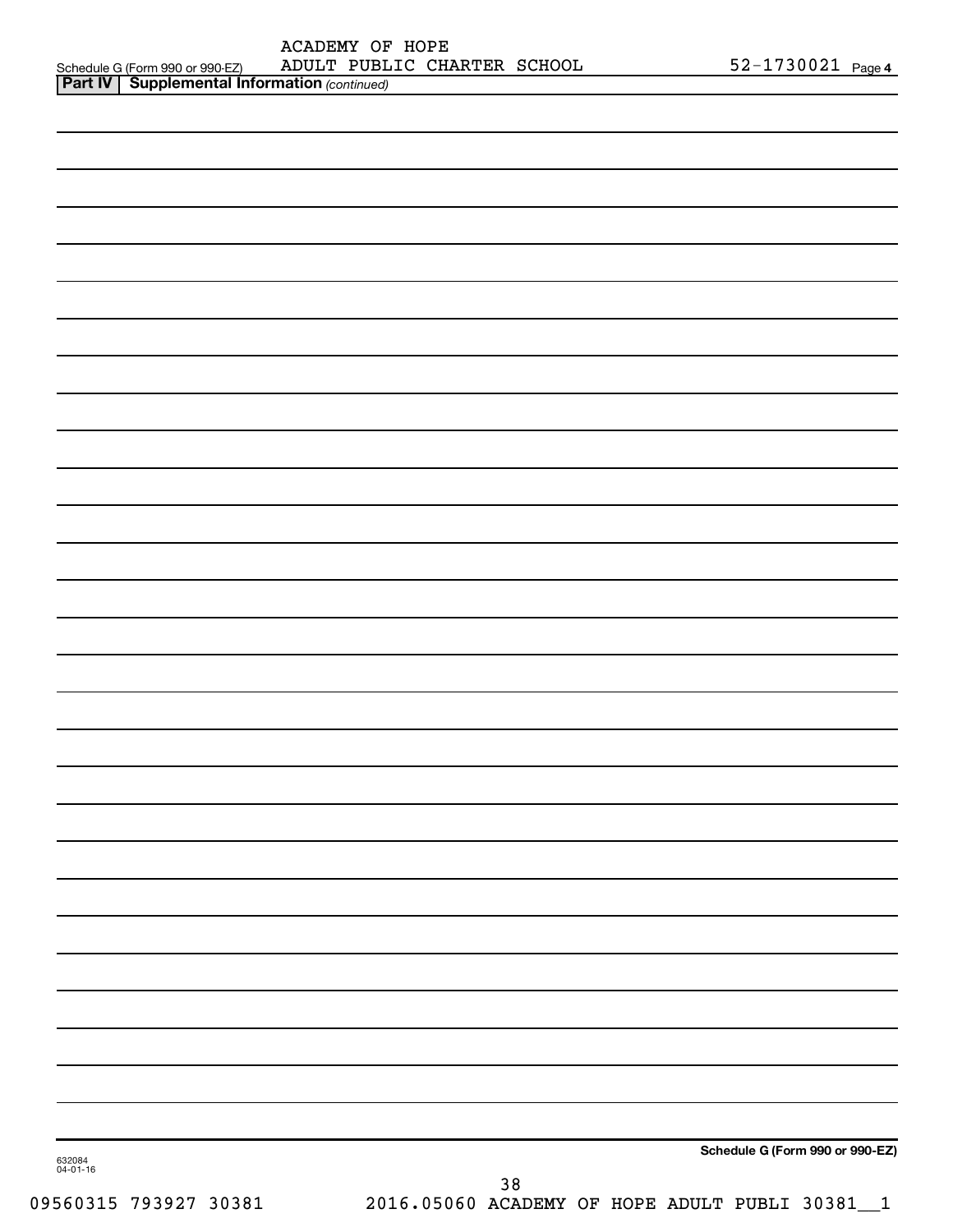Schedule G (Form 990 or 990-EZ) ACADEMY OF HOPE ADULT PUBLIC CHARTER SCHOOL 52-1730021 Page 4

**Part IV | Supplemental Information** *(continued)*

**Schedule G (Form 990 or 990-EZ)**

632084 04-01-16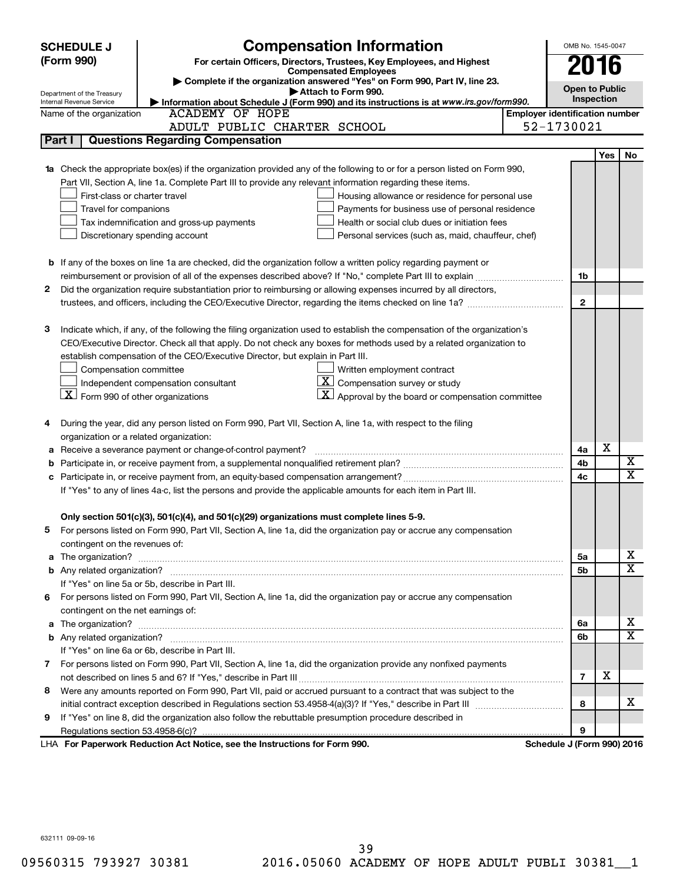# SCHEDULE J (Form 990)

## Compensation Information

**For certain Officers, Directors, Trustees, Key Employees, and Highest Compensated Employees**

▶ Complete if the organization answered "Yes" on Form 990, Part IV, line 23.

▶ Attach to Form 990.

▶ Information about Schedule J (Form 990) and its instructions is at *www.irs.gov/form990.*

Department of the Treasury
Internal Revenue Service

OMB No. 1545-0047

**2016**

**Open to Public Inspection**

Name of the organization: ACADEMY OF HOPE ADULT PUBLIC CHARTER SCHOOL

Employer identification number: 52-1730021

### Part I | Questions Regarding Compensation

| | | | Yes | No |
|---|---|---|---|---|
| **1a** | Check the appropriate box(es) if the organization provided any of the following to or for a person listed on Form 990, Part VII, Section A, line 1a. Complete Part III to provide any relevant information regarding these items.<br>☐ First-class or charter travel ☐ Housing allowance or residence for personal use<br>☐ Travel for companions ☐ Payments for business use of personal residence<br>☐ Tax indemnification and gross-up payments ☐ Health or social club dues or initiation fees<br>☐ Discretionary spending account ☐ Personal services (such as, maid, chauffeur, chef) | | | |
| **b** | If any of the boxes on line 1a are checked, did the organization follow a written policy regarding payment or reimbursement or provision of all of the expenses described above? If "No," complete Part III to explain | 1b | | |
| **2** | Did the organization require substantiation prior to reimbursing or allowing expenses incurred by all directors, trustees, and officers, including the CEO/Executive Director, regarding the items checked on line 1a? | 2 | | |
| **3** | Indicate which, if any, of the following the filing organization used to establish the compensation of the organization's CEO/Executive Director. Check all that apply. Do not check any boxes for methods used by a related organization to establish compensation of the CEO/Executive Director, but explain in Part III.<br>☐ Compensation committee ☐ Written employment contract<br>☐ Independent compensation consultant ☒ Compensation survey or study<br>☒ Form 990 of other organizations ☒ Approval by the board or compensation committee | | | |
| **4** | During the year, did any person listed on Form 990, Part VII, Section A, line 1a, with respect to the filing organization or a related organization: | | | |
| **a** | Receive a severance payment or change-of-control payment? | 4a | X | |
| **b** | Participate in, or receive payment from, a supplemental nonqualified retirement plan? | 4b | | X |
| **c** | Participate in, or receive payment from, an equity-based compensation arrangement? | 4c | | X |
| | If "Yes" to any of lines 4a-c, list the persons and provide the applicable amounts for each item in Part III. | | | |
| | **Only section 501(c)(3), 501(c)(4), and 501(c)(29) organizations must complete lines 5-9.** | | | |
| **5** | For persons listed on Form 990, Part VII, Section A, line 1a, did the organization pay or accrue any compensation contingent on the revenues of: | | | |
| **a** | The organization? | 5a | | X |
| **b** | Any related organization? | 5b | | X |
| | If "Yes" on line 5a or 5b, describe in Part III. | | | |
| **6** | For persons listed on Form 990, Part VII, Section A, line 1a, did the organization pay or accrue any compensation contingent on the net earnings of: | | | |
| **a** | The organization? | 6a | | X |
| **b** | Any related organization? | 6b | | X |
| | If "Yes" on line 6a or 6b, describe in Part III. | | | |
| **7** | For persons listed on Form 990, Part VII, Section A, line 1a, did the organization provide any nonfixed payments not described on lines 5 and 6? If "Yes," describe in Part III | 7 | X | |
| **8** | Were any amounts reported on Form 990, Part VII, paid or accrued pursuant to a contract that was subject to the initial contract exception described in Regulations section 53.4958-4(a)(3)? If "Yes," describe in Part III | 8 | | X |
| **9** | If "Yes" on line 8, did the organization also follow the rebuttable presumption procedure described in Regulations section 53.4958-6(c)? | 9 | | |

LHA **For Paperwork Reduction Act Notice, see the Instructions for Form 990.** **Schedule J (Form 990) 2016**

632111 09-09-16

09560315 793927 30381 2016.05060 ACADEMY OF HOPE ADULT PUBLI 30381__1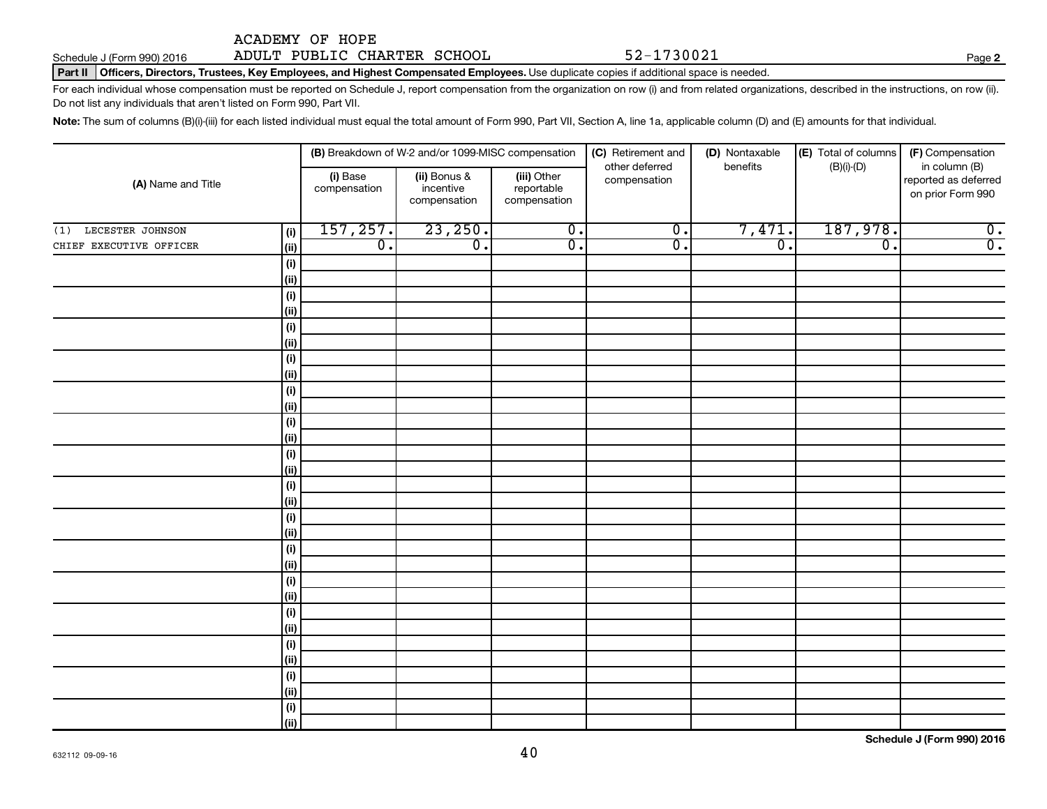ACADEMY OF HOPE
Schedule J (Form 990) 2016 ADULT PUBLIC CHARTER SCHOOL 52-1730021 Page **2**

**Part II** **Officers, Directors, Trustees, Key Employees, and Highest Compensated Employees.** Use duplicate copies if additional space is needed.

For each individual whose compensation must be reported on Schedule J, report compensation from the organization on row (i) and from related organizations, described in the instructions, on row (ii). Do not list any individuals that aren't listed on Form 990, Part VII.

**Note:** The sum of columns (B)(i)-(iii) for each listed individual must equal the total amount of Form 990, Part VII, Section A, line 1a, applicable column (D) and (E) amounts for that individual.

| (A) Name and Title | | (B) Breakdown of W-2 and/or 1099-MISC compensation | | | (C) Retirement and other deferred compensation | (D) Nontaxable benefits | (E) Total of columns (B)(i)-(D) | (F) Compensation in column (B) reported as deferred on prior Form 990 |
|---|---|---|---|---|---|---|---|---|
| | | (i) Base compensation | (ii) Bonus & incentive compensation | (iii) Other reportable compensation | | | | |
| (1) LECESTER JOHNSON | (i) | 157,257. | 23,250. | 0. | 0. | 7,471. | 187,978. | 0. |
| CHIEF EXECUTIVE OFFICER | (ii) | 0. | 0. | 0. | 0. | 0. | 0. | 0. |

Schedule J (Form 990) 2016

632112 09-09-16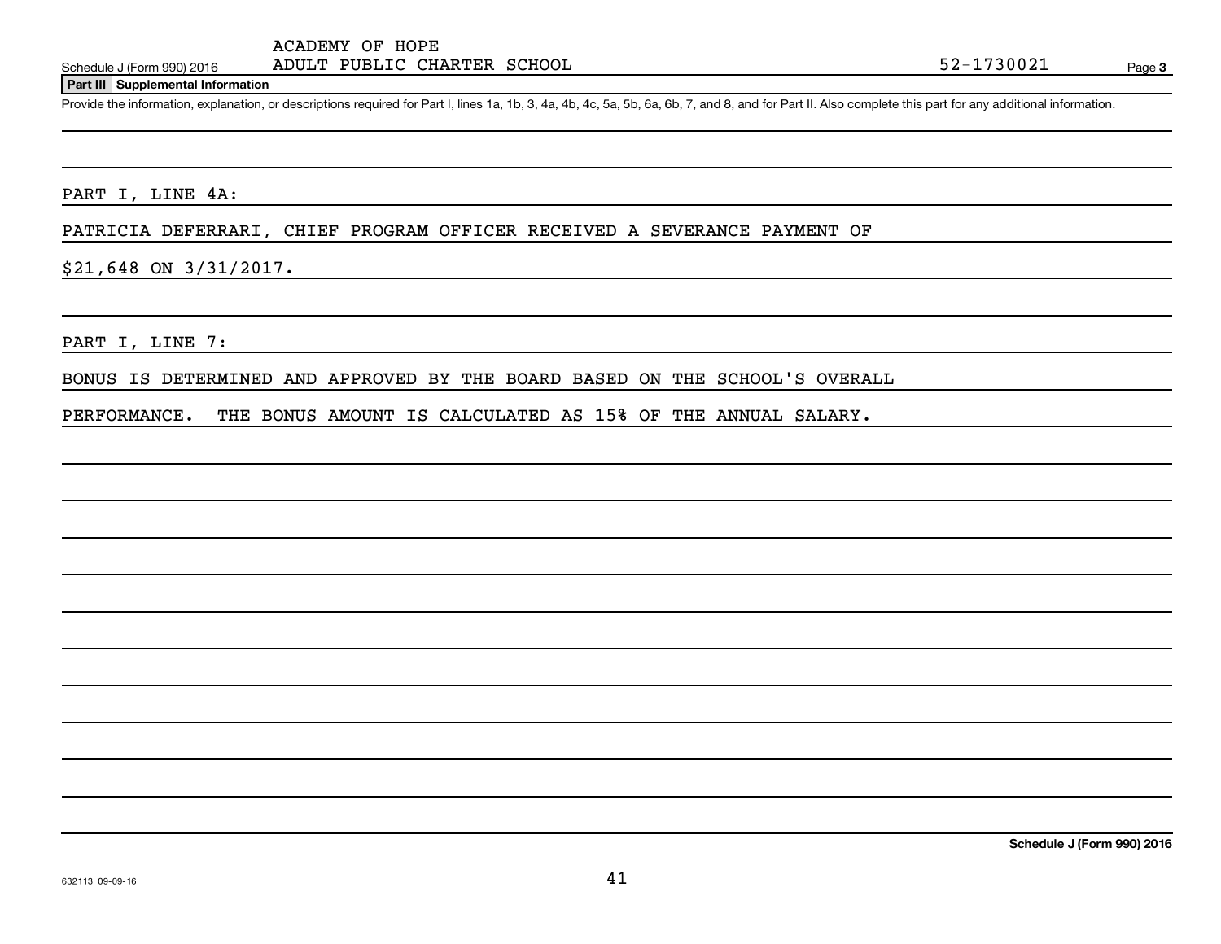Schedule J (Form 990) 2016 ACADEMY OF HOPE ADULT PUBLIC CHARTER SCHOOL 52-1730021 Page 3

**Part III Supplemental Information**

Provide the information, explanation, or descriptions required for Part I, lines 1a, 1b, 3, 4a, 4b, 4c, 5a, 5b, 6a, 6b, 7, and 8, and for Part II. Also complete this part for any additional information.

PART I, LINE 4A:

PATRICIA DEFERRARI, CHIEF PROGRAM OFFICER RECEIVED A SEVERANCE PAYMENT OF $21,648 ON 3/31/2017.

PART I, LINE 7:

BONUS IS DETERMINED AND APPROVED BY THE BOARD BASED ON THE SCHOOL'S OVERALL PERFORMANCE. THE BONUS AMOUNT IS CALCULATED AS 15% OF THE ANNUAL SALARY.

Schedule J (Form 990) 2016

632113 09-09-16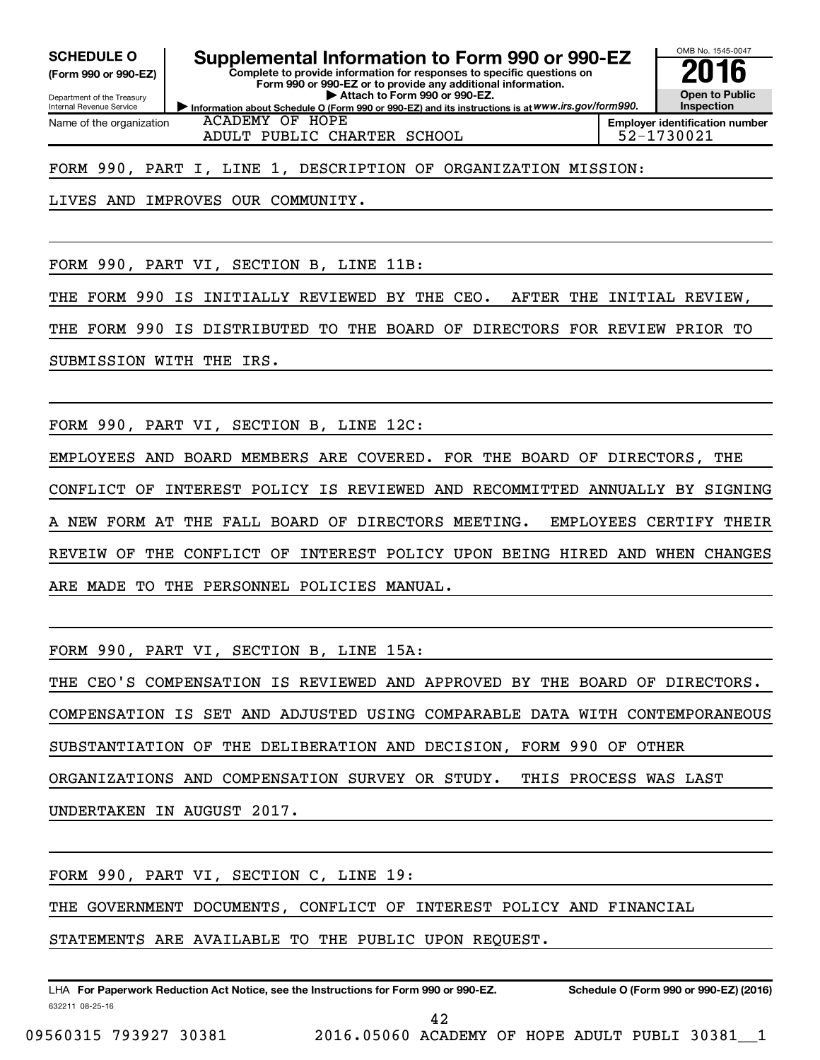**SCHEDULE O**
**(Form 990 or 990-EZ)**

Department of the Treasury
Internal Revenue Service

# Supplemental Information to Form 990 or 990-EZ

**Complete to provide information for responses to specific questions on Form 990 or 990-EZ or to provide any additional information.**
**▶ Attach to Form 990 or 990-EZ.**
▶ Information about Schedule O (Form 990 or 990-EZ) and its instructions is at *www.irs.gov/form990.*

OMB No. 1545-0047
**2016**
**Open to Public Inspection**

| Name of the organization | Employer identification number |
|---|---|
| ACADEMY OF HOPE ADULT PUBLIC CHARTER SCHOOL | 52-1730021 |

FORM 990, PART I, LINE 1, DESCRIPTION OF ORGANIZATION MISSION:

LIVES AND IMPROVES OUR COMMUNITY.

FORM 990, PART VI, SECTION B, LINE 11B:

THE FORM 990 IS INITIALLY REVIEWED BY THE CEO. AFTER THE INITIAL REVIEW, THE FORM 990 IS DISTRIBUTED TO THE BOARD OF DIRECTORS FOR REVIEW PRIOR TO SUBMISSION WITH THE IRS.

FORM 990, PART VI, SECTION B, LINE 12C:

EMPLOYEES AND BOARD MEMBERS ARE COVERED. FOR THE BOARD OF DIRECTORS, THE CONFLICT OF INTEREST POLICY IS REVIEWED AND RECOMMITTED ANNUALLY BY SIGNING A NEW FORM AT THE FALL BOARD OF DIRECTORS MEETING. EMPLOYEES CERTIFY THEIR REVEIW OF THE CONFLICT OF INTEREST POLICY UPON BEING HIRED AND WHEN CHANGES ARE MADE TO THE PERSONNEL POLICIES MANUAL.

FORM 990, PART VI, SECTION B, LINE 15A:

THE CEO'S COMPENSATION IS REVIEWED AND APPROVED BY THE BOARD OF DIRECTORS. COMPENSATION IS SET AND ADJUSTED USING COMPARABLE DATA WITH CONTEMPORANEOUS SUBSTANTIATION OF THE DELIBERATION AND DECISION, FORM 990 OF OTHER ORGANIZATIONS AND COMPENSATION SURVEY OR STUDY. THIS PROCESS WAS LAST UNDERTAKEN IN AUGUST 2017.

FORM 990, PART VI, SECTION C, LINE 19:

THE GOVERNMENT DOCUMENTS, CONFLICT OF INTEREST POLICY AND FINANCIAL STATEMENTS ARE AVAILABLE TO THE PUBLIC UPON REQUEST.

LHA **For Paperwork Reduction Act Notice, see the Instructions for Form 990 or 990-EZ.** **Schedule O (Form 990 or 990-EZ) (2016)**
632211 08-25-16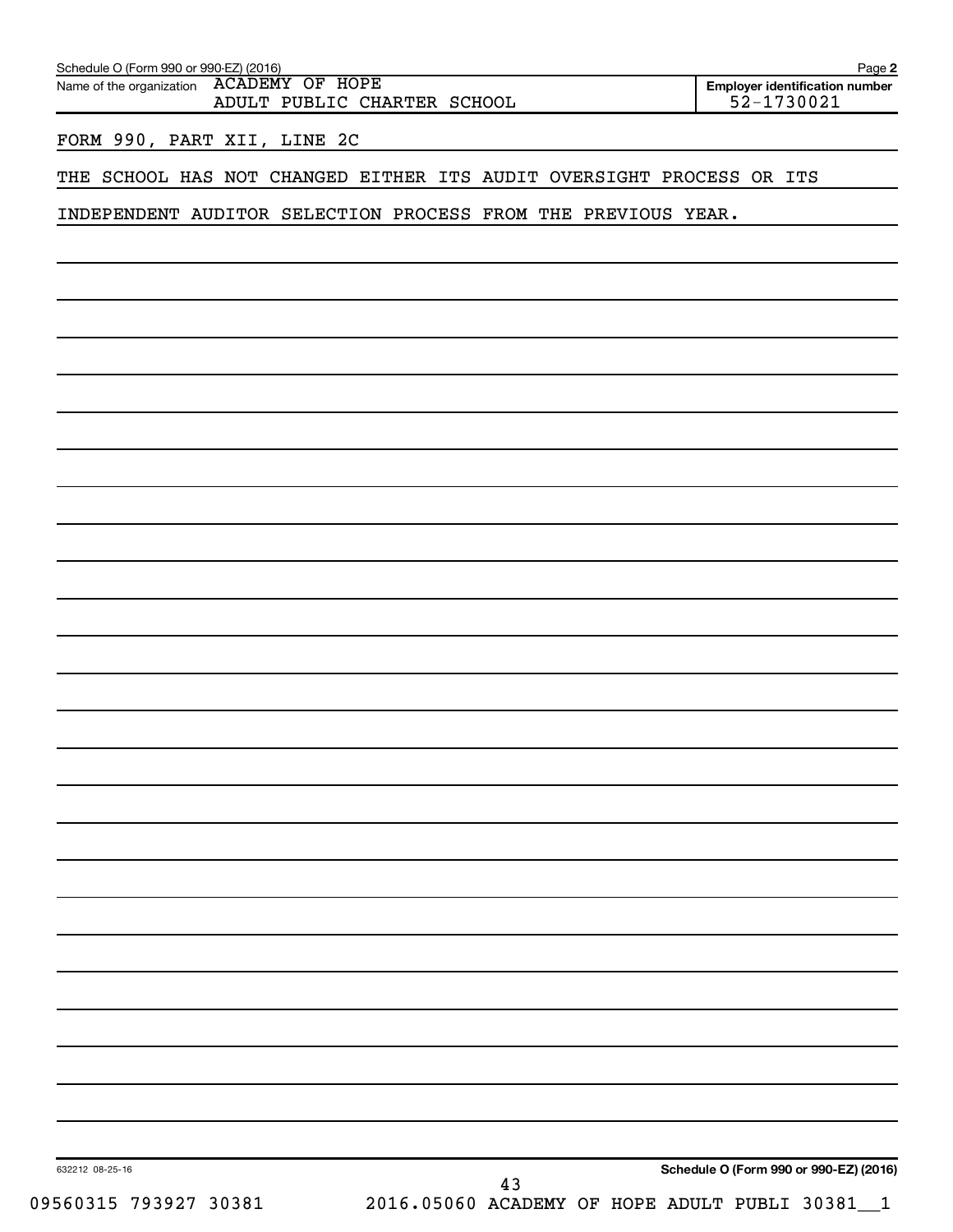Schedule O (Form 990 or 990-EZ) (2016) Page **2**

Name of the organization ACADEMY OF HOPE ADULT PUBLIC CHARTER SCHOOL

**Employer identification number** 52-1730021

FORM 990, PART XII, LINE 2C

THE SCHOOL HAS NOT CHANGED EITHER ITS AUDIT OVERSIGHT PROCESS OR ITS INDEPENDENT AUDITOR SELECTION PROCESS FROM THE PREVIOUS YEAR.

632212 08-25-16

**Schedule O (Form 990 or 990-EZ) (2016)**

09560315 793927 30381 2016.05060 ACADEMY OF HOPE ADULT PUBLI 30381__1